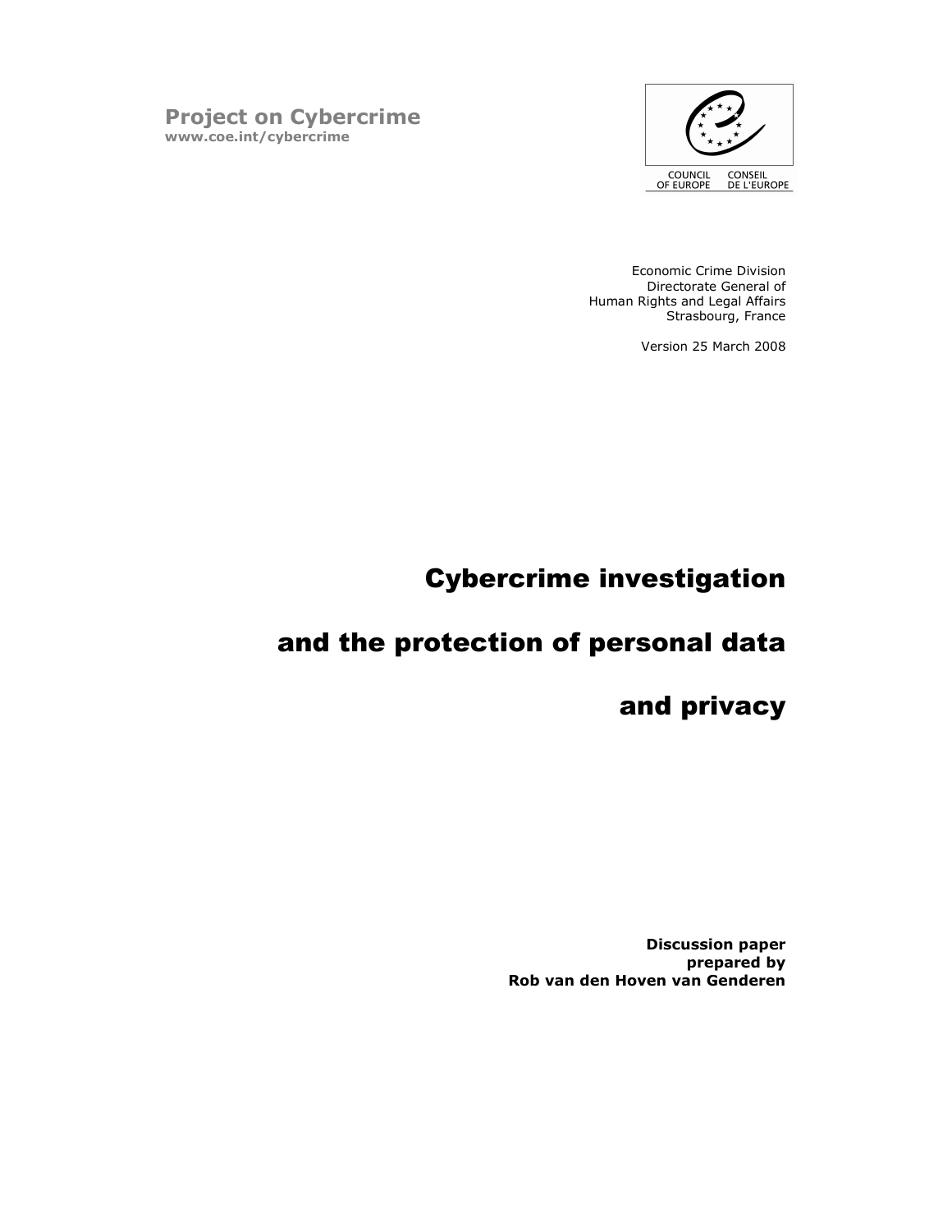**Project on Cybercrime**
**www.coe.int/cybercrime**

COUNCIL OF EUROPE CONSEIL DE L'EUROPE

Economic Crime Division
Directorate General of
Human Rights and Legal Affairs
Strasbourg, France

Version 25 March 2008

# Cybercrime investigation

# and the protection of personal data

# and privacy

**Discussion paper**
**prepared by**
**Rob van den Hoven van Genderen**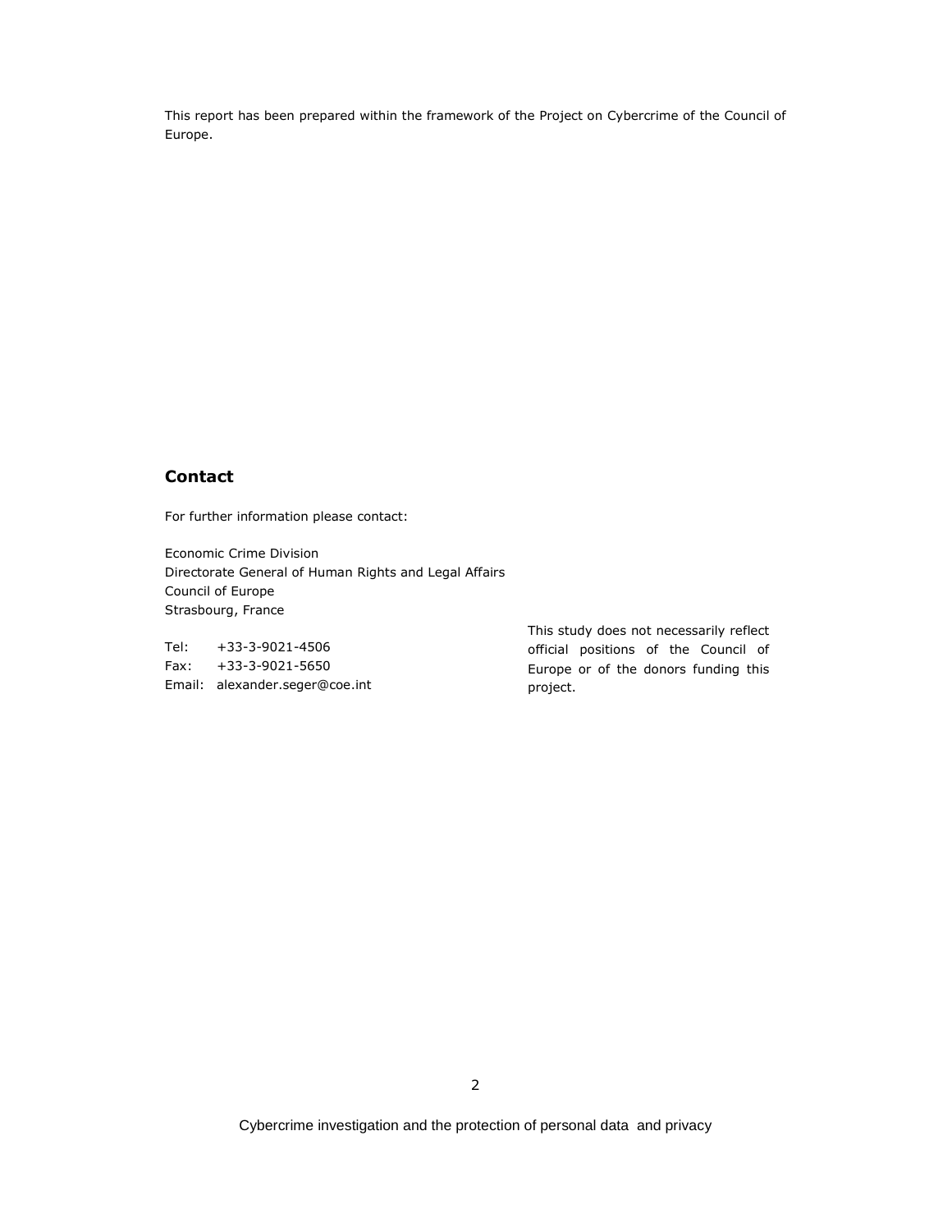This report has been prepared within the framework of the Project on Cybercrime of the Council of Europe.

## Contact

For further information please contact:

Economic Crime Division  
Directorate General of Human Rights and Legal Affairs  
Council of Europe  
Strasbourg, France

Tel: +33-3-9021-4506  
Fax: +33-3-9021-5650  
Email: alexander.seger@coe.int

This study does not necessarily reflect official positions of the Council of Europe or of the donors funding this project.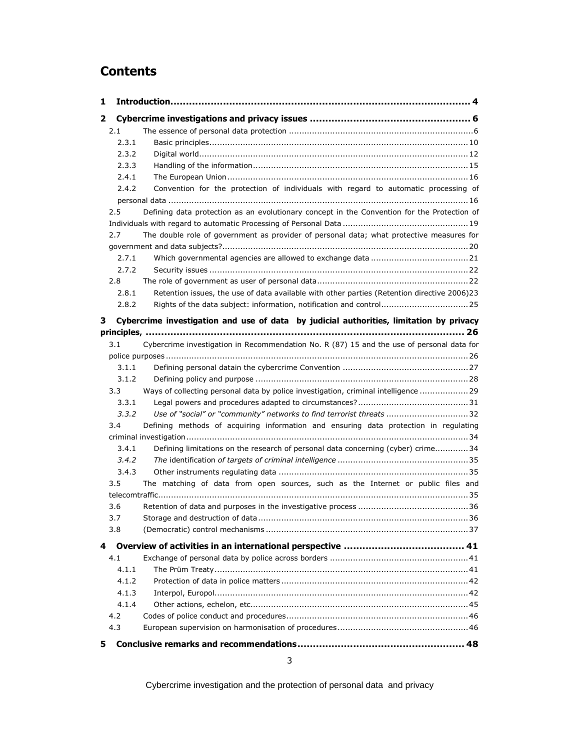# Contents

1 Introduction .......... 4

2 Cybercrime investigations and privacy issues .......... 6

- 2.1 The essence of personal data protection .......... 6
  - 2.3.1 Basic principles .......... 10
  - 2.3.2 Digital world .......... 12
  - 2.3.3 Handling of the information .......... 15
  - 2.4.1 The European Union .......... 16
  - 2.4.2 Convention for the protection of individuals with regard to automatic processing of personal data .......... 16
- 2.5 Defining data protection as an evolutionary concept in the Convention for the Protection of Individuals with regard to automatic Processing of Personal Data .......... 19
- 2.7 The double role of government as provider of personal data; what protective measures for government and data subjects? .......... 20
  - 2.7.1 Which governmental agencies are allowed to exchange data .......... 21
  - 2.7.2 Security issues .......... 22
- 2.8 The role of government as user of personal data .......... 22
  - 2.8.1 Retention issues, the use of data available with other parties (Retention directive 2006) .......... 23
  - 2.8.2 Rights of the data subject: information, notification and control .......... 25

3 Cybercrime investigation and use of data by judicial authorities, limitation by privacy principles, .......... 26

- 3.1 Cybercrime investigation in Recommendation No. R (87) 15 and the use of personal data for police purposes .......... 26
  - 3.1.1 Defining personal datain the cybercrime Convention .......... 27
  - 3.1.2 Defining policy and purpose .......... 28
- 3.3 Ways of collecting personal data by police investigation, criminal intelligence .......... 29
  - 3.3.1 Legal powers and procedures adapted to circumstances? .......... 31
  - *3.3.2 Use of "social" or "community" networks to find terrorist threats* .......... 32
- 3.4 Defining methods of acquiring information and ensuring data protection in regulating criminal investigation .......... 34
  - 3.4.1 Defining limitations on the research of personal data concerning (cyber) crime .......... 34
  - *3.4.2 The identification of targets of criminal intelligence* .......... 35
  - 3.4.3 Other instruments regulating data .......... 35
- 3.5 The matching of data from open sources, such as the Internet or public files and telecomtraffic .......... 35
- 3.6 Retention of data and purposes in the investigative process .......... 36
- 3.7 Storage and destruction of data .......... 36
- 3.8 (Democratic) control mechanisms .......... 37

4 Overview of activities in an international perspective .......... 41

- 4.1 Exchange of personal data by police across borders .......... 41
  - 4.1.1 The Prüm Treaty .......... 41
  - 4.1.2 Protection of data in police matters .......... 42
  - 4.1.3 Interpol, Europol .......... 42
  - 4.1.4 Other actions, echelon, etc .......... 45
- 4.2 Codes of police conduct and procedures .......... 46
- 4.3 European supervision on harmonisation of procedures .......... 46

5 Conclusive remarks and recommendations .......... 48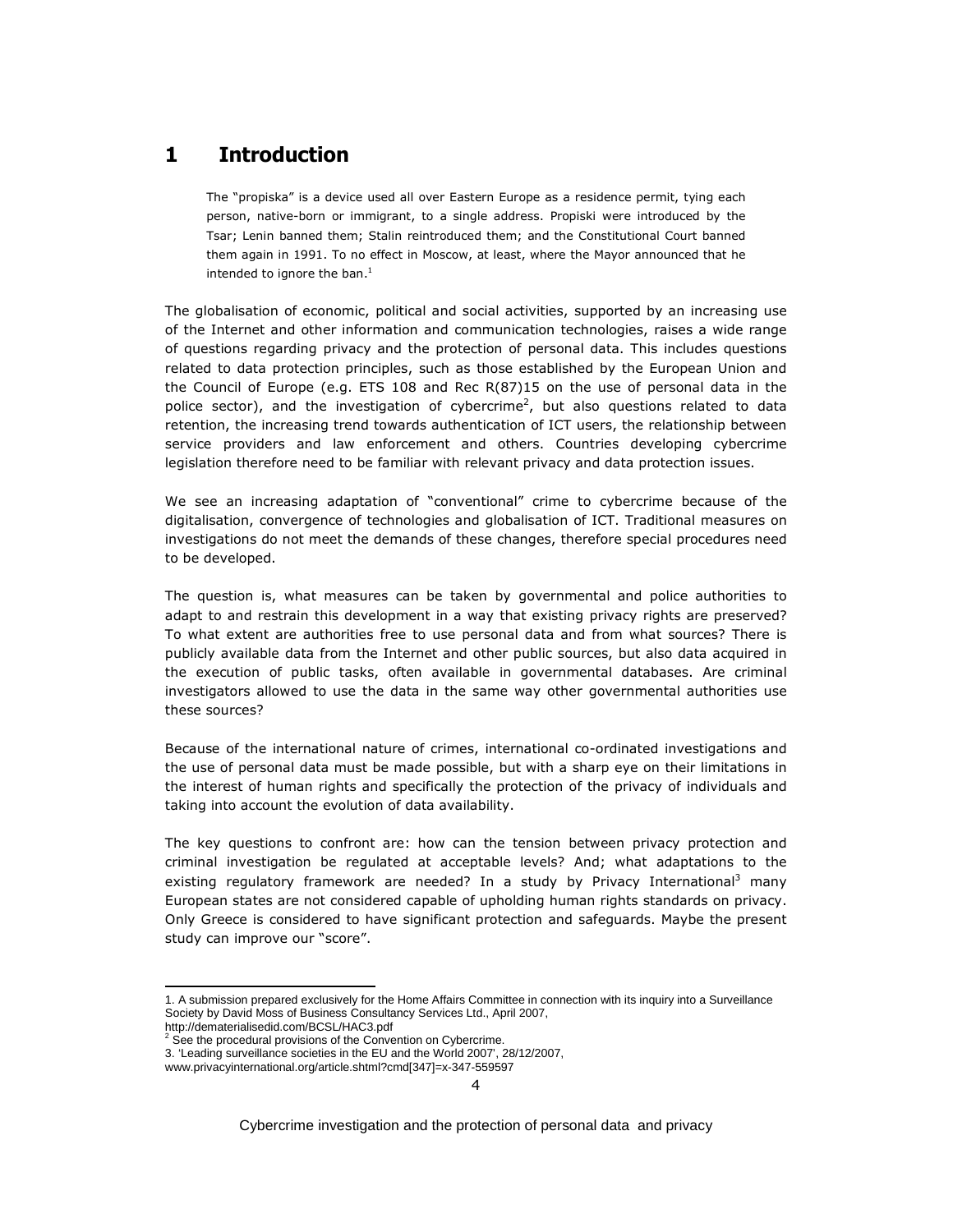# 1 Introduction

> The "propiska" is a device used all over Eastern Europe as a residence permit, tying each person, native-born or immigrant, to a single address. Propiski were introduced by the Tsar; Lenin banned them; Stalin reintroduced them; and the Constitutional Court banned them again in 1991. To no effect in Moscow, at least, where the Mayor announced that he intended to ignore the ban.[1]

The globalisation of economic, political and social activities, supported by an increasing use of the Internet and other information and communication technologies, raises a wide range of questions regarding privacy and the protection of personal data. This includes questions related to data protection principles, such as those established by the European Union and the Council of Europe (e.g. ETS 108 and Rec R(87)15 on the use of personal data in the police sector), and the investigation of cybercrime[2], but also questions related to data retention, the increasing trend towards authentication of ICT users, the relationship between service providers and law enforcement and others. Countries developing cybercrime legislation therefore need to be familiar with relevant privacy and data protection issues.

We see an increasing adaptation of "conventional" crime to cybercrime because of the digitalisation, convergence of technologies and globalisation of ICT. Traditional measures on investigations do not meet the demands of these changes, therefore special procedures need to be developed.

The question is, what measures can be taken by governmental and police authorities to adapt to and restrain this development in a way that existing privacy rights are preserved? To what extent are authorities free to use personal data and from what sources? There is publicly available data from the Internet and other public sources, but also data acquired in the execution of public tasks, often available in governmental databases. Are criminal investigators allowed to use the data in the same way other governmental authorities use these sources?

Because of the international nature of crimes, international co-ordinated investigations and the use of personal data must be made possible, but with a sharp eye on their limitations in the interest of human rights and specifically the protection of the privacy of individuals and taking into account the evolution of data availability.

The key questions to confront are: how can the tension between privacy protection and criminal investigation be regulated at acceptable levels? And; what adaptations to the existing regulatory framework are needed? In a study by Privacy International[3] many European states are not considered capable of upholding human rights standards on privacy. Only Greece is considered to have significant protection and safeguards. Maybe the present study can improve our "score".

---

1. A submission prepared exclusively for the Home Affairs Committee in connection with its inquiry into a Surveillance Society by David Moss of Business Consultancy Services Ltd., April 2007, http://dematerialisedid.com/BCSL/HAC3.pdf

2. See the procedural provisions of the Convention on Cybercrime.

3. 'Leading surveillance societies in the EU and the World 2007', 28/12/2007, www.privacyinternational.org/article.shtml?cmd[347]=x-347-559597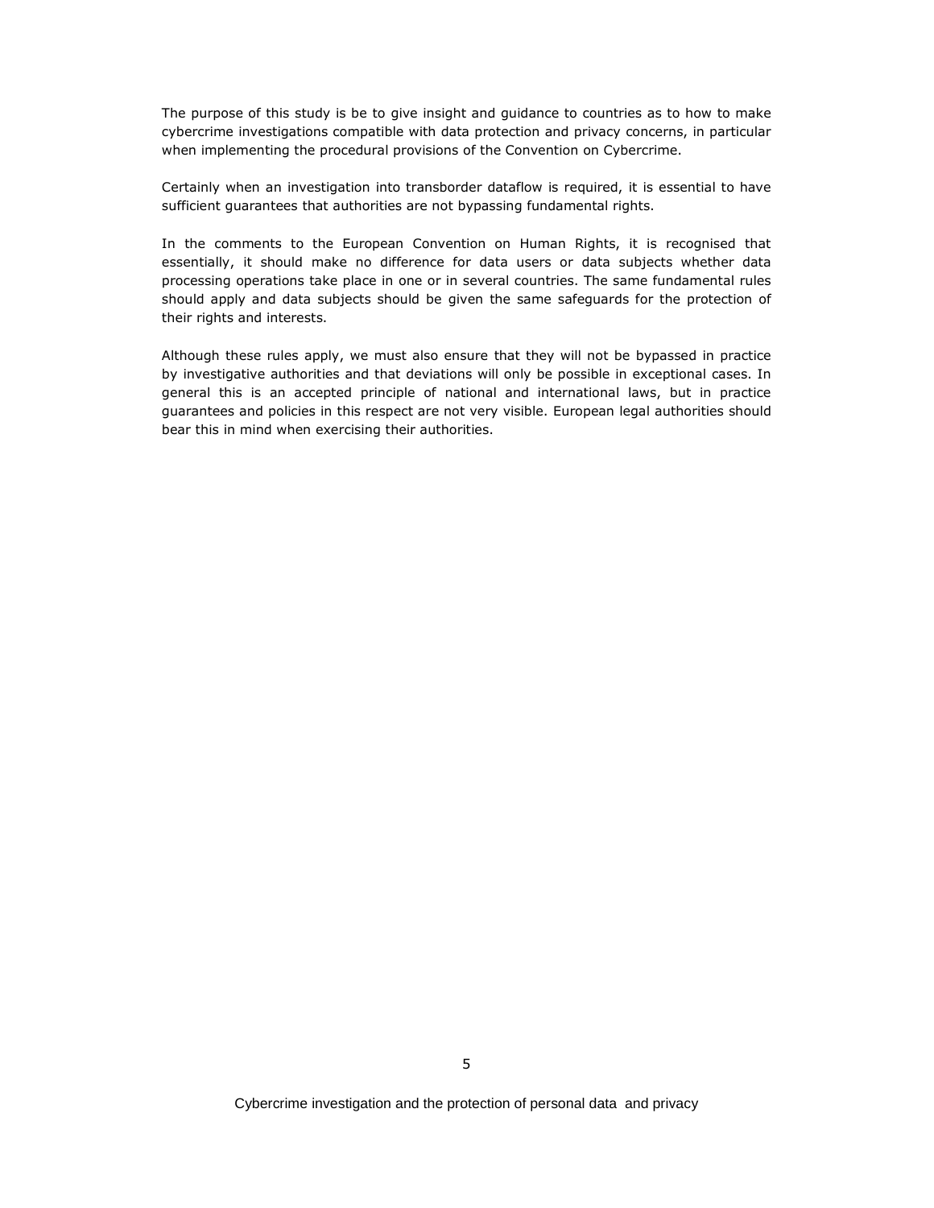The purpose of this study is be to give insight and guidance to countries as to how to make cybercrime investigations compatible with data protection and privacy concerns, in particular when implementing the procedural provisions of the Convention on Cybercrime.

Certainly when an investigation into transborder dataflow is required, it is essential to have sufficient guarantees that authorities are not bypassing fundamental rights.

In the comments to the European Convention on Human Rights, it is recognised that essentially, it should make no difference for data users or data subjects whether data processing operations take place in one or in several countries. The same fundamental rules should apply and data subjects should be given the same safeguards for the protection of their rights and interests.

Although these rules apply, we must also ensure that they will not be bypassed in practice by investigative authorities and that deviations will only be possible in exceptional cases. In general this is an accepted principle of national and international laws, but in practice guarantees and policies in this respect are not very visible. European legal authorities should bear this in mind when exercising their authorities.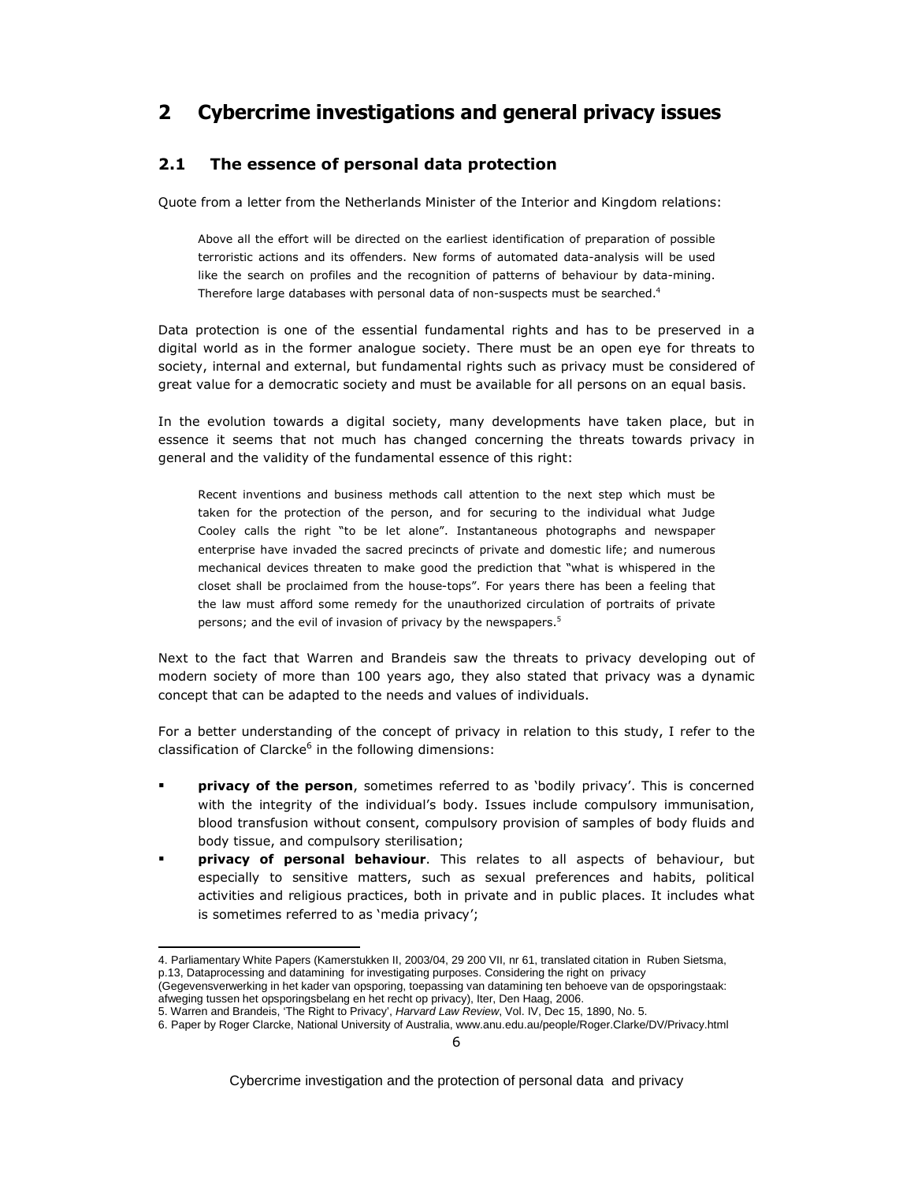# 2 Cybercrime investigations and general privacy issues

## 2.1 The essence of personal data protection

Quote from a letter from the Netherlands Minister of the Interior and Kingdom relations:

> Above all the effort will be directed on the earliest identification of preparation of possible terroristic actions and its offenders. New forms of automated data-analysis will be used like the search on profiles and the recognition of patterns of behaviour by data-mining. Therefore large databases with personal data of non-suspects must be searched.[4]

Data protection is one of the essential fundamental rights and has to be preserved in a digital world as in the former analogue society. There must be an open eye for threats to society, internal and external, but fundamental rights such as privacy must be considered of great value for a democratic society and must be available for all persons on an equal basis.

In the evolution towards a digital society, many developments have taken place, but in essence it seems that not much has changed concerning the threats towards privacy in general and the validity of the fundamental essence of this right:

> Recent inventions and business methods call attention to the next step which must be taken for the protection of the person, and for securing to the individual what Judge Cooley calls the right "to be let alone". Instantaneous photographs and newspaper enterprise have invaded the sacred precincts of private and domestic life; and numerous mechanical devices threaten to make good the prediction that "what is whispered in the closet shall be proclaimed from the house-tops". For years there has been a feeling that the law must afford some remedy for the unauthorized circulation of portraits of private persons; and the evil of invasion of privacy by the newspapers.[5]

Next to the fact that Warren and Brandeis saw the threats to privacy developing out of modern society of more than 100 years ago, they also stated that privacy was a dynamic concept that can be adapted to the needs and values of individuals.

For a better understanding of the concept of privacy in relation to this study, I refer to the classification of Clarcke[6] in the following dimensions:

- **privacy of the person**, sometimes referred to as 'bodily privacy'. This is concerned with the integrity of the individual's body. Issues include compulsory immunisation, blood transfusion without consent, compulsory provision of samples of body fluids and body tissue, and compulsory sterilisation;
- **privacy of personal behaviour**. This relates to all aspects of behaviour, but especially to sensitive matters, such as sexual preferences and habits, political activities and religious practices, both in private and in public places. It includes what is sometimes referred to as 'media privacy';

---

4. Parliamentary White Papers (Kamerstukken II, 2003/04, 29 200 VII, nr 61, translated citation in Ruben Sietsma, p.13, Dataprocessing and datamining for investigating purposes. Considering the right on privacy (Gegevensverwerking in het kader van opsporing, toepassing van datamining ten behoeve van de opsporingstaak: afweging tussen het opsporingsbelang en het recht op privacy), Iter, Den Haag, 2006.
5. Warren and Brandeis, 'The Right to Privacy', *Harvard Law Review*, Vol. IV, Dec 15, 1890, No. 5.
6. Paper by Roger Clarcke, National University of Australia, www.anu.edu.au/people/Roger.Clarke/DV/Privacy.html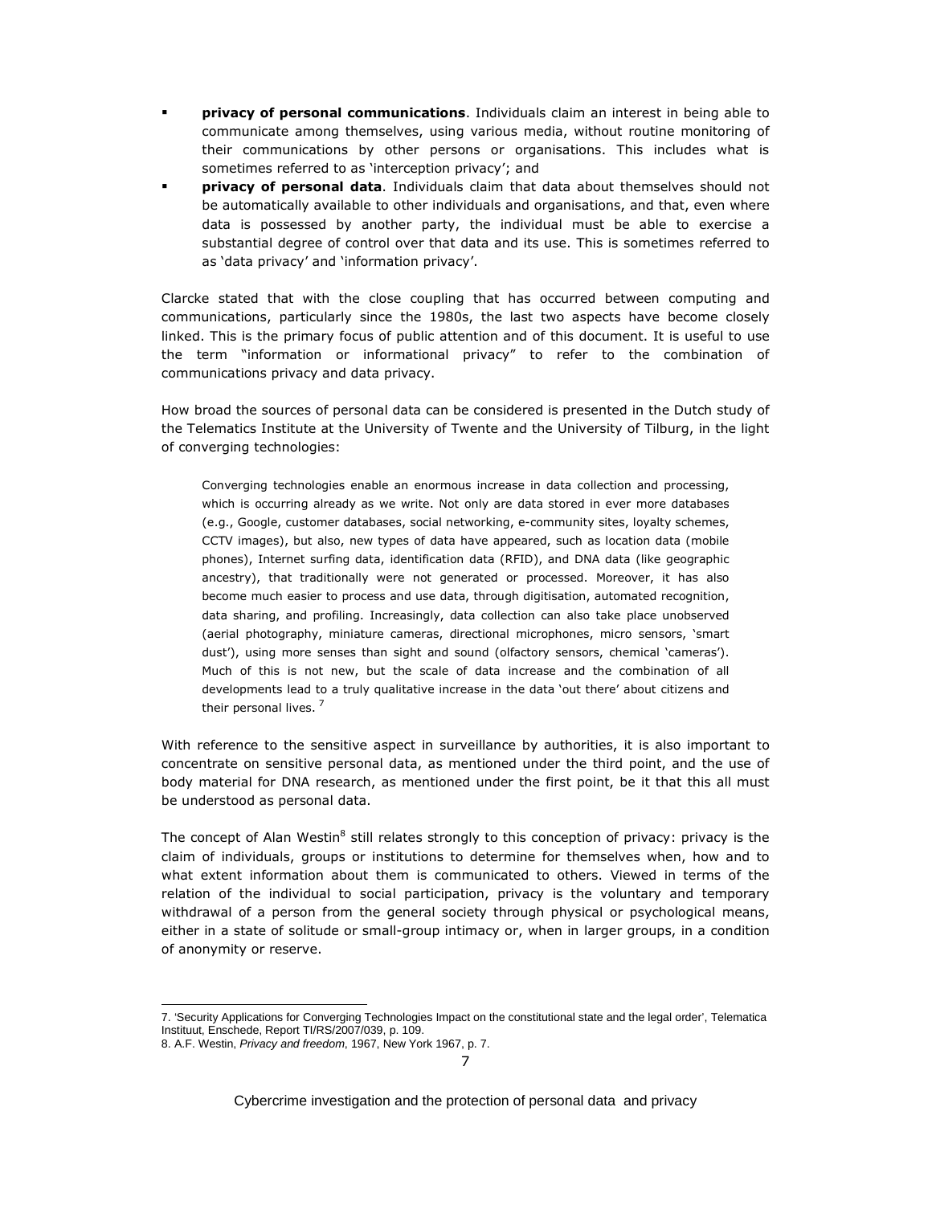- **privacy of personal communications**. Individuals claim an interest in being able to communicate among themselves, using various media, without routine monitoring of their communications by other persons or organisations. This includes what is sometimes referred to as 'interception privacy'; and
- **privacy of personal data**. Individuals claim that data about themselves should not be automatically available to other individuals and organisations, and that, even where data is possessed by another party, the individual must be able to exercise a substantial degree of control over that data and its use. This is sometimes referred to as 'data privacy' and 'information privacy'.

Clarcke stated that with the close coupling that has occurred between computing and communications, particularly since the 1980s, the last two aspects have become closely linked. This is the primary focus of public attention and of this document. It is useful to use the term "information or informational privacy" to refer to the combination of communications privacy and data privacy.

How broad the sources of personal data can be considered is presented in the Dutch study of the Telematics Institute at the University of Twente and the University of Tilburg, in the light of converging technologies:

> Converging technologies enable an enormous increase in data collection and processing, which is occurring already as we write. Not only are data stored in ever more databases (e.g., Google, customer databases, social networking, e-community sites, loyalty schemes, CCTV images), but also, new types of data have appeared, such as location data (mobile phones), Internet surfing data, identification data (RFID), and DNA data (like geographic ancestry), that traditionally were not generated or processed. Moreover, it has also become much easier to process and use data, through digitisation, automated recognition, data sharing, and profiling. Increasingly, data collection can also take place unobserved (aerial photography, miniature cameras, directional microphones, micro sensors, 'smart dust'), using more senses than sight and sound (olfactory sensors, chemical 'cameras'). Much of this is not new, but the scale of data increase and the combination of all developments lead to a truly qualitative increase in the data 'out there' about citizens and their personal lives. [7]

With reference to the sensitive aspect in surveillance by authorities, it is also important to concentrate on sensitive personal data, as mentioned under the third point, and the use of body material for DNA research, as mentioned under the first point, be it that this all must be understood as personal data.

The concept of Alan Westin[8] still relates strongly to this conception of privacy: privacy is the claim of individuals, groups or institutions to determine for themselves when, how and to what extent information about them is communicated to others. Viewed in terms of the relation of the individual to social participation, privacy is the voluntary and temporary withdrawal of a person from the general society through physical or psychological means, either in a state of solitude or small-group intimacy or, when in larger groups, in a condition of anonymity or reserve.

---

7. 'Security Applications for Converging Technologies Impact on the constitutional state and the legal order', Telematica Instituut, Enschede, Report TI/RS/2007/039, p. 109.

8. A.F. Westin, *Privacy and freedom*, 1967, New York 1967, p. 7.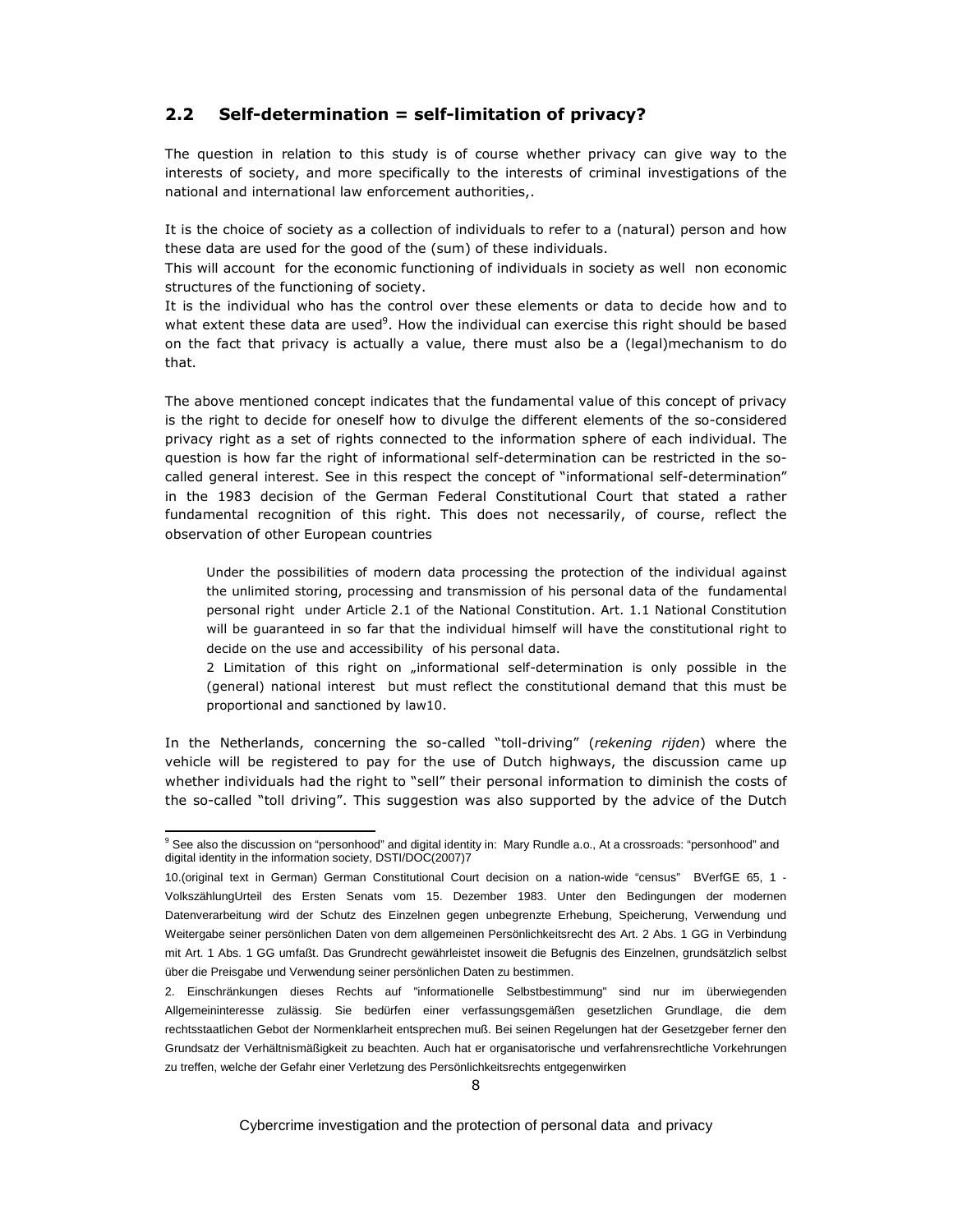## 2.2 Self-determination = self-limitation of privacy?

The question in relation to this study is of course whether privacy can give way to the interests of society, and more specifically to the interests of criminal investigations of the national and international law enforcement authorities,.

It is the choice of society as a collection of individuals to refer to a (natural) person and how these data are used for the good of the (sum) of these individuals.
This will account for the economic functioning of individuals in society as well non economic structures of the functioning of society.
It is the individual who has the control over these elements or data to decide how and to what extent these data are used[9]. How the individual can exercise this right should be based on the fact that privacy is actually a value, there must also be a (legal)mechanism to do that.

The above mentioned concept indicates that the fundamental value of this concept of privacy is the right to decide for oneself how to divulge the different elements of the so-considered privacy right as a set of rights connected to the information sphere of each individual. The question is how far the right of informational self-determination can be restricted in the so-called general interest. See in this respect the concept of "informational self-determination" in the 1983 decision of the German Federal Constitutional Court that stated a rather fundamental recognition of this right. This does not necessarily, of course, reflect the observation of other European countries

> Under the possibilities of modern data processing the protection of the individual against the unlimited storing, processing and transmission of his personal data of the fundamental personal right under Article 2.1 of the National Constitution. Art. 1.1 National Constitution will be guaranteed in so far that the individual himself will have the constitutional right to decide on the use and accessibility of his personal data.
>
> 2 Limitation of this right on „informational self-determination is only possible in the (general) national interest but must reflect the constitutional demand that this must be proportional and sanctioned by law10.

In the Netherlands, concerning the so-called "toll-driving" (*rekening rijden*) where the vehicle will be registered to pay for the use of Dutch highways, the discussion came up whether individuals had the right to "sell" their personal information to diminish the costs of the so-called "toll driving". This suggestion was also supported by the advice of the Dutch

---

[9] See also the discussion on "personhood" and digital identity in: Mary Rundle a.o., At a crossroads: "personhood" and digital identity in the information society, DSTI/DOC(2007)7

10.(original text in German) German Constitutional Court decision on a nation-wide "census" BVerfGE 65, 1 - VolkszählungUrteil des Ersten Senats vom 15. Dezember 1983. Unter den Bedingungen der modernen Datenverarbeitung wird der Schutz des Einzelnen gegen unbegrenzte Erhebung, Speicherung, Verwendung und Weitergabe seiner persönlichen Daten von dem allgemeinen Persönlichkeitsrecht des Art. 2 Abs. 1 GG in Verbindung mit Art. 1 Abs. 1 GG umfaßt. Das Grundrecht gewährleistet insoweit die Befugnis des Einzelnen, grundsätzlich selbst über die Preisgabe und Verwendung seiner persönlichen Daten zu bestimmen.

2. Einschränkungen dieses Rechts auf "informationelle Selbstbestimmung" sind nur im überwiegenden Allgemeininteresse zulässig. Sie bedürfen einer verfassungsgemäßen gesetzlichen Grundlage, die dem rechtsstaatlichen Gebot der Normenklarheit entsprechen muß. Bei seinen Regelungen hat der Gesetzgeber ferner den Grundsatz der Verhältnismäßigkeit zu beachten. Auch hat er organisatorische und verfahrensrechtliche Vorkehrungen zu treffen, welche der Gefahr einer Verletzung des Persönlichkeitsrechts entgegenwirken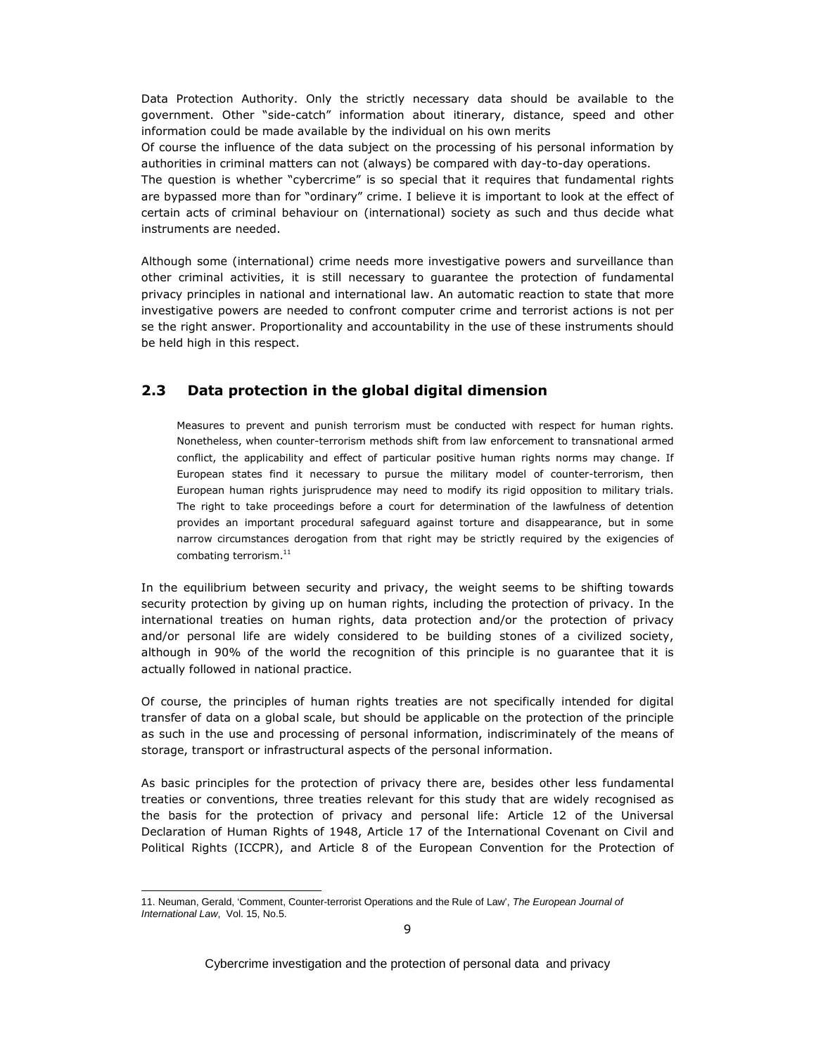Data Protection Authority. Only the strictly necessary data should be available to the government. Other "side-catch" information about itinerary, distance, speed and other information could be made available by the individual on his own merits

Of course the influence of the data subject on the processing of his personal information by authorities in criminal matters can not (always) be compared with day-to-day operations.

The question is whether "cybercrime" is so special that it requires that fundamental rights are bypassed more than for "ordinary" crime. I believe it is important to look at the effect of certain acts of criminal behaviour on (international) society as such and thus decide what instruments are needed.

Although some (international) crime needs more investigative powers and surveillance than other criminal activities, it is still necessary to guarantee the protection of fundamental privacy principles in national and international law. An automatic reaction to state that more investigative powers are needed to confront computer crime and terrorist actions is not per se the right answer. Proportionality and accountability in the use of these instruments should be held high in this respect.

## 2.3 Data protection in the global digital dimension

> Measures to prevent and punish terrorism must be conducted with respect for human rights. Nonetheless, when counter-terrorism methods shift from law enforcement to transnational armed conflict, the applicability and effect of particular positive human rights norms may change. If European states find it necessary to pursue the military model of counter-terrorism, then European human rights jurisprudence may need to modify its rigid opposition to military trials. The right to take proceedings before a court for determination of the lawfulness of detention provides an important procedural safeguard against torture and disappearance, but in some narrow circumstances derogation from that right may be strictly required by the exigencies of combating terrorism.[11]

In the equilibrium between security and privacy, the weight seems to be shifting towards security protection by giving up on human rights, including the protection of privacy. In the international treaties on human rights, data protection and/or the protection of privacy and/or personal life are widely considered to be building stones of a civilized society, although in 90% of the world the recognition of this principle is no guarantee that it is actually followed in national practice.

Of course, the principles of human rights treaties are not specifically intended for digital transfer of data on a global scale, but should be applicable on the protection of the principle as such in the use and processing of personal information, indiscriminately of the means of storage, transport or infrastructural aspects of the personal information.

As basic principles for the protection of privacy there are, besides other less fundamental treaties or conventions, three treaties relevant for this study that are widely recognised as the basis for the protection of privacy and personal life: Article 12 of the Universal Declaration of Human Rights of 1948, Article 17 of the International Covenant on Civil and Political Rights (ICCPR), and Article 8 of the European Convention for the Protection of

---

11. Neuman, Gerald, 'Comment, Counter-terrorist Operations and the Rule of Law', *The European Journal of International Law*, Vol. 15, No.5.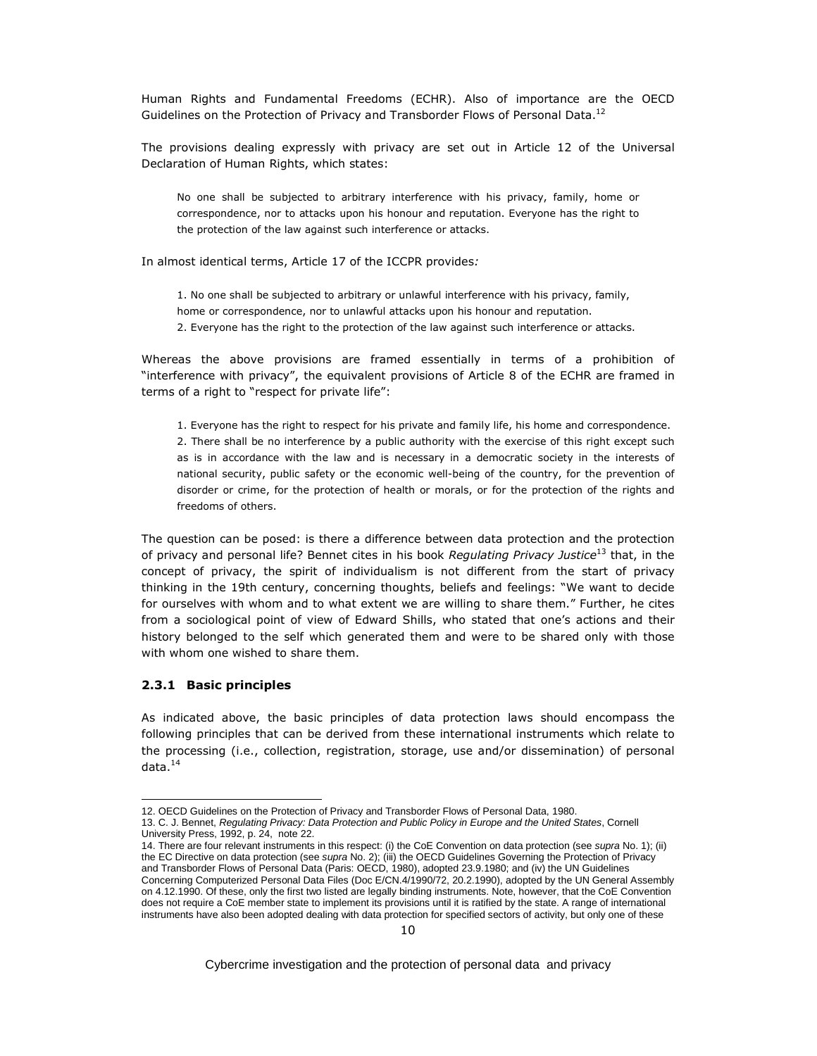Human Rights and Fundamental Freedoms (ECHR). Also of importance are the OECD Guidelines on the Protection of Privacy and Transborder Flows of Personal Data.[12]

The provisions dealing expressly with privacy are set out in Article 12 of the Universal Declaration of Human Rights, which states:

> No one shall be subjected to arbitrary interference with his privacy, family, home or correspondence, nor to attacks upon his honour and reputation. Everyone has the right to the protection of the law against such interference or attacks.

In almost identical terms, Article 17 of the ICCPR provides*:*

> 1. No one shall be subjected to arbitrary or unlawful interference with his privacy, family, home or correspondence, nor to unlawful attacks upon his honour and reputation.
> 2. Everyone has the right to the protection of the law against such interference or attacks.

Whereas the above provisions are framed essentially in terms of a prohibition of "interference with privacy", the equivalent provisions of Article 8 of the ECHR are framed in terms of a right to "respect for private life":

> 1. Everyone has the right to respect for his private and family life, his home and correspondence.
> 2. There shall be no interference by a public authority with the exercise of this right except such as is in accordance with the law and is necessary in a democratic society in the interests of national security, public safety or the economic well-being of the country, for the prevention of disorder or crime, for the protection of health or morals, or for the protection of the rights and freedoms of others.

The question can be posed: is there a difference between data protection and the protection of privacy and personal life? Bennet cites in his book *Regulating Privacy Justice*[13] that, in the concept of privacy, the spirit of individualism is not different from the start of privacy thinking in the 19th century, concerning thoughts, beliefs and feelings: "We want to decide for ourselves with whom and to what extent we are willing to share them." Further, he cites from a sociological point of view of Edward Shills, who stated that one's actions and their history belonged to the self which generated them and were to be shared only with those with whom one wished to share them.

### 2.3.1 Basic principles

As indicated above, the basic principles of data protection laws should encompass the following principles that can be derived from these international instruments which relate to the processing (i.e., collection, registration, storage, use and/or dissemination) of personal data.[14]

---

12. OECD Guidelines on the Protection of Privacy and Transborder Flows of Personal Data, 1980.

13. C. J. Bennet, *Regulating Privacy: Data Protection and Public Policy in Europe and the United States*, Cornell University Press, 1992, p. 24, note 22.

14. There are four relevant instruments in this respect: (i) the CoE Convention on data protection (see *supra* No. 1); (ii) the EC Directive on data protection (see *supra* No. 2); (iii) the OECD Guidelines Governing the Protection of Privacy and Transborder Flows of Personal Data (Paris: OECD, 1980), adopted 23.9.1980; and (iv) the UN Guidelines Concerning Computerized Personal Data Files (Doc E/CN.4/1990/72, 20.2.1990), adopted by the UN General Assembly on 4.12.1990. Of these, only the first two listed are legally binding instruments. Note, however, that the CoE Convention does not require a CoE member state to implement its provisions until it is ratified by the state. A range of international instruments have also been adopted dealing with data protection for specified sectors of activity, but only one of these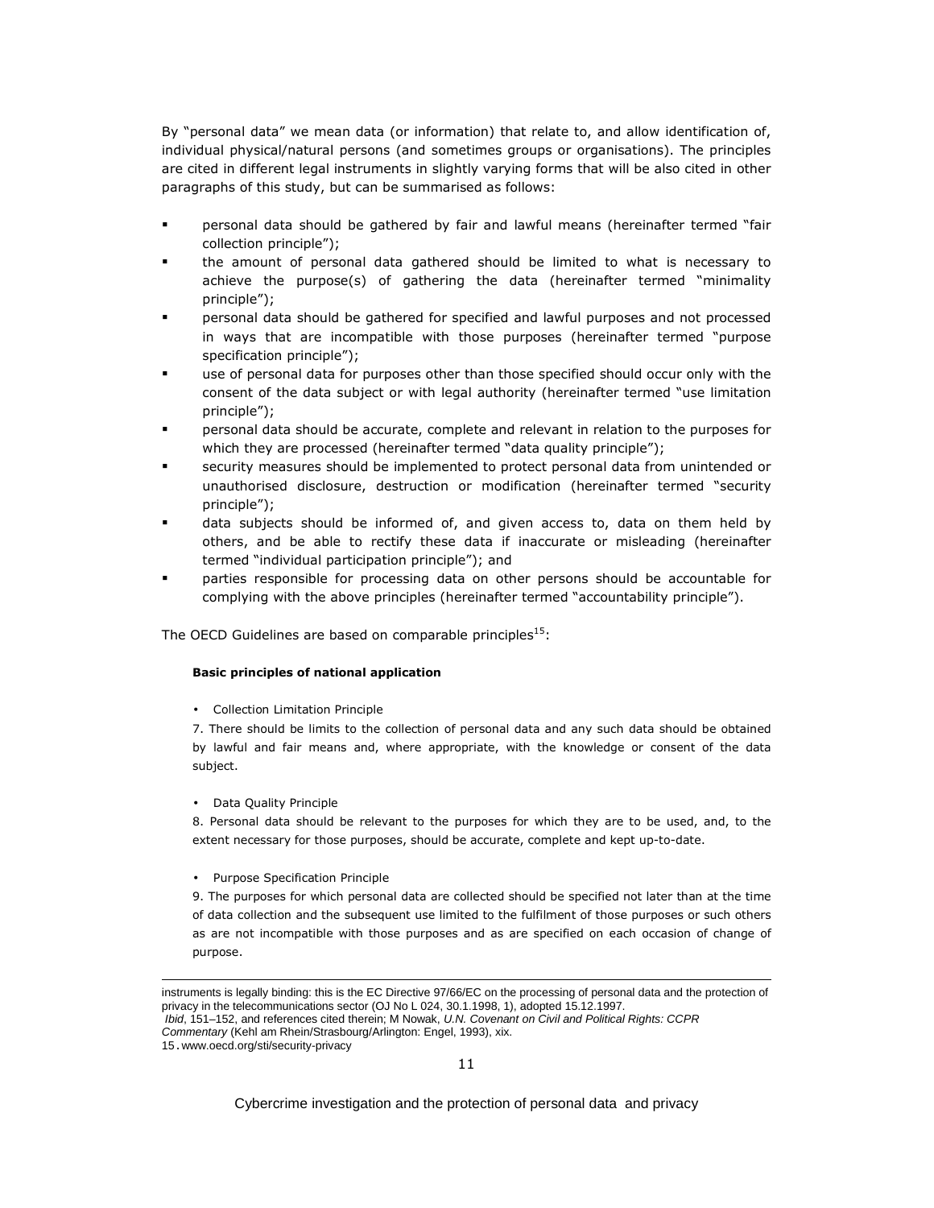By "personal data" we mean data (or information) that relate to, and allow identification of, individual physical/natural persons (and sometimes groups or organisations). The principles are cited in different legal instruments in slightly varying forms that will be also cited in other paragraphs of this study, but can be summarised as follows:

- personal data should be gathered by fair and lawful means (hereinafter termed "fair collection principle");
- the amount of personal data gathered should be limited to what is necessary to achieve the purpose(s) of gathering the data (hereinafter termed "minimality principle");
- personal data should be gathered for specified and lawful purposes and not processed in ways that are incompatible with those purposes (hereinafter termed "purpose specification principle");
- use of personal data for purposes other than those specified should occur only with the consent of the data subject or with legal authority (hereinafter termed "use limitation principle");
- personal data should be accurate, complete and relevant in relation to the purposes for which they are processed (hereinafter termed "data quality principle");
- security measures should be implemented to protect personal data from unintended or unauthorised disclosure, destruction or modification (hereinafter termed "security principle");
- data subjects should be informed of, and given access to, data on them held by others, and be able to rectify these data if inaccurate or misleading (hereinafter termed "individual participation principle"); and
- parties responsible for processing data on other persons should be accountable for complying with the above principles (hereinafter termed "accountability principle").

The OECD Guidelines are based on comparable principles[15]:

**Basic principles of national application**

- Collection Limitation Principle

7. There should be limits to the collection of personal data and any such data should be obtained by lawful and fair means and, where appropriate, with the knowledge or consent of the data subject.

- Data Quality Principle

8. Personal data should be relevant to the purposes for which they are to be used, and, to the extent necessary for those purposes, should be accurate, complete and kept up-to-date.

- Purpose Specification Principle

9. The purposes for which personal data are collected should be specified not later than at the time of data collection and the subsequent use limited to the fulfilment of those purposes or such others as are not incompatible with those purposes and as are specified on each occasion of change of purpose.

---

instruments is legally binding: this is the EC Directive 97/66/EC on the processing of personal data and the protection of privacy in the telecommunications sector (OJ No L 024, 30.1.1998, 1), adopted 15.12.1997.

*Ibid*, 151–152, and references cited therein; M Nowak, *U.N. Covenant on Civil and Political Rights: CCPR Commentary* (Kehl am Rhein/Strasbourg/Arlington: Engel, 1993), xix.

15. www.oecd.org/sti/security-privacy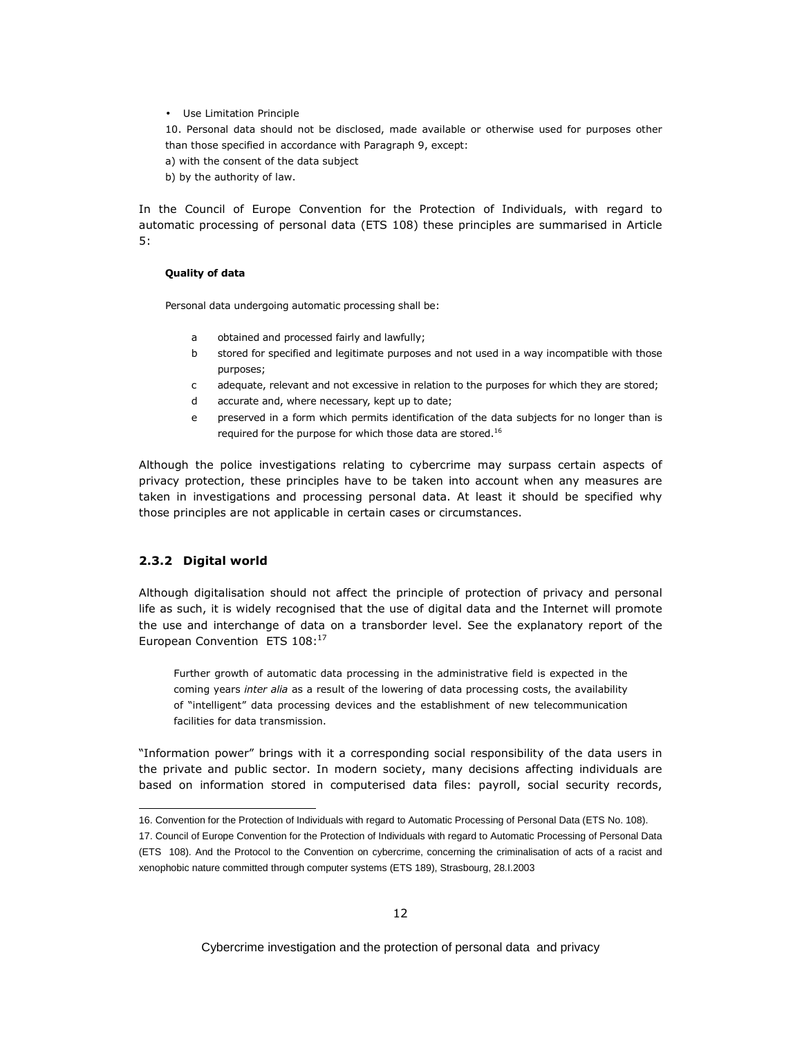- Use Limitation Principle

10. Personal data should not be disclosed, made available or otherwise used for purposes other than those specified in accordance with Paragraph 9, except:

a) with the consent of the data subject

b) by the authority of law.

In the Council of Europe Convention for the Protection of Individuals, with regard to automatic processing of personal data (ETS 108) these principles are summarised in Article 5:

> **Quality of data**
>
> Personal data undergoing automatic processing shall be:
>
> a obtained and processed fairly and lawfully;
>
> b stored for specified and legitimate purposes and not used in a way incompatible with those purposes;
>
> c adequate, relevant and not excessive in relation to the purposes for which they are stored;
>
> d accurate and, where necessary, kept up to date;
>
> e preserved in a form which permits identification of the data subjects for no longer than is required for the purpose for which those data are stored.[16]

Although the police investigations relating to cybercrime may surpass certain aspects of privacy protection, these principles have to be taken into account when any measures are taken in investigations and processing personal data. At least it should be specified why those principles are not applicable in certain cases or circumstances.

### 2.3.2 Digital world

Although digitalisation should not affect the principle of protection of privacy and personal life as such, it is widely recognised that the use of digital data and the Internet will promote the use and interchange of data on a transborder level. See the explanatory report of the European Convention ETS 108:[17]

> Further growth of automatic data processing in the administrative field is expected in the coming years *inter alia* as a result of the lowering of data processing costs, the availability of "intelligent" data processing devices and the establishment of new telecommunication facilities for data transmission.

"Information power" brings with it a corresponding social responsibility of the data users in the private and public sector. In modern society, many decisions affecting individuals are based on information stored in computerised data files: payroll, social security records,

---

16. Convention for the Protection of Individuals with regard to Automatic Processing of Personal Data (ETS No. 108).

17. Council of Europe Convention for the Protection of Individuals with regard to Automatic Processing of Personal Data (ETS 108). And the Protocol to the Convention on cybercrime, concerning the criminalisation of acts of a racist and xenophobic nature committed through computer systems (ETS 189), Strasbourg, 28.I.2003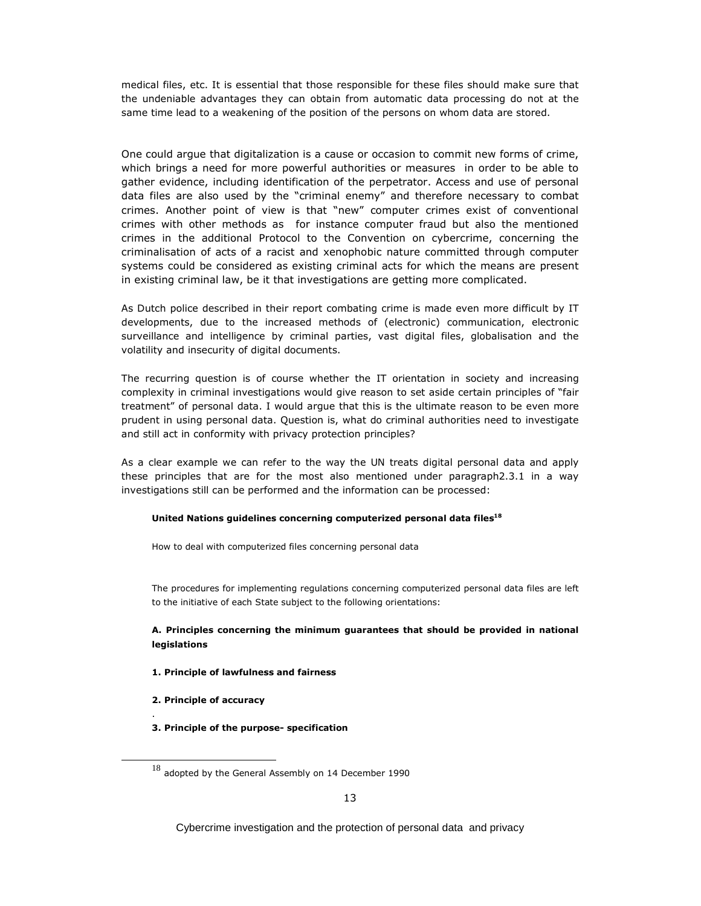medical files, etc. It is essential that those responsible for these files should make sure that the undeniable advantages they can obtain from automatic data processing do not at the same time lead to a weakening of the position of the persons on whom data are stored.

One could argue that digitalization is a cause or occasion to commit new forms of crime, which brings a need for more powerful authorities or measures in order to be able to gather evidence, including identification of the perpetrator. Access and use of personal data files are also used by the "criminal enemy" and therefore necessary to combat crimes. Another point of view is that "new" computer crimes exist of conventional crimes with other methods as for instance computer fraud but also the mentioned crimes in the additional Protocol to the Convention on cybercrime, concerning the criminalisation of acts of a racist and xenophobic nature committed through computer systems could be considered as existing criminal acts for which the means are present in existing criminal law, be it that investigations are getting more complicated.

As Dutch police described in their report combating crime is made even more difficult by IT developments, due to the increased methods of (electronic) communication, electronic surveillance and intelligence by criminal parties, vast digital files, globalisation and the volatility and insecurity of digital documents.

The recurring question is of course whether the IT orientation in society and increasing complexity in criminal investigations would give reason to set aside certain principles of "fair treatment" of personal data. I would argue that this is the ultimate reason to be even more prudent in using personal data. Question is, what do criminal authorities need to investigate and still act in conformity with privacy protection principles?

As a clear example we can refer to the way the UN treats digital personal data and apply these principles that are for the most also mentioned under paragraph2.3.1 in a way investigations still can be performed and the information can be processed:

**United Nations guidelines concerning computerized personal data files**[18]

How to deal with computerized files concerning personal data

The procedures for implementing regulations concerning computerized personal data files are left to the initiative of each State subject to the following orientations:

**A. Principles concerning the minimum guarantees that should be provided in national legislations**

**1. Principle of lawfulness and fairness**

**2. Principle of accuracy**

**3. Principle of the purpose- specification**

[18] adopted by the General Assembly on 14 December 1990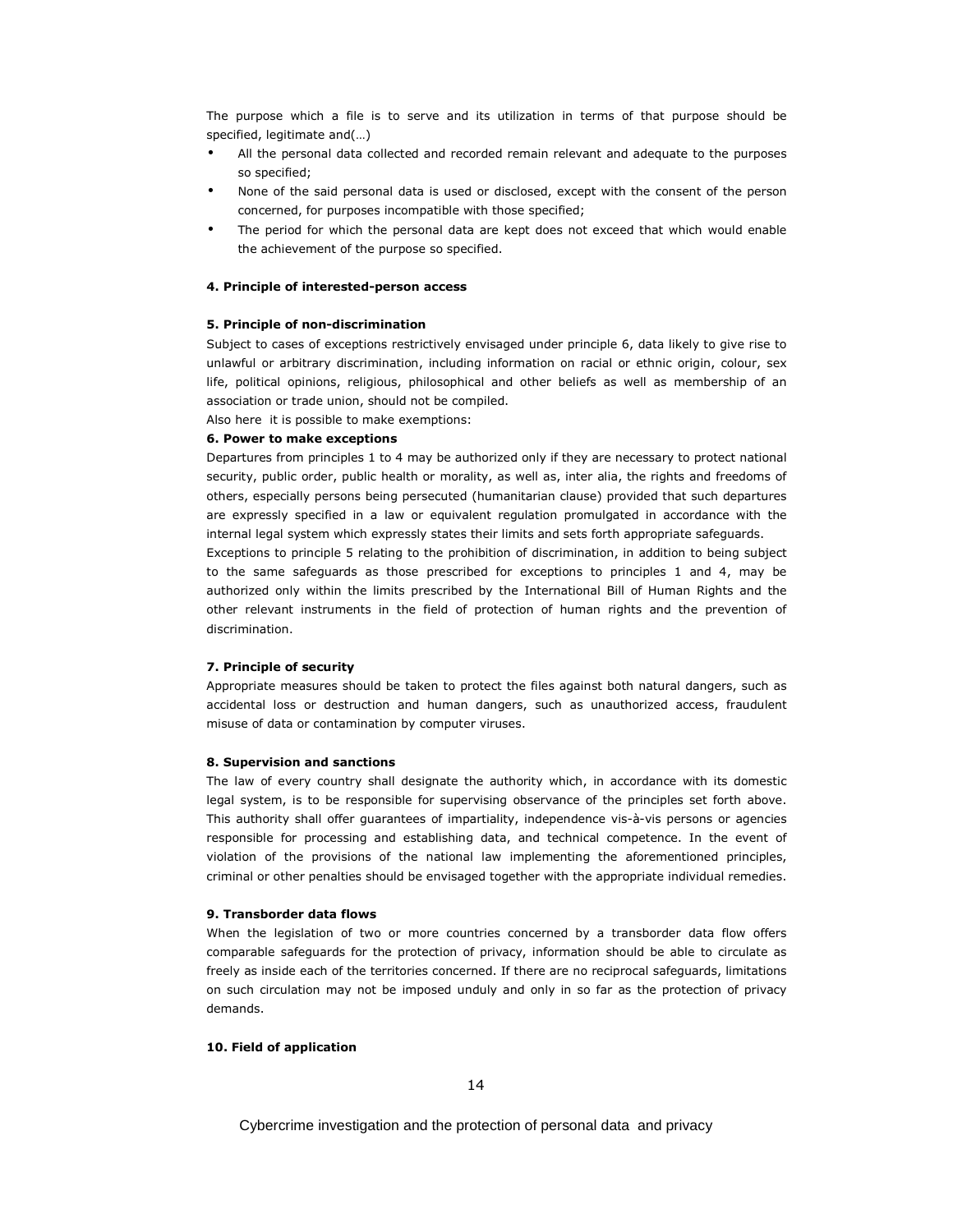The purpose which a file is to serve and its utilization in terms of that purpose should be specified, legitimate and(…)

- All the personal data collected and recorded remain relevant and adequate to the purposes so specified;
- None of the said personal data is used or disclosed, except with the consent of the person concerned, for purposes incompatible with those specified;
- The period for which the personal data are kept does not exceed that which would enable the achievement of the purpose so specified.

**4. Principle of interested-person access**

**5. Principle of non-discrimination**

Subject to cases of exceptions restrictively envisaged under principle 6, data likely to give rise to unlawful or arbitrary discrimination, including information on racial or ethnic origin, colour, sex life, political opinions, religious, philosophical and other beliefs as well as membership of an association or trade union, should not be compiled.

Also here it is possible to make exemptions:

**6. Power to make exceptions**

Departures from principles 1 to 4 may be authorized only if they are necessary to protect national security, public order, public health or morality, as well as, inter alia, the rights and freedoms of others, especially persons being persecuted (humanitarian clause) provided that such departures are expressly specified in a law or equivalent regulation promulgated in accordance with the internal legal system which expressly states their limits and sets forth appropriate safeguards.

Exceptions to principle 5 relating to the prohibition of discrimination, in addition to being subject to the same safeguards as those prescribed for exceptions to principles 1 and 4, may be authorized only within the limits prescribed by the International Bill of Human Rights and the other relevant instruments in the field of protection of human rights and the prevention of discrimination.

**7. Principle of security**

Appropriate measures should be taken to protect the files against both natural dangers, such as accidental loss or destruction and human dangers, such as unauthorized access, fraudulent misuse of data or contamination by computer viruses.

**8. Supervision and sanctions**

The law of every country shall designate the authority which, in accordance with its domestic legal system, is to be responsible for supervising observance of the principles set forth above. This authority shall offer guarantees of impartiality, independence vis-à-vis persons or agencies responsible for processing and establishing data, and technical competence. In the event of violation of the provisions of the national law implementing the aforementioned principles, criminal or other penalties should be envisaged together with the appropriate individual remedies.

**9. Transborder data flows**

When the legislation of two or more countries concerned by a transborder data flow offers comparable safeguards for the protection of privacy, information should be able to circulate as freely as inside each of the territories concerned. If there are no reciprocal safeguards, limitations on such circulation may not be imposed unduly and only in so far as the protection of privacy demands.

**10. Field of application**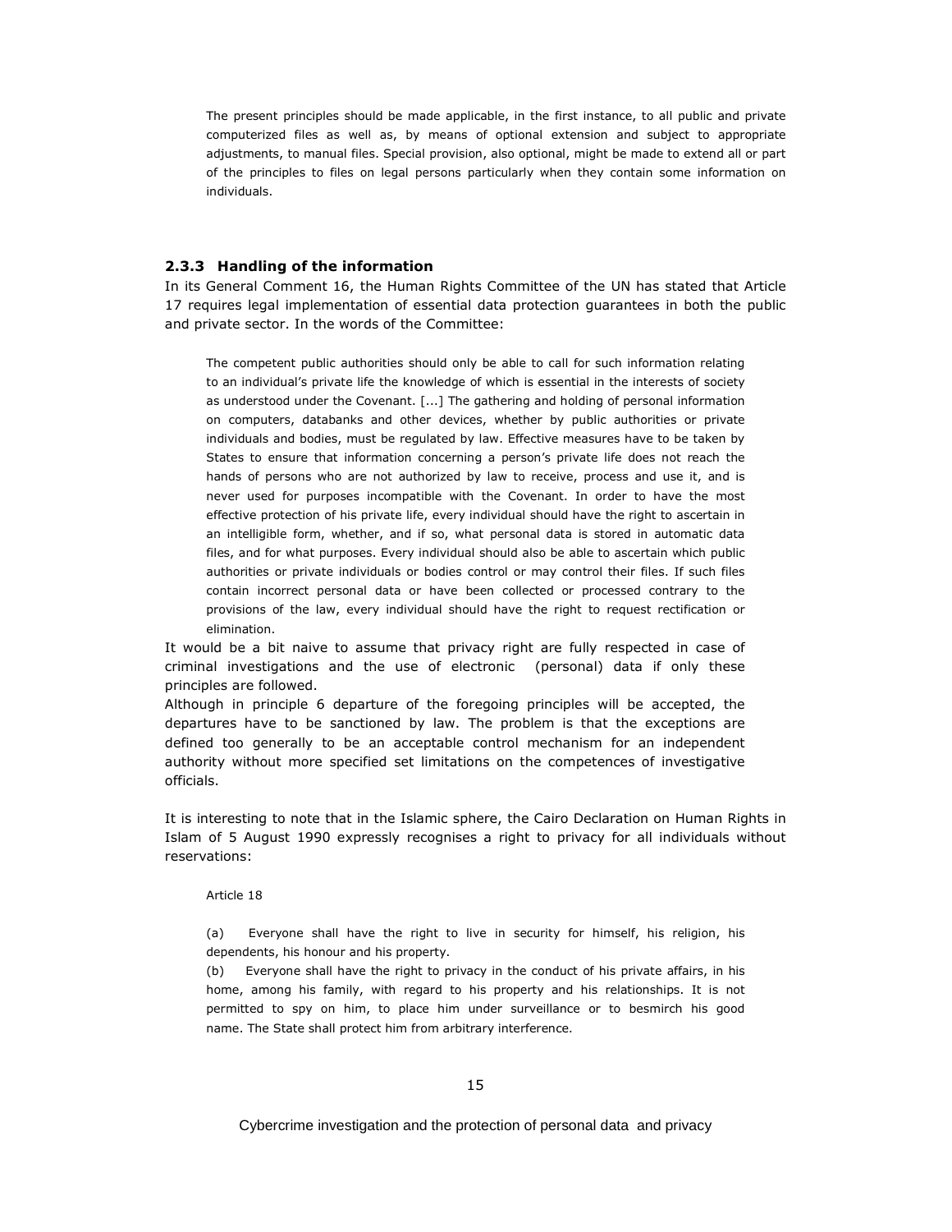> The present principles should be made applicable, in the first instance, to all public and private computerized files as well as, by means of optional extension and subject to appropriate adjustments, to manual files. Special provision, also optional, might be made to extend all or part of the principles to files on legal persons particularly when they contain some information on individuals.

### 2.3.3 Handling of the information

In its General Comment 16, the Human Rights Committee of the UN has stated that Article 17 requires legal implementation of essential data protection guarantees in both the public and private sector. In the words of the Committee:

> The competent public authorities should only be able to call for such information relating to an individual's private life the knowledge of which is essential in the interests of society as understood under the Covenant. [...] The gathering and holding of personal information on computers, databanks and other devices, whether by public authorities or private individuals and bodies, must be regulated by law. Effective measures have to be taken by States to ensure that information concerning a person's private life does not reach the hands of persons who are not authorized by law to receive, process and use it, and is never used for purposes incompatible with the Covenant. In order to have the most effective protection of his private life, every individual should have the right to ascertain in an intelligible form, whether, and if so, what personal data is stored in automatic data files, and for what purposes. Every individual should also be able to ascertain which public authorities or private individuals or bodies control or may control their files. If such files contain incorrect personal data or have been collected or processed contrary to the provisions of the law, every individual should have the right to request rectification or elimination.

It would be a bit naive to assume that privacy right are fully respected in case of criminal investigations and the use of electronic (personal) data if only these principles are followed.

Although in principle 6 departure of the foregoing principles will be accepted, the departures have to be sanctioned by law. The problem is that the exceptions are defined too generally to be an acceptable control mechanism for an independent authority without more specified set limitations on the competences of investigative officials.

It is interesting to note that in the Islamic sphere, the Cairo Declaration on Human Rights in Islam of 5 August 1990 expressly recognises a right to privacy for all individuals without reservations:

> Article 18
>
> (a) Everyone shall have the right to live in security for himself, his religion, his dependents, his honour and his property.
>
> (b) Everyone shall have the right to privacy in the conduct of his private affairs, in his home, among his family, with regard to his property and his relationships. It is not permitted to spy on him, to place him under surveillance or to besmirch his good name. The State shall protect him from arbitrary interference.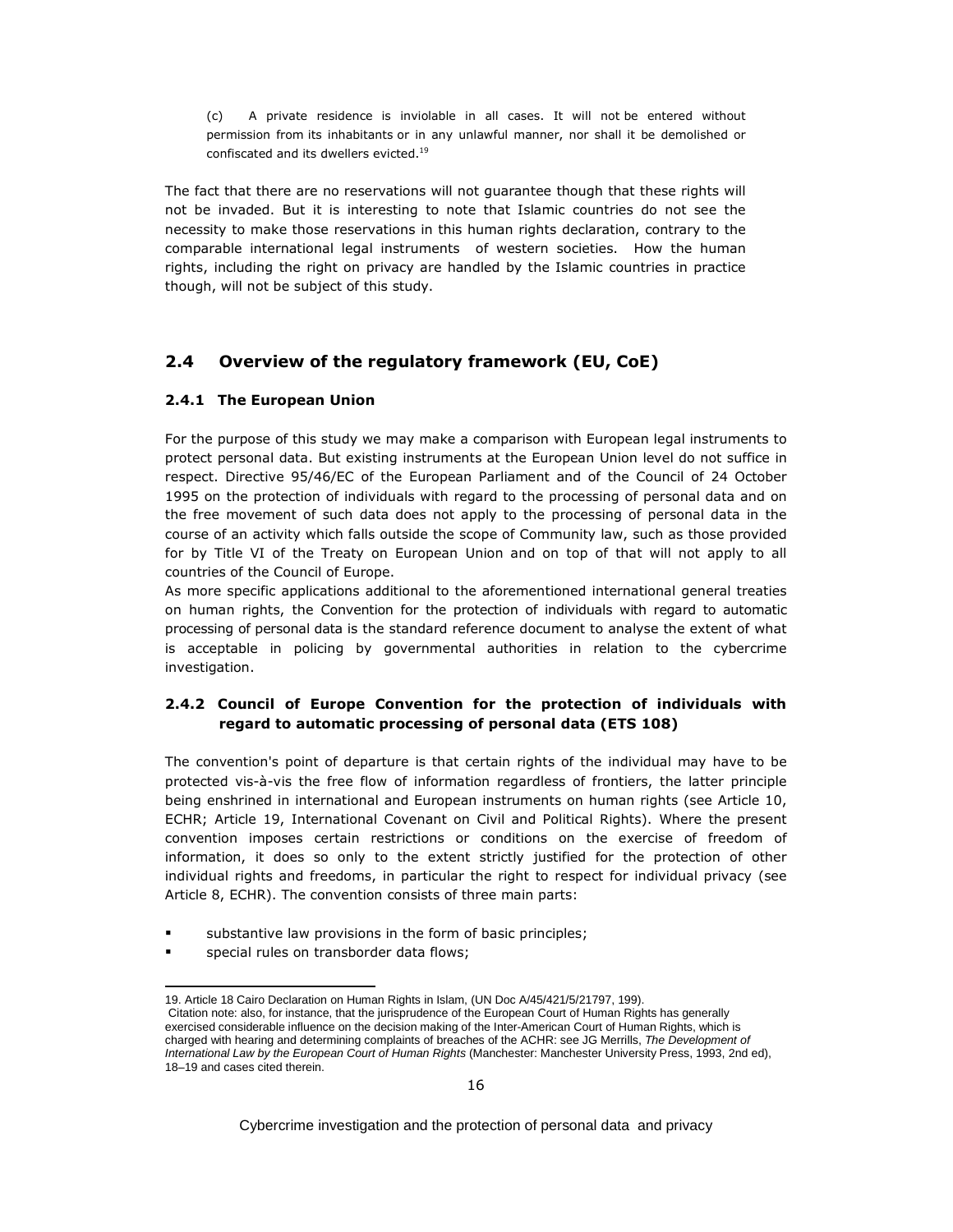(c) A private residence is inviolable in all cases. It will not be entered without permission from its inhabitants or in any unlawful manner, nor shall it be demolished or confiscated and its dwellers evicted.[19]

The fact that there are no reservations will not guarantee though that these rights will not be invaded. But it is interesting to note that Islamic countries do not see the necessity to make those reservations in this human rights declaration, contrary to the comparable international legal instruments of western societies. How the human rights, including the right on privacy are handled by the Islamic countries in practice though, will not be subject of this study.

## 2.4 Overview of the regulatory framework (EU, CoE)

### 2.4.1 The European Union

For the purpose of this study we may make a comparison with European legal instruments to protect personal data. But existing instruments at the European Union level do not suffice in respect. Directive 95/46/EC of the European Parliament and of the Council of 24 October 1995 on the protection of individuals with regard to the processing of personal data and on the free movement of such data does not apply to the processing of personal data in the course of an activity which falls outside the scope of Community law, such as those provided for by Title VI of the Treaty on European Union and on top of that will not apply to all countries of the Council of Europe.

As more specific applications additional to the aforementioned international general treaties on human rights, the Convention for the protection of individuals with regard to automatic processing of personal data is the standard reference document to analyse the extent of what is acceptable in policing by governmental authorities in relation to the cybercrime investigation.

### 2.4.2 Council of Europe Convention for the protection of individuals with regard to automatic processing of personal data (ETS 108)

The convention's point of departure is that certain rights of the individual may have to be protected vis-à-vis the free flow of information regardless of frontiers, the latter principle being enshrined in international and European instruments on human rights (see Article 10, ECHR; Article 19, International Covenant on Civil and Political Rights). Where the present convention imposes certain restrictions or conditions on the exercise of freedom of information, it does so only to the extent strictly justified for the protection of other individual rights and freedoms, in particular the right to respect for individual privacy (see Article 8, ECHR). The convention consists of three main parts:

- substantive law provisions in the form of basic principles;
- special rules on transborder data flows;

---

19. Article 18 Cairo Declaration on Human Rights in Islam, (UN Doc A/45/421/5/21797, 199).
Citation note: also, for instance, that the jurisprudence of the European Court of Human Rights has generally exercised considerable influence on the decision making of the Inter-American Court of Human Rights, which is charged with hearing and determining complaints of breaches of the ACHR: see JG Merrills, *The Development of International Law by the European Court of Human Rights* (Manchester: Manchester University Press, 1993, 2nd ed), 18–19 and cases cited therein.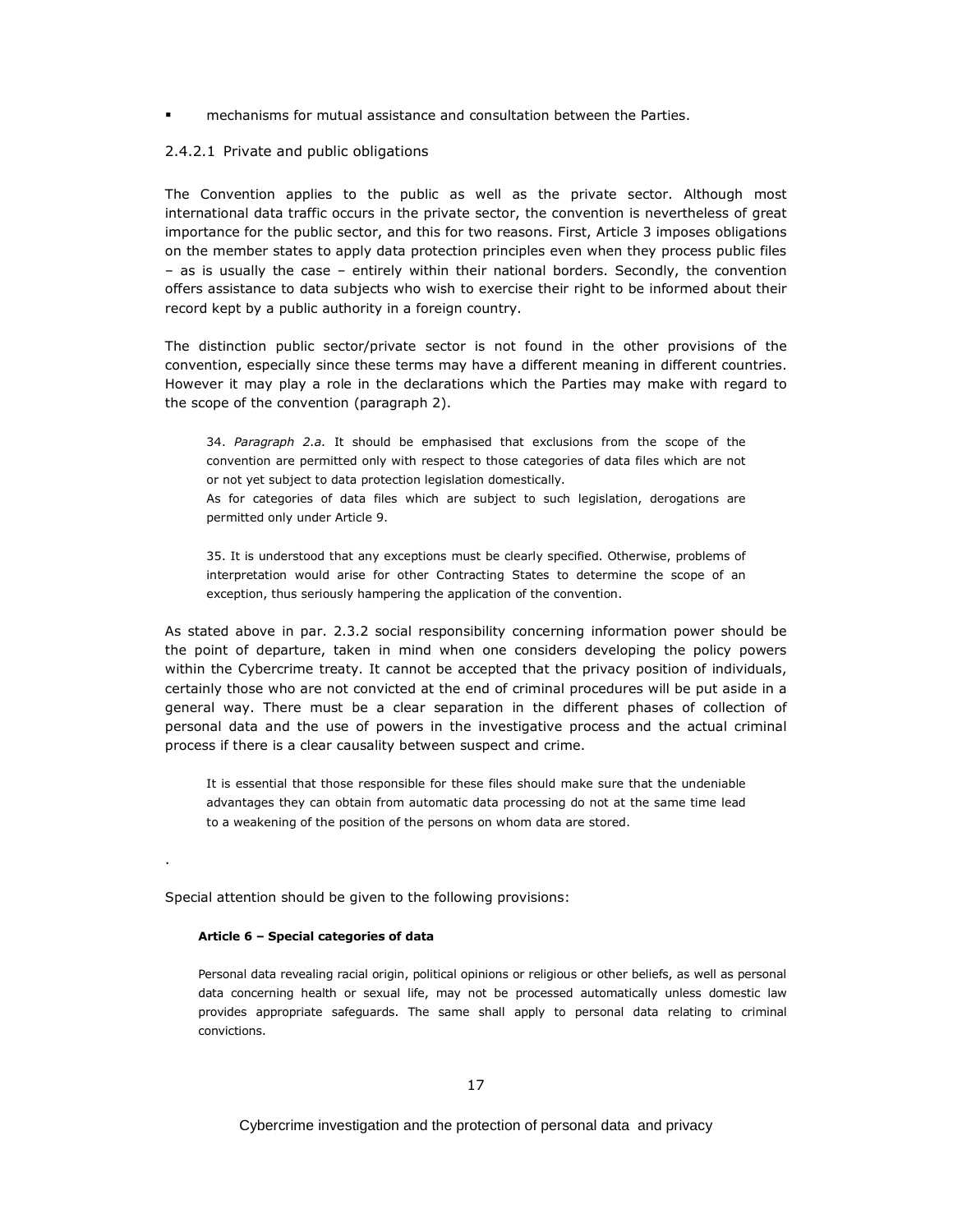- mechanisms for mutual assistance and consultation between the Parties.

### 2.4.2.1 Private and public obligations

The Convention applies to the public as well as the private sector. Although most international data traffic occurs in the private sector, the convention is nevertheless of great importance for the public sector, and this for two reasons. First, Article 3 imposes obligations on the member states to apply data protection principles even when they process public files – as is usually the case – entirely within their national borders. Secondly, the convention offers assistance to data subjects who wish to exercise their right to be informed about their record kept by a public authority in a foreign country.

The distinction public sector/private sector is not found in the other provisions of the convention, especially since these terms may have a different meaning in different countries. However it may play a role in the declarations which the Parties may make with regard to the scope of the convention (paragraph 2).

> 34. *Paragraph 2.a.* It should be emphasised that exclusions from the scope of the convention are permitted only with respect to those categories of data files which are not or not yet subject to data protection legislation domestically.
> As for categories of data files which are subject to such legislation, derogations are permitted only under Article 9.
>
> 35. It is understood that any exceptions must be clearly specified. Otherwise, problems of interpretation would arise for other Contracting States to determine the scope of an exception, thus seriously hampering the application of the convention.

As stated above in par. 2.3.2 social responsibility concerning information power should be the point of departure, taken in mind when one considers developing the policy powers within the Cybercrime treaty. It cannot be accepted that the privacy position of individuals, certainly those who are not convicted at the end of criminal procedures will be put aside in a general way. There must be a clear separation in the different phases of collection of personal data and the use of powers in the investigative process and the actual criminal process if there is a clear causality between suspect and crime.

> It is essential that those responsible for these files should make sure that the undeniable advantages they can obtain from automatic data processing do not at the same time lead to a weakening of the position of the persons on whom data are stored.

.

Special attention should be given to the following provisions:

> **Article 6 – Special categories of data**
>
> Personal data revealing racial origin, political opinions or religious or other beliefs, as well as personal data concerning health or sexual life, may not be processed automatically unless domestic law provides appropriate safeguards. The same shall apply to personal data relating to criminal convictions.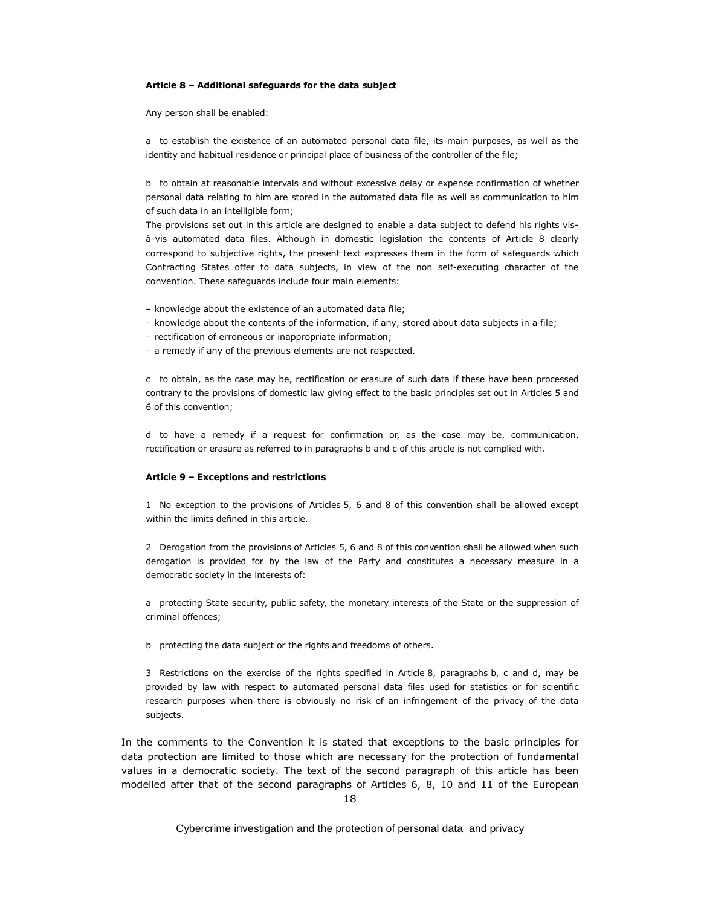**Article 8 – Additional safeguards for the data subject**

Any person shall be enabled:

a to establish the existence of an automated personal data file, its main purposes, as well as the identity and habitual residence or principal place of business of the controller of the file;

b to obtain at reasonable intervals and without excessive delay or expense confirmation of whether personal data relating to him are stored in the automated data file as well as communication to him of such data in an intelligible form;

The provisions set out in this article are designed to enable a data subject to defend his rights vis-à-vis automated data files. Although in domestic legislation the contents of Article 8 clearly correspond to subjective rights, the present text expresses them in the form of safeguards which Contracting States offer to data subjects, in view of the non self-executing character of the convention. These safeguards include four main elements:

– knowledge about the existence of an automated data file;
– knowledge about the contents of the information, if any, stored about data subjects in a file;
– rectification of erroneous or inappropriate information;
– a remedy if any of the previous elements are not respected.

c to obtain, as the case may be, rectification or erasure of such data if these have been processed contrary to the provisions of domestic law giving effect to the basic principles set out in Articles 5 and 6 of this convention;

d to have a remedy if a request for confirmation or, as the case may be, communication, rectification or erasure as referred to in paragraphs b and c of this article is not complied with.

**Article 9 – Exceptions and restrictions**

1 No exception to the provisions of Articles 5, 6 and 8 of this convention shall be allowed except within the limits defined in this article.

2 Derogation from the provisions of Articles 5, 6 and 8 of this convention shall be allowed when such derogation is provided for by the law of the Party and constitutes a necessary measure in a democratic society in the interests of:

a protecting State security, public safety, the monetary interests of the State or the suppression of criminal offences;

b protecting the data subject or the rights and freedoms of others.

3 Restrictions on the exercise of the rights specified in Article 8, paragraphs b, c and d, may be provided by law with respect to automated personal data files used for statistics or for scientific research purposes when there is obviously no risk of an infringement of the privacy of the data subjects.

In the comments to the Convention it is stated that exceptions to the basic principles for data protection are limited to those which are necessary for the protection of fundamental values in a democratic society. The text of the second paragraph of this article has been modelled after that of the second paragraphs of Articles 6, 8, 10 and 11 of the European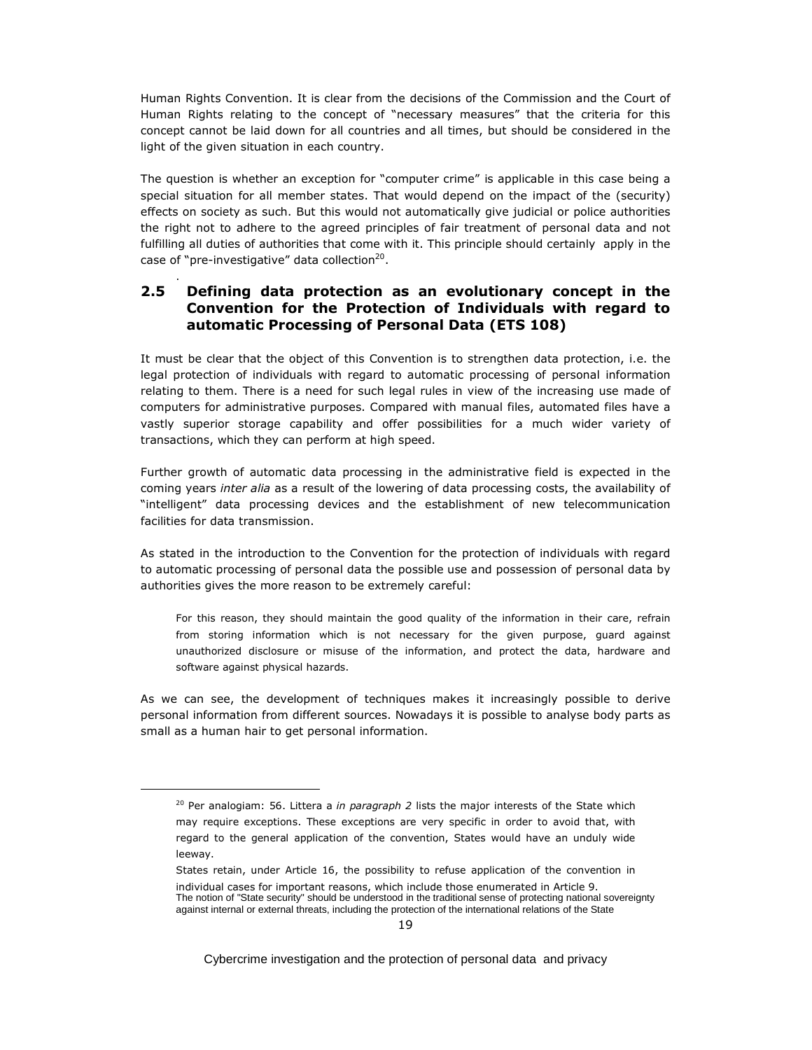Human Rights Convention. It is clear from the decisions of the Commission and the Court of Human Rights relating to the concept of "necessary measures" that the criteria for this concept cannot be laid down for all countries and all times, but should be considered in the light of the given situation in each country.

The question is whether an exception for "computer crime" is applicable in this case being a special situation for all member states. That would depend on the impact of the (security) effects on society as such. But this would not automatically give judicial or police authorities the right not to adhere to the agreed principles of fair treatment of personal data and not fulfilling all duties of authorities that come with it. This principle should certainly apply in the case of "pre-investigative" data collection[20].

## 2.5 Defining data protection as an evolutionary concept in the Convention for the Protection of Individuals with regard to automatic Processing of Personal Data (ETS 108)

It must be clear that the object of this Convention is to strengthen data protection, i.e. the legal protection of individuals with regard to automatic processing of personal information relating to them. There is a need for such legal rules in view of the increasing use made of computers for administrative purposes. Compared with manual files, automated files have a vastly superior storage capability and offer possibilities for a much wider variety of transactions, which they can perform at high speed.

Further growth of automatic data processing in the administrative field is expected in the coming years *inter alia* as a result of the lowering of data processing costs, the availability of "intelligent" data processing devices and the establishment of new telecommunication facilities for data transmission.

As stated in the introduction to the Convention for the protection of individuals with regard to automatic processing of personal data the possible use and possession of personal data by authorities gives the more reason to be extremely careful:

> For this reason, they should maintain the good quality of the information in their care, refrain from storing information which is not necessary for the given purpose, guard against unauthorized disclosure or misuse of the information, and protect the data, hardware and software against physical hazards.

As we can see, the development of techniques makes it increasingly possible to derive personal information from different sources. Nowadays it is possible to analyse body parts as small as a human hair to get personal information.

---

[20] Per analogiam: 56. Littera a *in paragraph 2* lists the major interests of the State which may require exceptions. These exceptions are very specific in order to avoid that, with regard to the general application of the convention, States would have an unduly wide leeway.

States retain, under Article 16, the possibility to refuse application of the convention in individual cases for important reasons, which include those enumerated in Article 9.
The notion of "State security" should be understood in the traditional sense of protecting national sovereignty against internal or external threats, including the protection of the international relations of the State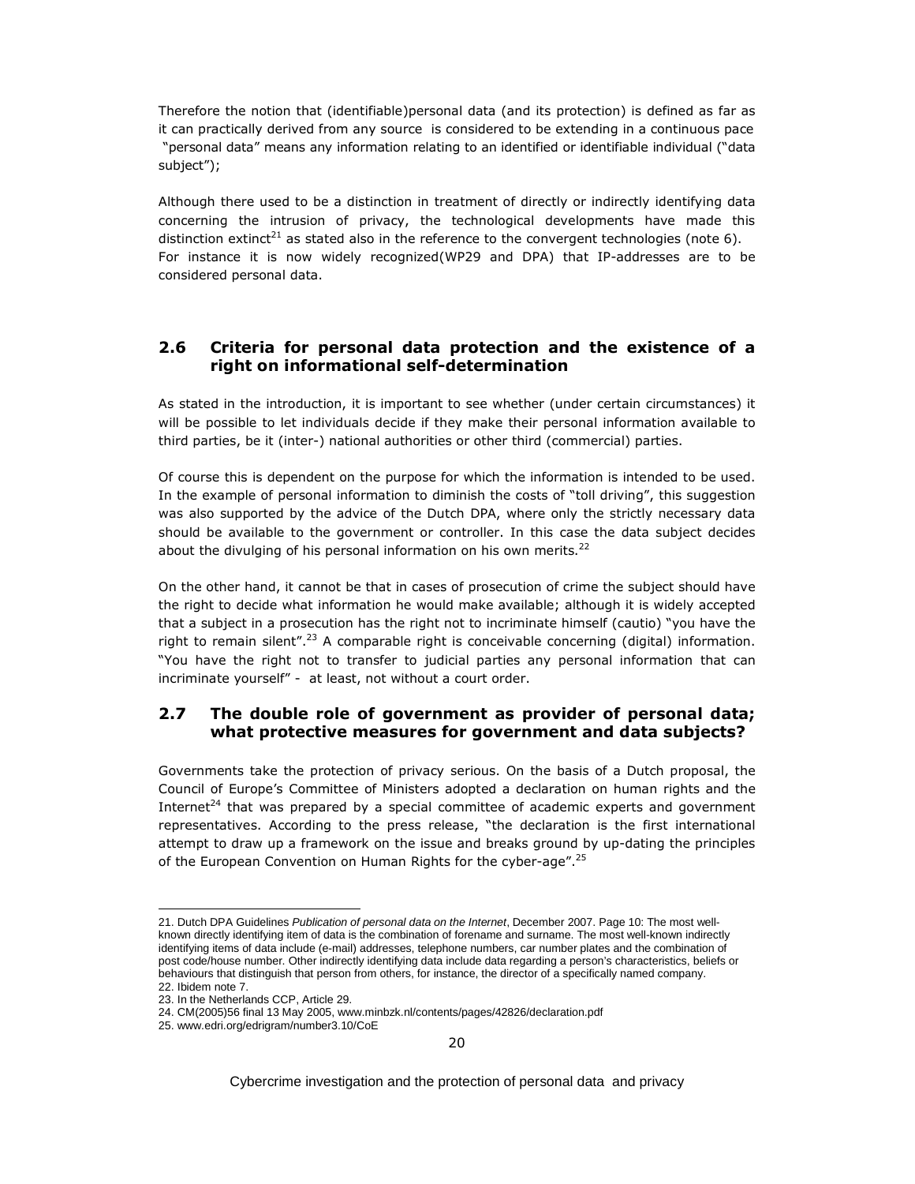Therefore the notion that (identifiable)personal data (and its protection) is defined as far as it can practically derived from any source is considered to be extending in a continuous pace "personal data" means any information relating to an identified or identifiable individual ("data subject");

Although there used to be a distinction in treatment of directly or indirectly identifying data concerning the intrusion of privacy, the technological developments have made this distinction extinct[21] as stated also in the reference to the convergent technologies (note 6). For instance it is now widely recognized(WP29 and DPA) that IP-addresses are to be considered personal data.

## 2.6 Criteria for personal data protection and the existence of a right on informational self-determination

As stated in the introduction, it is important to see whether (under certain circumstances) it will be possible to let individuals decide if they make their personal information available to third parties, be it (inter-) national authorities or other third (commercial) parties.

Of course this is dependent on the purpose for which the information is intended to be used. In the example of personal information to diminish the costs of "toll driving", this suggestion was also supported by the advice of the Dutch DPA, where only the strictly necessary data should be available to the government or controller. In this case the data subject decides about the divulging of his personal information on his own merits.[22]

On the other hand, it cannot be that in cases of prosecution of crime the subject should have the right to decide what information he would make available; although it is widely accepted that a subject in a prosecution has the right not to incriminate himself (cautio) "you have the right to remain silent".[23] A comparable right is conceivable concerning (digital) information. "You have the right not to transfer to judicial parties any personal information that can incriminate yourself" - at least, not without a court order.

## 2.7 The double role of government as provider of personal data; what protective measures for government and data subjects?

Governments take the protection of privacy serious. On the basis of a Dutch proposal, the Council of Europe's Committee of Ministers adopted a declaration on human rights and the Internet[24] that was prepared by a special committee of academic experts and government representatives. According to the press release, "the declaration is the first international attempt to draw up a framework on the issue and breaks ground by up-dating the principles of the European Convention on Human Rights for the cyber-age".[25]

---

21. Dutch DPA Guidelines *Publication of personal data on the Internet*, December 2007. Page 10: The most well-known directly identifying item of data is the combination of forename and surname. The most well-known indirectly identifying items of data include (e-mail) addresses, telephone numbers, car number plates and the combination of post code/house number. Other indirectly identifying data include data regarding a person's characteristics, beliefs or behaviours that distinguish that person from others, for instance, the director of a specifically named company.
22. Ibidem note 7.
23. In the Netherlands CCP, Article 29.
24. CM(2005)56 final 13 May 2005, www.minbzk.nl/contents/pages/42826/declaration.pdf
25. www.edri.org/edrigram/number3.10/CoE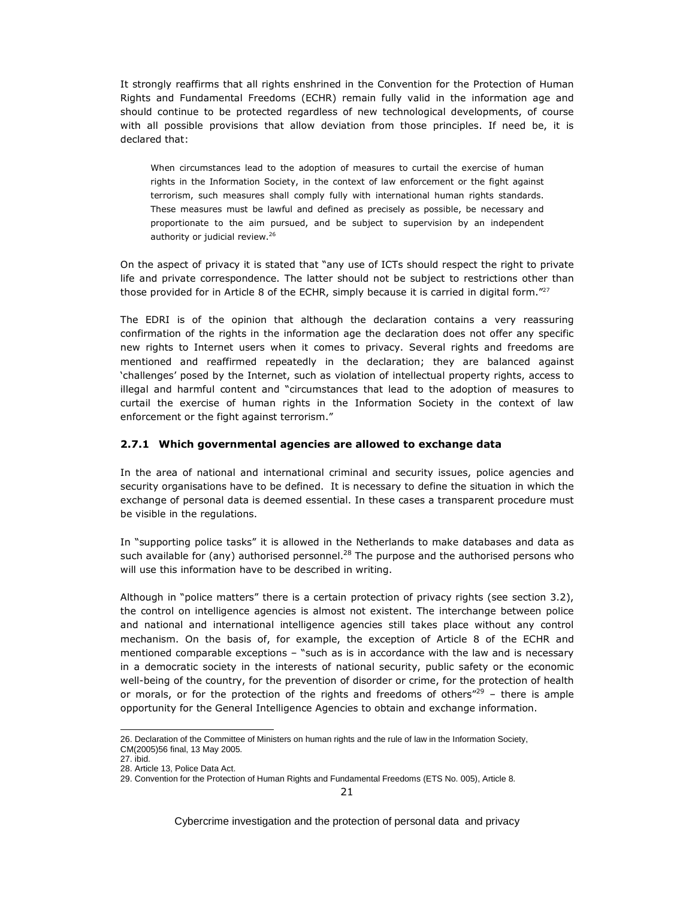It strongly reaffirms that all rights enshrined in the Convention for the Protection of Human Rights and Fundamental Freedoms (ECHR) remain fully valid in the information age and should continue to be protected regardless of new technological developments, of course with all possible provisions that allow deviation from those principles. If need be, it is declared that:

> When circumstances lead to the adoption of measures to curtail the exercise of human rights in the Information Society, in the context of law enforcement or the fight against terrorism, such measures shall comply fully with international human rights standards. These measures must be lawful and defined as precisely as possible, be necessary and proportionate to the aim pursued, and be subject to supervision by an independent authority or judicial review.[26]

On the aspect of privacy it is stated that "any use of ICTs should respect the right to private life and private correspondence. The latter should not be subject to restrictions other than those provided for in Article 8 of the ECHR, simply because it is carried in digital form."[27]

The EDRI is of the opinion that although the declaration contains a very reassuring confirmation of the rights in the information age the declaration does not offer any specific new rights to Internet users when it comes to privacy. Several rights and freedoms are mentioned and reaffirmed repeatedly in the declaration; they are balanced against 'challenges' posed by the Internet, such as violation of intellectual property rights, access to illegal and harmful content and "circumstances that lead to the adoption of measures to curtail the exercise of human rights in the Information Society in the context of law enforcement or the fight against terrorism."

### 2.7.1 Which governmental agencies are allowed to exchange data

In the area of national and international criminal and security issues, police agencies and security organisations have to be defined. It is necessary to define the situation in which the exchange of personal data is deemed essential. In these cases a transparent procedure must be visible in the regulations.

In "supporting police tasks" it is allowed in the Netherlands to make databases and data as such available for (any) authorised personnel.[28] The purpose and the authorised persons who will use this information have to be described in writing.

Although in "police matters" there is a certain protection of privacy rights (see section 3.2), the control on intelligence agencies is almost not existent. The interchange between police and national and international intelligence agencies still takes place without any control mechanism. On the basis of, for example, the exception of Article 8 of the ECHR and mentioned comparable exceptions – "such as is in accordance with the law and is necessary in a democratic society in the interests of national security, public safety or the economic well-being of the country, for the prevention of disorder or crime, for the protection of health or morals, or for the protection of the rights and freedoms of others"[29] – there is ample opportunity for the General Intelligence Agencies to obtain and exchange information.

---

26. Declaration of the Committee of Ministers on human rights and the rule of law in the Information Society, CM(2005)56 final, 13 May 2005.
27. ibid.
28. Article 13, Police Data Act.
29. Convention for the Protection of Human Rights and Fundamental Freedoms (ETS No. 005), Article 8.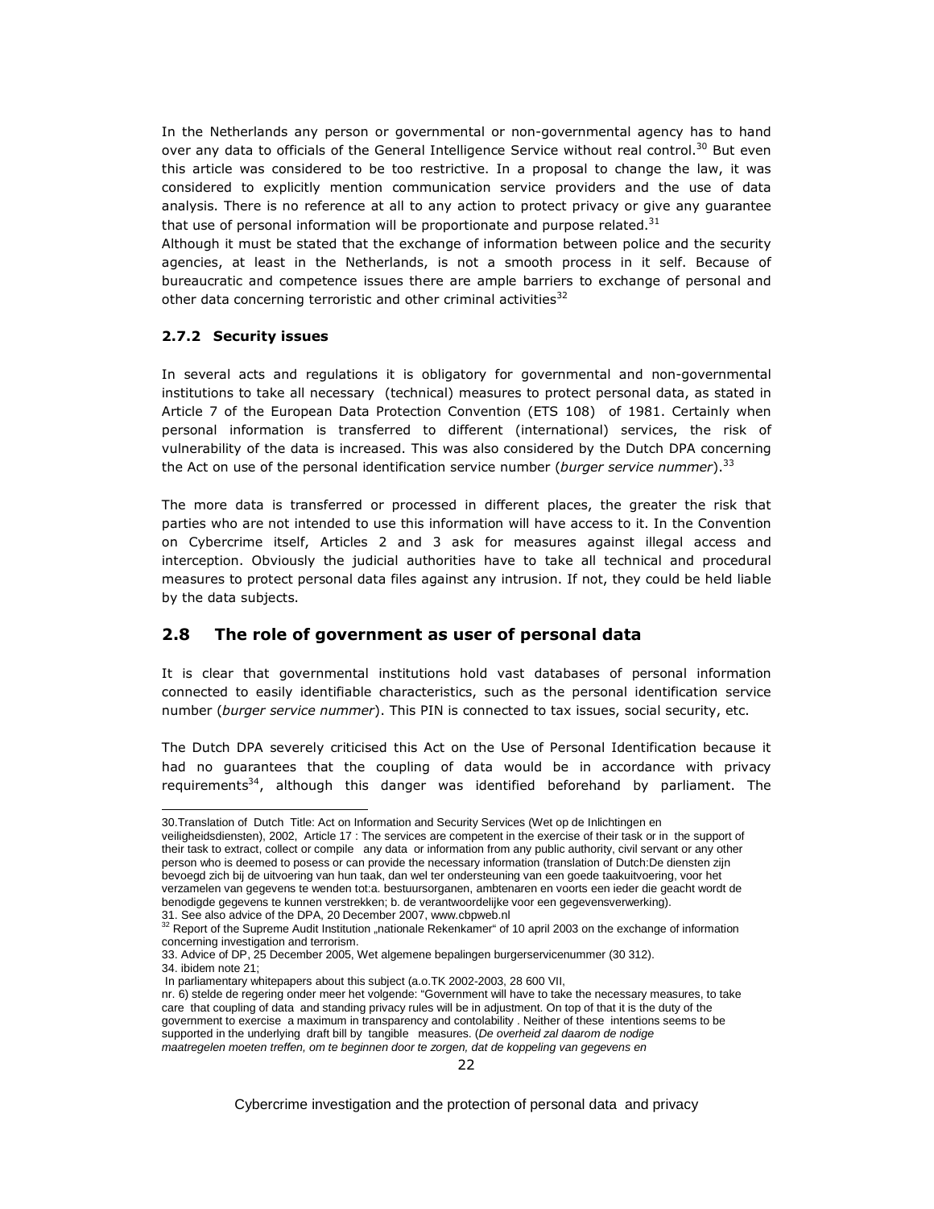In the Netherlands any person or governmental or non-governmental agency has to hand over any data to officials of the General Intelligence Service without real control.[30] But even this article was considered to be too restrictive. In a proposal to change the law, it was considered to explicitly mention communication service providers and the use of data analysis. There is no reference at all to any action to protect privacy or give any guarantee that use of personal information will be proportionate and purpose related.[31]
Although it must be stated that the exchange of information between police and the security agencies, at least in the Netherlands, is not a smooth process in it self. Because of bureaucratic and competence issues there are ample barriers to exchange of personal and other data concerning terroristic and other criminal activities[32]

### 2.7.2 Security issues

In several acts and regulations it is obligatory for governmental and non-governmental institutions to take all necessary (technical) measures to protect personal data, as stated in Article 7 of the European Data Protection Convention (ETS 108) of 1981. Certainly when personal information is transferred to different (international) services, the risk of vulnerability of the data is increased. This was also considered by the Dutch DPA concerning the Act on use of the personal identification service number (*burger service nummer*).[33]

The more data is transferred or processed in different places, the greater the risk that parties who are not intended to use this information will have access to it. In the Convention on Cybercrime itself, Articles 2 and 3 ask for measures against illegal access and interception. Obviously the judicial authorities have to take all technical and procedural measures to protect personal data files against any intrusion. If not, they could be held liable by the data subjects.

## 2.8 The role of government as user of personal data

It is clear that governmental institutions hold vast databases of personal information connected to easily identifiable characteristics, such as the personal identification service number (*burger service nummer*). This PIN is connected to tax issues, social security, etc.

The Dutch DPA severely criticised this Act on the Use of Personal Identification because it had no guarantees that the coupling of data would be in accordance with privacy requirements[34], although this danger was identified beforehand by parliament. The

---

30.Translation of Dutch Title: Act on Information and Security Services (Wet op de Inlichtingen en veiligheidsdiensten), 2002, Article 17 : The services are competent in the exercise of their task or in the support of their task to extract, collect or compile any data or information from any public authority, civil servant or any other person who is deemed to posess or can provide the necessary information (translation of Dutch:De diensten zijn bevoegd zich bij de uitvoering van hun taak, dan wel ter ondersteuning van een goede taakuitvoering, voor het verzamelen van gegevens te wenden tot:a. bestuursorganen, ambtenaren en voorts een ieder die geacht wordt de benodigde gegevens te kunnen verstrekken; b. de verantwoordelijke voor een gegevensverwerking).
31. See also advice of the DPA, 20 December 2007, www.cbpweb.nl
32 Report of the Supreme Audit Institution „nationale Rekenkamer" of 10 april 2003 on the exchange of information concerning investigation and terrorism.
33. Advice of DP, 25 December 2005, Wet algemene bepalingen burgerservicenummer (30 312).
34. ibidem note 21;
In parliamentary whitepapers about this subject (a.o.TK 2002-2003, 28 600 VII, nr. 6) stelde de regering onder meer het volgende: "Government will have to take the necessary measures, to take care that coupling of data and standing privacy rules will be in adjustment. On top of that it is the duty of the government to exercise a maximum in transparency and contolability . Neither of these intentions seems to be supported in the underlying draft bill by tangible measures. (*De overheid zal daarom de nodige maatregelen moeten treffen, om te beginnen door te zorgen, dat de koppeling van gegevens en*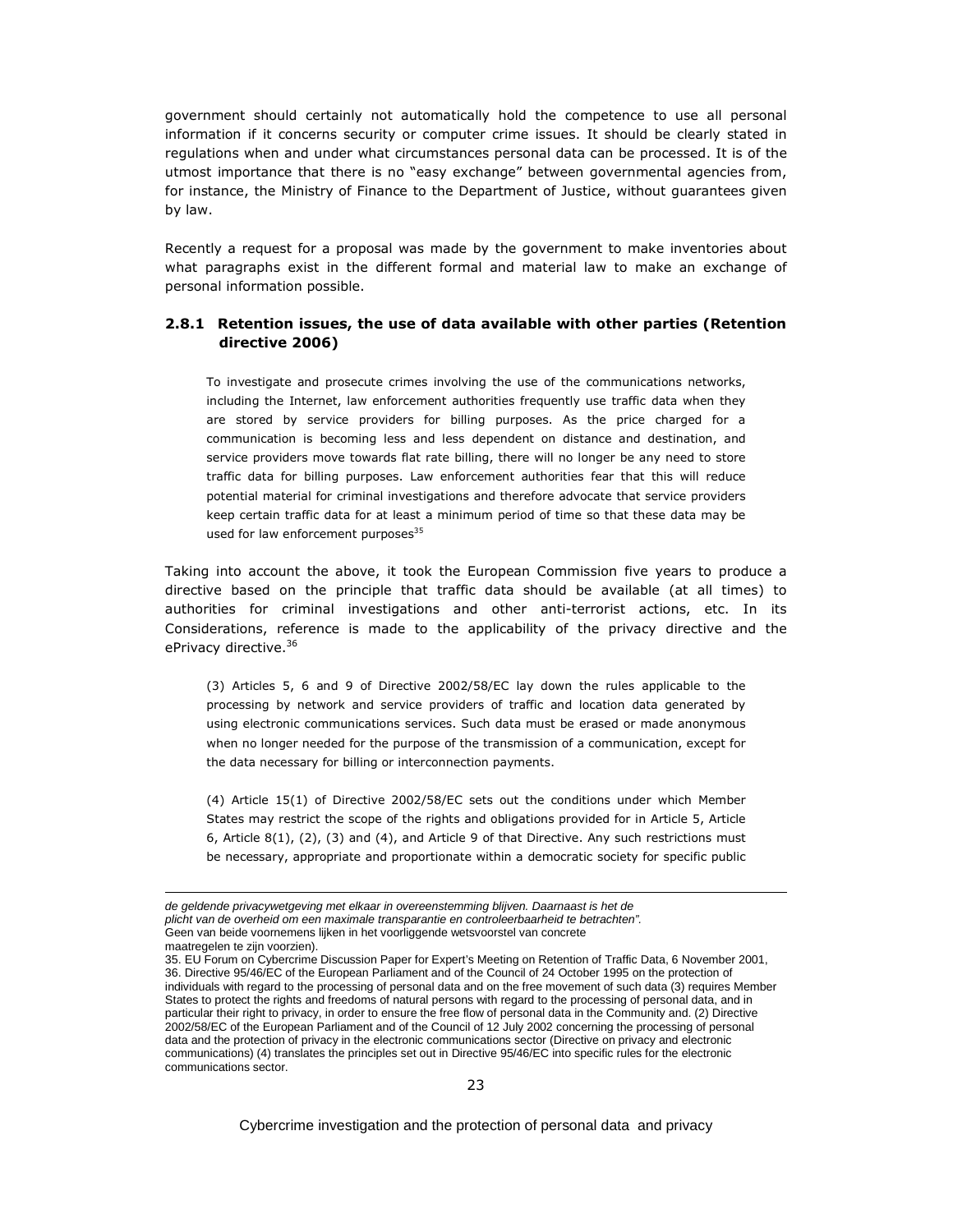government should certainly not automatically hold the competence to use all personal information if it concerns security or computer crime issues. It should be clearly stated in regulations when and under what circumstances personal data can be processed. It is of the utmost importance that there is no "easy exchange" between governmental agencies from, for instance, the Ministry of Finance to the Department of Justice, without guarantees given by law.

Recently a request for a proposal was made by the government to make inventories about what paragraphs exist in the different formal and material law to make an exchange of personal information possible.

### 2.8.1 Retention issues, the use of data available with other parties (Retention directive 2006)

> To investigate and prosecute crimes involving the use of the communications networks, including the Internet, law enforcement authorities frequently use traffic data when they are stored by service providers for billing purposes. As the price charged for a communication is becoming less and less dependent on distance and destination, and service providers move towards flat rate billing, there will no longer be any need to store traffic data for billing purposes. Law enforcement authorities fear that this will reduce potential material for criminal investigations and therefore advocate that service providers keep certain traffic data for at least a minimum period of time so that these data may be used for law enforcement purposes[35]

Taking into account the above, it took the European Commission five years to produce a directive based on the principle that traffic data should be available (at all times) to authorities for criminal investigations and other anti-terrorist actions, etc. In its Considerations, reference is made to the applicability of the privacy directive and the ePrivacy directive.[36]

> (3) Articles 5, 6 and 9 of Directive 2002/58/EC lay down the rules applicable to the processing by network and service providers of traffic and location data generated by using electronic communications services. Such data must be erased or made anonymous when no longer needed for the purpose of the transmission of a communication, except for the data necessary for billing or interconnection payments.
>
> (4) Article 15(1) of Directive 2002/58/EC sets out the conditions under which Member States may restrict the scope of the rights and obligations provided for in Article 5, Article 6, Article 8(1), (2), (3) and (4), and Article 9 of that Directive. Any such restrictions must be necessary, appropriate and proportionate within a democratic society for specific public

---

*de geldende privacywetgeving met elkaar in overeenstemming blijven. Daarnaast is het de plicht van de overheid om een maximale transparantie en controleerbaarheid te betrachten".* Geen van beide voornemens lijken in het voorliggende wetsvoorstel van concrete maatregelen te zijn voorzien).

35. EU Forum on Cybercrime Discussion Paper for Expert's Meeting on Retention of Traffic Data, 6 November 2001,

36. Directive 95/46/EC of the European Parliament and of the Council of 24 October 1995 on the protection of individuals with regard to the processing of personal data and on the free movement of such data (3) requires Member States to protect the rights and freedoms of natural persons with regard to the processing of personal data, and in particular their right to privacy, in order to ensure the free flow of personal data in the Community and. (2) Directive 2002/58/EC of the European Parliament and of the Council of 12 July 2002 concerning the processing of personal data and the protection of privacy in the electronic communications sector (Directive on privacy and electronic communications) (4) translates the principles set out in Directive 95/46/EC into specific rules for the electronic communications sector.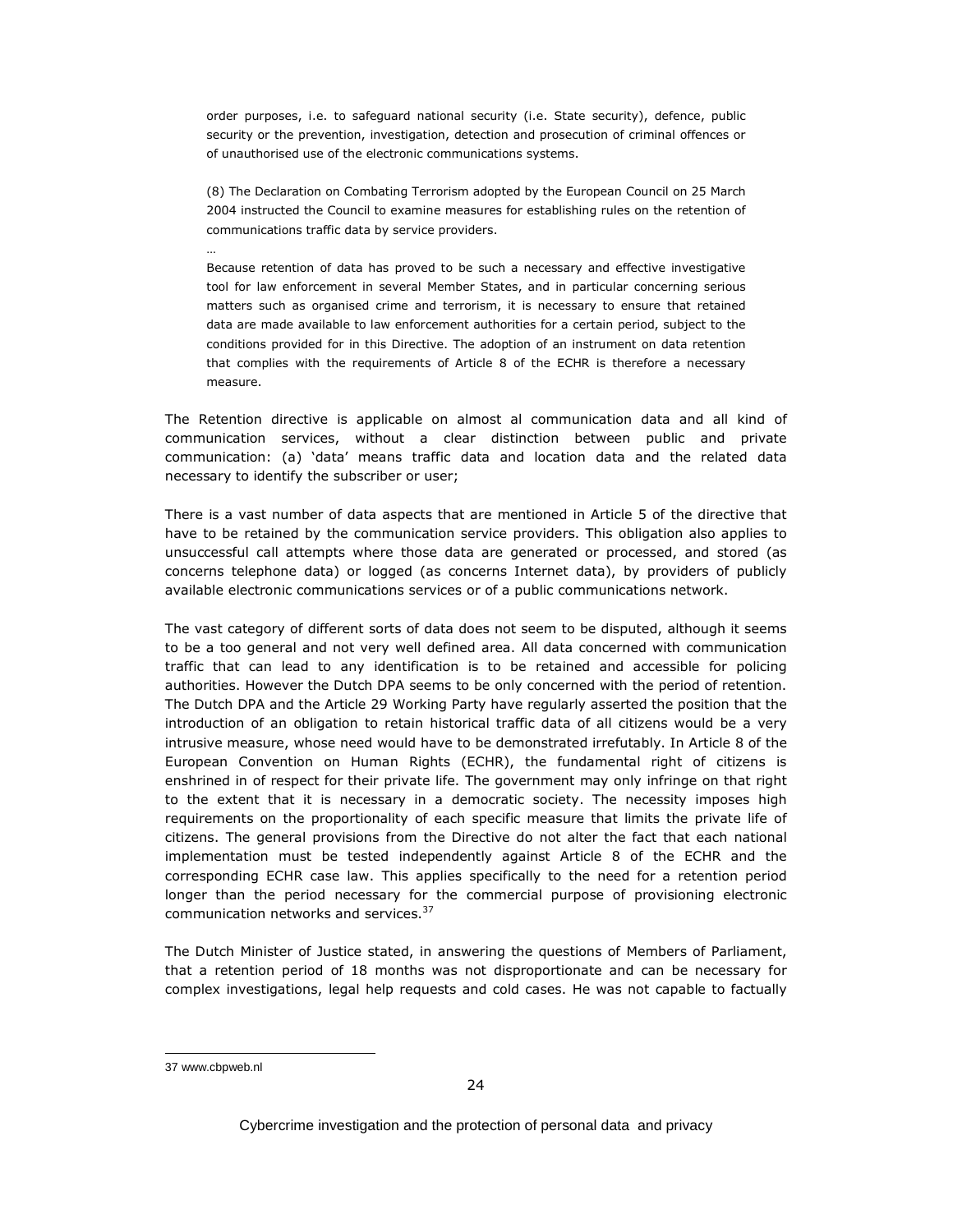> order purposes, i.e. to safeguard national security (i.e. State security), defence, public security or the prevention, investigation, detection and prosecution of criminal offences or of unauthorised use of the electronic communications systems.
>
> (8) The Declaration on Combating Terrorism adopted by the European Council on 25 March 2004 instructed the Council to examine measures for establishing rules on the retention of communications traffic data by service providers.
>
> …
>
> Because retention of data has proved to be such a necessary and effective investigative tool for law enforcement in several Member States, and in particular concerning serious matters such as organised crime and terrorism, it is necessary to ensure that retained data are made available to law enforcement authorities for a certain period, subject to the conditions provided for in this Directive. The adoption of an instrument on data retention that complies with the requirements of Article 8 of the ECHR is therefore a necessary measure.

The Retention directive is applicable on almost al communication data and all kind of communication services, without a clear distinction between public and private communication: (a) 'data' means traffic data and location data and the related data necessary to identify the subscriber or user;

There is a vast number of data aspects that are mentioned in Article 5 of the directive that have to be retained by the communication service providers. This obligation also applies to unsuccessful call attempts where those data are generated or processed, and stored (as concerns telephone data) or logged (as concerns Internet data), by providers of publicly available electronic communications services or of a public communications network.

The vast category of different sorts of data does not seem to be disputed, although it seems to be a too general and not very well defined area. All data concerned with communication traffic that can lead to any identification is to be retained and accessible for policing authorities. However the Dutch DPA seems to be only concerned with the period of retention. The Dutch DPA and the Article 29 Working Party have regularly asserted the position that the introduction of an obligation to retain historical traffic data of all citizens would be a very intrusive measure, whose need would have to be demonstrated irrefutably. In Article 8 of the European Convention on Human Rights (ECHR), the fundamental right of citizens is enshrined in of respect for their private life. The government may only infringe on that right to the extent that it is necessary in a democratic society. The necessity imposes high requirements on the proportionality of each specific measure that limits the private life of citizens. The general provisions from the Directive do not alter the fact that each national implementation must be tested independently against Article 8 of the ECHR and the corresponding ECHR case law. This applies specifically to the need for a retention period longer than the period necessary for the commercial purpose of provisioning electronic communication networks and services.[37]

The Dutch Minister of Justice stated, in answering the questions of Members of Parliament, that a retention period of 18 months was not disproportionate and can be necessary for complex investigations, legal help requests and cold cases. He was not capable to factually

---

37 www.cbpweb.nl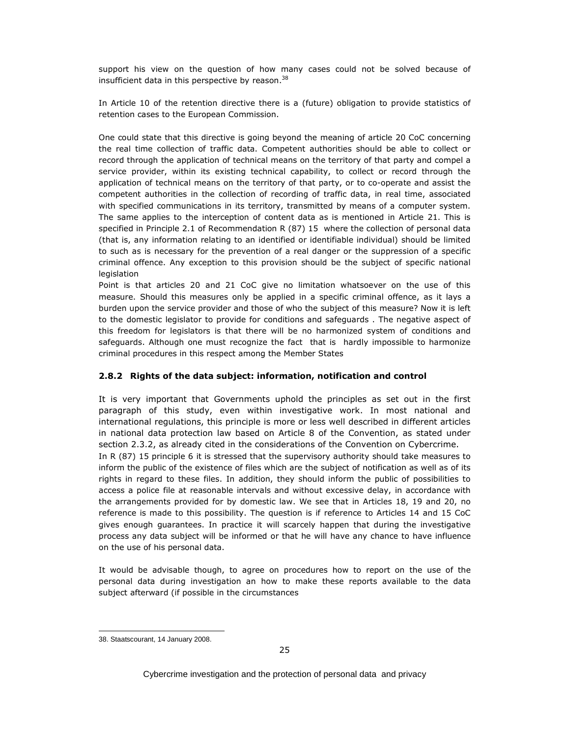support his view on the question of how many cases could not be solved because of insufficient data in this perspective by reason.[38]

In Article 10 of the retention directive there is a (future) obligation to provide statistics of retention cases to the European Commission.

One could state that this directive is going beyond the meaning of article 20 CoC concerning the real time collection of traffic data. Competent authorities should be able to collect or record through the application of technical means on the territory of that party and compel a service provider, within its existing technical capability, to collect or record through the application of technical means on the territory of that party, or to co-operate and assist the competent authorities in the collection of recording of traffic data, in real time, associated with specified communications in its territory, transmitted by means of a computer system. The same applies to the interception of content data as is mentioned in Article 21. This is specified in Principle 2.1 of Recommendation R (87) 15 where the collection of personal data (that is, any information relating to an identified or identifiable individual) should be limited to such as is necessary for the prevention of a real danger or the suppression of a specific criminal offence. Any exception to this provision should be the subject of specific national legislation

Point is that articles 20 and 21 CoC give no limitation whatsoever on the use of this measure. Should this measures only be applied in a specific criminal offence, as it lays a burden upon the service provider and those of who the subject of this measure? Now it is left to the domestic legislator to provide for conditions and safeguards . The negative aspect of this freedom for legislators is that there will be no harmonized system of conditions and safeguards. Although one must recognize the fact that is hardly impossible to harmonize criminal procedures in this respect among the Member States

### 2.8.2 Rights of the data subject: information, notification and control

It is very important that Governments uphold the principles as set out in the first paragraph of this study, even within investigative work. In most national and international regulations, this principle is more or less well described in different articles in national data protection law based on Article 8 of the Convention, as stated under section 2.3.2, as already cited in the considerations of the Convention on Cybercrime.

In R (87) 15 principle 6 it is stressed that the supervisory authority should take measures to inform the public of the existence of files which are the subject of notification as well as of its rights in regard to these files. In addition, they should inform the public of possibilities to access a police file at reasonable intervals and without excessive delay, in accordance with the arrangements provided for by domestic law. We see that in Articles 18, 19 and 20, no reference is made to this possibility. The question is if reference to Articles 14 and 15 CoC gives enough guarantees. In practice it will scarcely happen that during the investigative process any data subject will be informed or that he will have any chance to have influence on the use of his personal data.

It would be advisable though, to agree on procedures how to report on the use of the personal data during investigation an how to make these reports available to the data subject afterward (if possible in the circumstances

38. Staatscourant, 14 January 2008.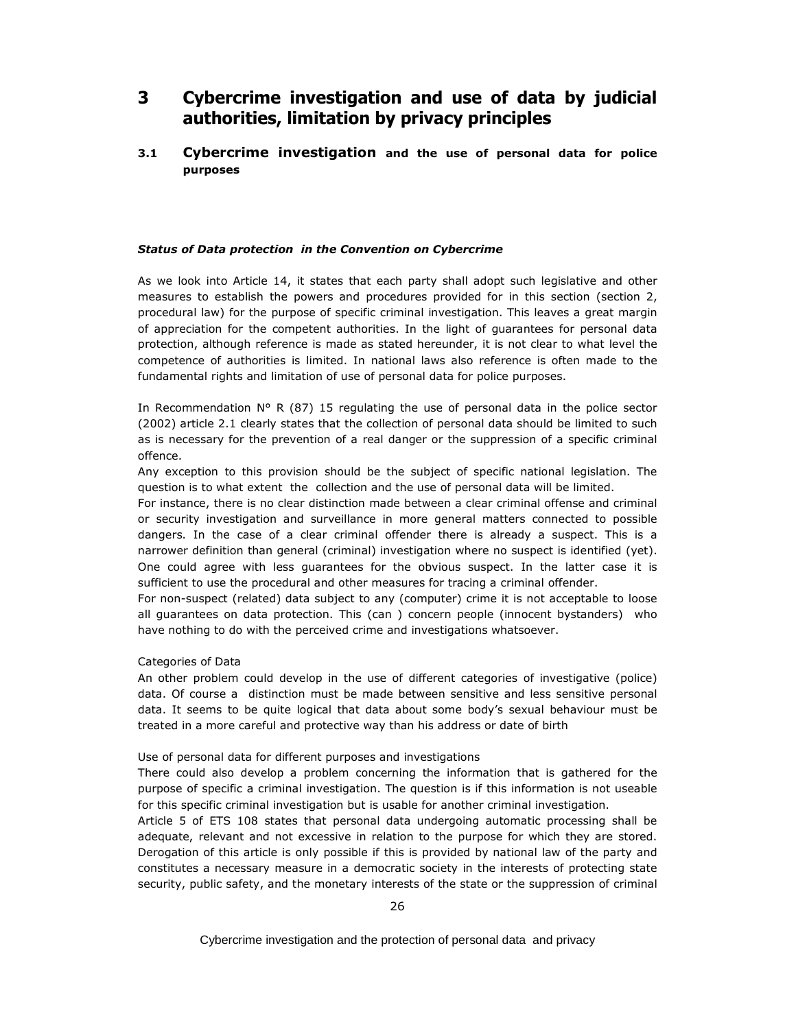# 3 Cybercrime investigation and use of data by judicial authorities, limitation by privacy principles

## 3.1 Cybercrime investigation and the use of personal data for police purposes

***Status of Data protection in the Convention on Cybercrime***

As we look into Article 14, it states that each party shall adopt such legislative and other measures to establish the powers and procedures provided for in this section (section 2, procedural law) for the purpose of specific criminal investigation. This leaves a great margin of appreciation for the competent authorities. In the light of guarantees for personal data protection, although reference is made as stated hereunder, it is not clear to what level the competence of authorities is limited. In national laws also reference is often made to the fundamental rights and limitation of use of personal data for police purposes.

In Recommendation N° R (87) 15 regulating the use of personal data in the police sector (2002) article 2.1 clearly states that the collection of personal data should be limited to such as is necessary for the prevention of a real danger or the suppression of a specific criminal offence.
Any exception to this provision should be the subject of specific national legislation. The question is to what extent the collection and the use of personal data will be limited.
For instance, there is no clear distinction made between a clear criminal offense and criminal or security investigation and surveillance in more general matters connected to possible dangers. In the case of a clear criminal offender there is already a suspect. This is a narrower definition than general (criminal) investigation where no suspect is identified (yet). One could agree with less guarantees for the obvious suspect. In the latter case it is sufficient to use the procedural and other measures for tracing a criminal offender.
For non-suspect (related) data subject to any (computer) crime it is not acceptable to loose all guarantees on data protection. This (can ) concern people (innocent bystanders) who have nothing to do with the perceived crime and investigations whatsoever.

Categories of Data
An other problem could develop in the use of different categories of investigative (police) data. Of course a distinction must be made between sensitive and less sensitive personal data. It seems to be quite logical that data about some body's sexual behaviour must be treated in a more careful and protective way than his address or date of birth

Use of personal data for different purposes and investigations
There could also develop a problem concerning the information that is gathered for the purpose of specific a criminal investigation. The question is if this information is not useable for this specific criminal investigation but is usable for another criminal investigation.
Article 5 of ETS 108 states that personal data undergoing automatic processing shall be adequate, relevant and not excessive in relation to the purpose for which they are stored. Derogation of this article is only possible if this is provided by national law of the party and constitutes a necessary measure in a democratic society in the interests of protecting state security, public safety, and the monetary interests of the state or the suppression of criminal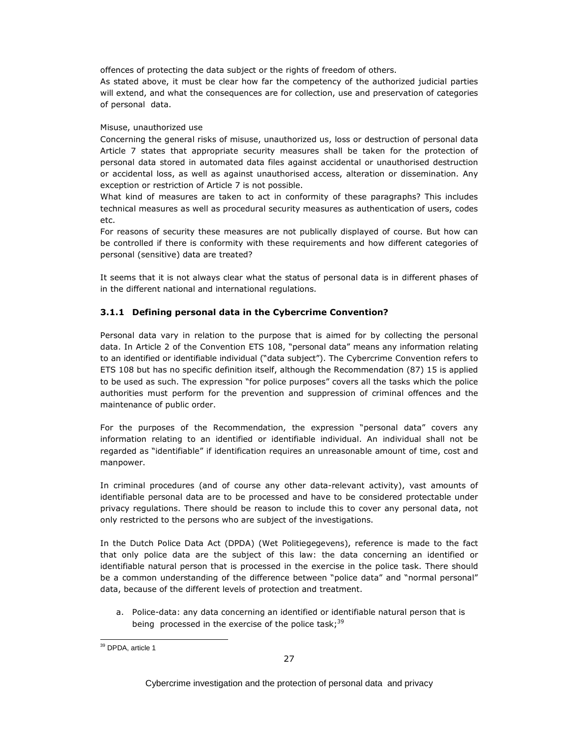offences of protecting the data subject or the rights of freedom of others.
As stated above, it must be clear how far the competency of the authorized judicial parties will extend, and what the consequences are for collection, use and preservation of categories of personal data.

Misuse, unauthorized use
Concerning the general risks of misuse, unauthorized us, loss or destruction of personal data Article 7 states that appropriate security measures shall be taken for the protection of personal data stored in automated data files against accidental or unauthorised destruction or accidental loss, as well as against unauthorised access, alteration or dissemination. Any exception or restriction of Article 7 is not possible.
What kind of measures are taken to act in conformity of these paragraphs? This includes technical measures as well as procedural security measures as authentication of users, codes etc.
For reasons of security these measures are not publically displayed of course. But how can be controlled if there is conformity with these requirements and how different categories of personal (sensitive) data are treated?

It seems that it is not always clear what the status of personal data is in different phases of in the different national and international regulations.

### 3.1.1 Defining personal data in the Cybercrime Convention?

Personal data vary in relation to the purpose that is aimed for by collecting the personal data. In Article 2 of the Convention ETS 108, "personal data" means any information relating to an identified or identifiable individual ("data subject"). The Cybercrime Convention refers to ETS 108 but has no specific definition itself, although the Recommendation (87) 15 is applied to be used as such. The expression "for police purposes" covers all the tasks which the police authorities must perform for the prevention and suppression of criminal offences and the maintenance of public order.

For the purposes of the Recommendation, the expression "personal data" covers any information relating to an identified or identifiable individual. An individual shall not be regarded as "identifiable" if identification requires an unreasonable amount of time, cost and manpower.

In criminal procedures (and of course any other data-relevant activity), vast amounts of identifiable personal data are to be processed and have to be considered protectable under privacy regulations. There should be reason to include this to cover any personal data, not only restricted to the persons who are subject of the investigations.

In the Dutch Police Data Act (DPDA) (Wet Politiegegevens), reference is made to the fact that only police data are the subject of this law: the data concerning an identified or identifiable natural person that is processed in the exercise in the police task. There should be a common understanding of the difference between "police data" and "normal personal" data, because of the different levels of protection and treatment.

a. Police-data: any data concerning an identified or identifiable natural person that is being processed in the exercise of the police task;[39]

[39] DPDA, article 1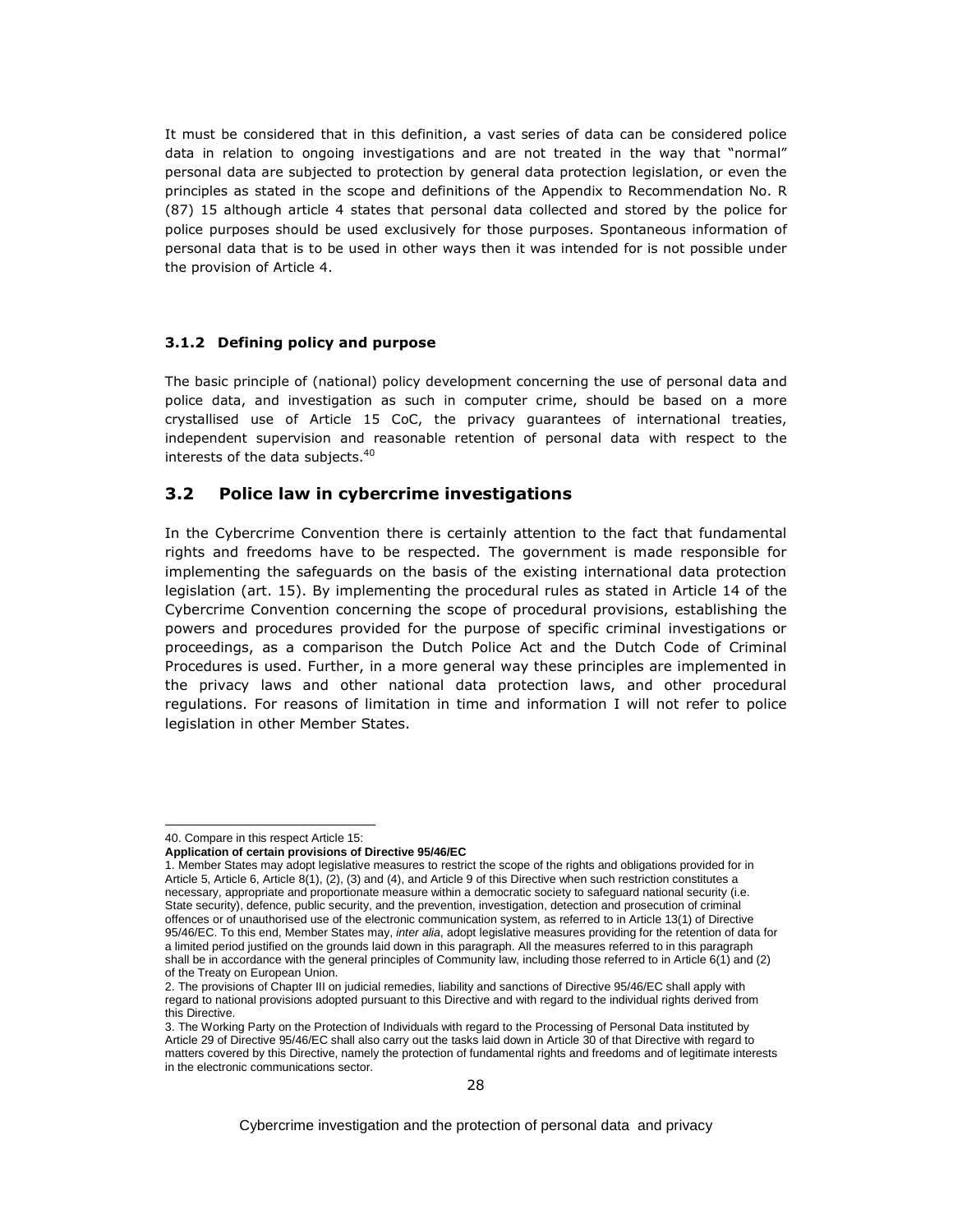It must be considered that in this definition, a vast series of data can be considered police data in relation to ongoing investigations and are not treated in the way that "normal" personal data are subjected to protection by general data protection legislation, or even the principles as stated in the scope and definitions of the Appendix to Recommendation No. R (87) 15 although article 4 states that personal data collected and stored by the police for police purposes should be used exclusively for those purposes. Spontaneous information of personal data that is to be used in other ways then it was intended for is not possible under the provision of Article 4.

### 3.1.2 Defining policy and purpose

The basic principle of (national) policy development concerning the use of personal data and police data, and investigation as such in computer crime, should be based on a more crystallised use of Article 15 CoC, the privacy guarantees of international treaties, independent supervision and reasonable retention of personal data with respect to the interests of the data subjects.[40]

## 3.2 Police law in cybercrime investigations

In the Cybercrime Convention there is certainly attention to the fact that fundamental rights and freedoms have to be respected. The government is made responsible for implementing the safeguards on the basis of the existing international data protection legislation (art. 15). By implementing the procedural rules as stated in Article 14 of the Cybercrime Convention concerning the scope of procedural provisions, establishing the powers and procedures provided for the purpose of specific criminal investigations or proceedings, as a comparison the Dutch Police Act and the Dutch Code of Criminal Procedures is used. Further, in a more general way these principles are implemented in the privacy laws and other national data protection laws, and other procedural regulations. For reasons of limitation in time and information I will not refer to police legislation in other Member States.

---

40. Compare in this respect Article 15:

**Application of certain provisions of Directive 95/46/EC**

1. Member States may adopt legislative measures to restrict the scope of the rights and obligations provided for in Article 5, Article 6, Article 8(1), (2), (3) and (4), and Article 9 of this Directive when such restriction constitutes a necessary, appropriate and proportionate measure within a democratic society to safeguard national security (i.e. State security), defence, public security, and the prevention, investigation, detection and prosecution of criminal offences or of unauthorised use of the electronic communication system, as referred to in Article 13(1) of Directive 95/46/EC. To this end, Member States may, *inter alia*, adopt legislative measures providing for the retention of data for a limited period justified on the grounds laid down in this paragraph. All the measures referred to in this paragraph shall be in accordance with the general principles of Community law, including those referred to in Article 6(1) and (2) of the Treaty on European Union.

2. The provisions of Chapter III on judicial remedies, liability and sanctions of Directive 95/46/EC shall apply with regard to national provisions adopted pursuant to this Directive and with regard to the individual rights derived from this Directive.

3. The Working Party on the Protection of Individuals with regard to the Processing of Personal Data instituted by Article 29 of Directive 95/46/EC shall also carry out the tasks laid down in Article 30 of that Directive with regard to matters covered by this Directive, namely the protection of fundamental rights and freedoms and of legitimate interests in the electronic communications sector.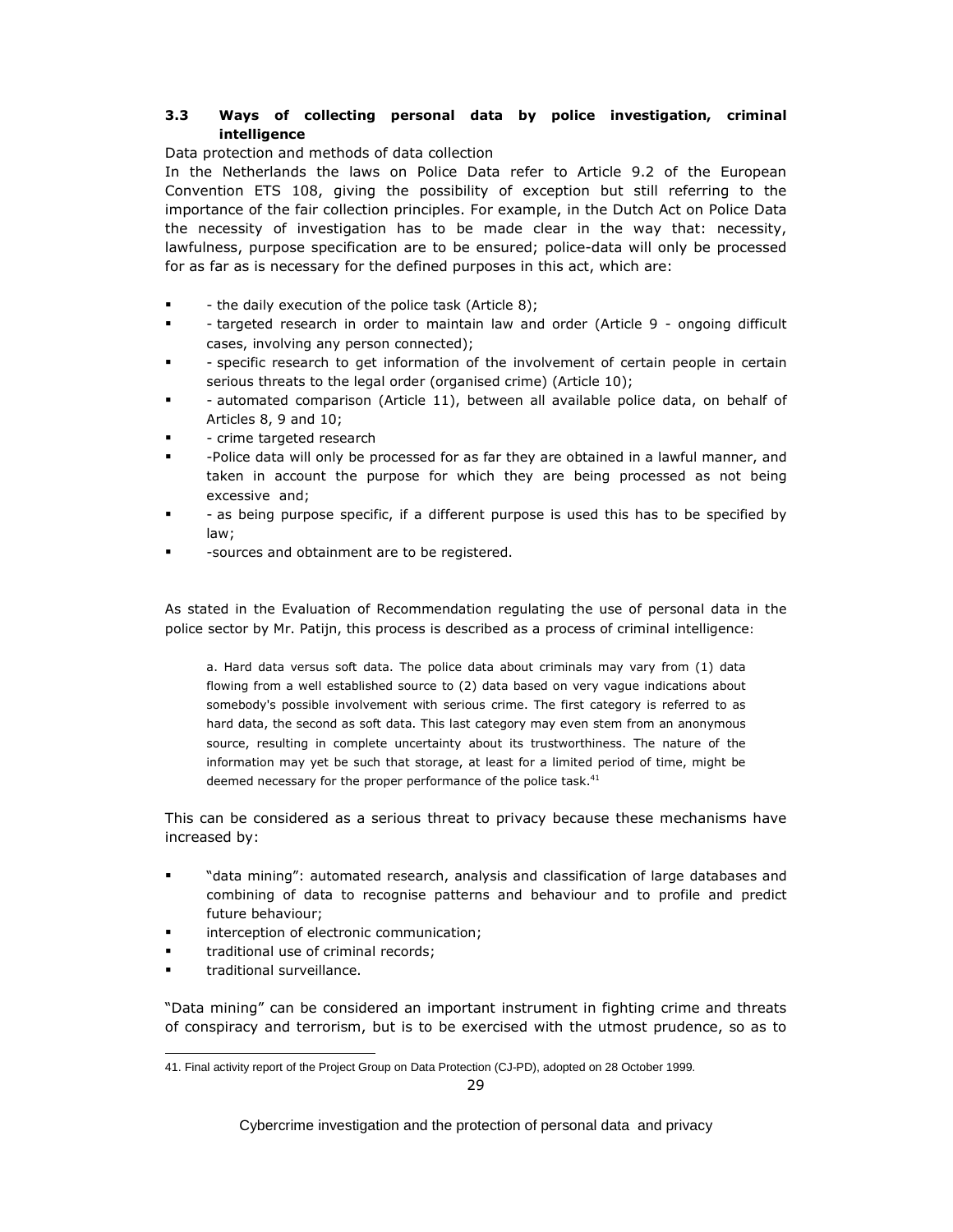### 3.3 Ways of collecting personal data by police investigation, criminal intelligence

Data protection and methods of data collection

In the Netherlands the laws on Police Data refer to Article 9.2 of the European Convention ETS 108, giving the possibility of exception but still referring to the importance of the fair collection principles. For example, in the Dutch Act on Police Data the necessity of investigation has to be made clear in the way that: necessity, lawfulness, purpose specification are to be ensured; police-data will only be processed for as far as is necessary for the defined purposes in this act, which are:

- - the daily execution of the police task (Article 8);
- - targeted research in order to maintain law and order (Article 9 - ongoing difficult cases, involving any person connected);
- - specific research to get information of the involvement of certain people in certain serious threats to the legal order (organised crime) (Article 10);
- - automated comparison (Article 11), between all available police data, on behalf of Articles 8, 9 and 10;
- - crime targeted research
- -Police data will only be processed for as far they are obtained in a lawful manner, and taken in account the purpose for which they are being processed as not being excessive and;
- - as being purpose specific, if a different purpose is used this has to be specified by law;
- -sources and obtainment are to be registered.

As stated in the Evaluation of Recommendation regulating the use of personal data in the police sector by Mr. Patijn, this process is described as a process of criminal intelligence:

> a. Hard data versus soft data. The police data about criminals may vary from (1) data flowing from a well established source to (2) data based on very vague indications about somebody's possible involvement with serious crime. The first category is referred to as hard data, the second as soft data. This last category may even stem from an anonymous source, resulting in complete uncertainty about its trustworthiness. The nature of the information may yet be such that storage, at least for a limited period of time, might be deemed necessary for the proper performance of the police task.[41]

This can be considered as a serious threat to privacy because these mechanisms have increased by:

- "data mining": automated research, analysis and classification of large databases and combining of data to recognise patterns and behaviour and to profile and predict future behaviour;
- interception of electronic communication;
- traditional use of criminal records;
- traditional surveillance.

"Data mining" can be considered an important instrument in fighting crime and threats of conspiracy and terrorism, but is to be exercised with the utmost prudence, so as to

41. Final activity report of the Project Group on Data Protection (CJ-PD), adopted on 28 October 1999.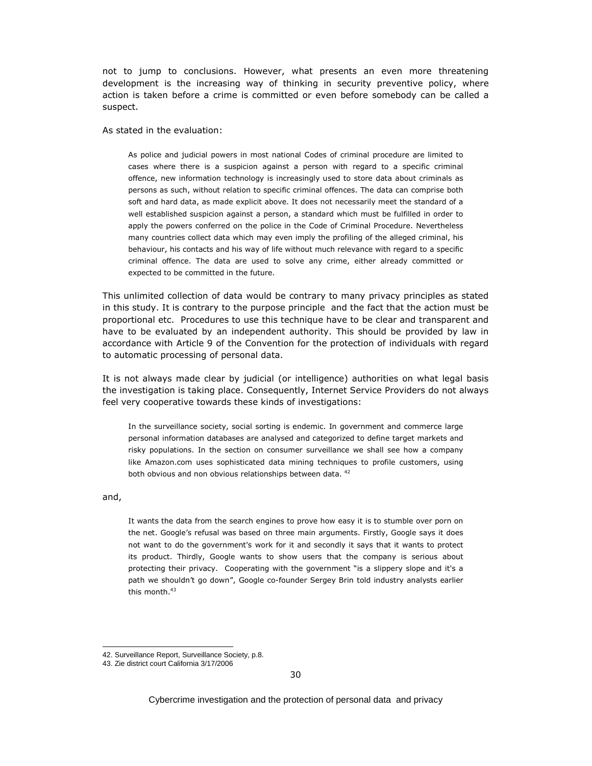not to jump to conclusions. However, what presents an even more threatening development is the increasing way of thinking in security preventive policy, where action is taken before a crime is committed or even before somebody can be called a suspect.

As stated in the evaluation:

> As police and judicial powers in most national Codes of criminal procedure are limited to cases where there is a suspicion against a person with regard to a specific criminal offence, new information technology is increasingly used to store data about criminals as persons as such, without relation to specific criminal offences. The data can comprise both soft and hard data, as made explicit above. It does not necessarily meet the standard of a well established suspicion against a person, a standard which must be fulfilled in order to apply the powers conferred on the police in the Code of Criminal Procedure. Nevertheless many countries collect data which may even imply the profiling of the alleged criminal, his behaviour, his contacts and his way of life without much relevance with regard to a specific criminal offence. The data are used to solve any crime, either already committed or expected to be committed in the future.

This unlimited collection of data would be contrary to many privacy principles as stated in this study. It is contrary to the purpose principle and the fact that the action must be proportional etc. Procedures to use this technique have to be clear and transparent and have to be evaluated by an independent authority. This should be provided by law in accordance with Article 9 of the Convention for the protection of individuals with regard to automatic processing of personal data.

It is not always made clear by judicial (or intelligence) authorities on what legal basis the investigation is taking place. Consequently, Internet Service Providers do not always feel very cooperative towards these kinds of investigations:

> In the surveillance society, social sorting is endemic. In government and commerce large personal information databases are analysed and categorized to define target markets and risky populations. In the section on consumer surveillance we shall see how a company like Amazon.com uses sophisticated data mining techniques to profile customers, using both obvious and non obvious relationships between data. [42]

and,

> It wants the data from the search engines to prove how easy it is to stumble over porn on the net. Google's refusal was based on three main arguments. Firstly, Google says it does not want to do the government's work for it and secondly it says that it wants to protect its product. Thirdly, Google wants to show users that the company is serious about protecting their privacy. Cooperating with the government "is a slippery slope and it's a path we shouldn't go down", Google co-founder Sergey Brin told industry analysts earlier this month.[43]

---

42. Surveillance Report, Surveillance Society, p.8.

43. Zie district court California 3/17/2006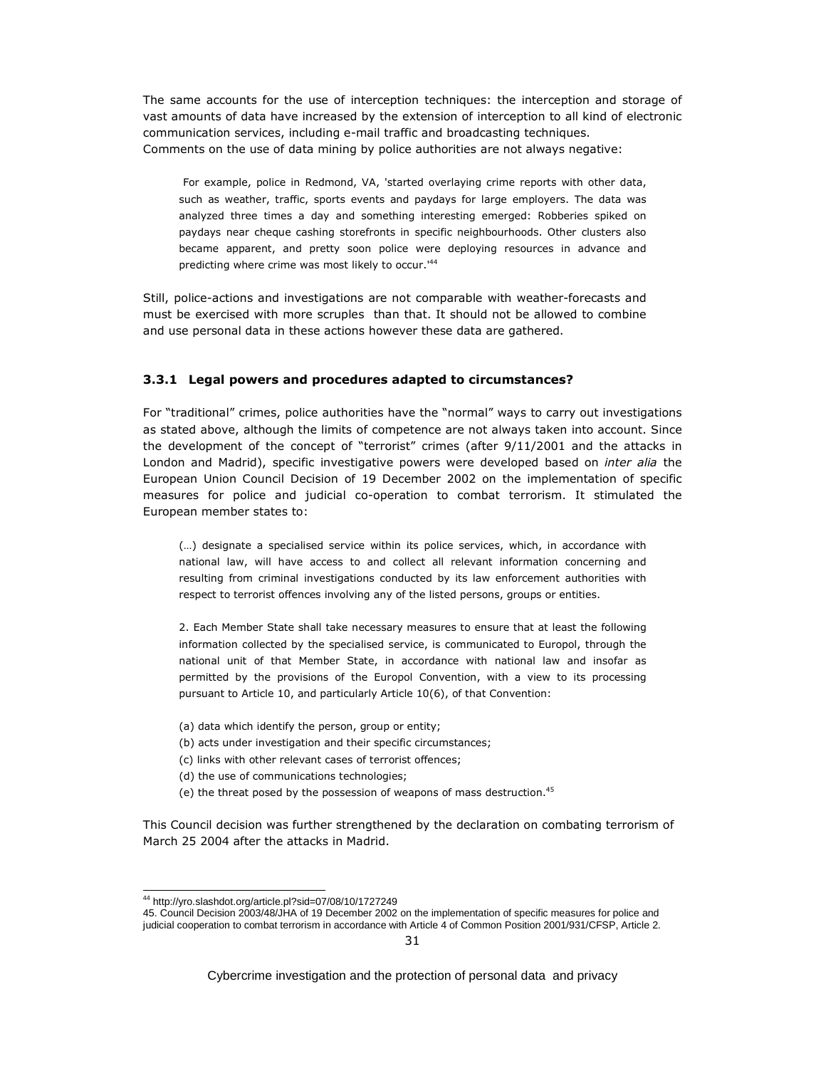The same accounts for the use of interception techniques: the interception and storage of vast amounts of data have increased by the extension of interception to all kind of electronic communication services, including e-mail traffic and broadcasting techniques.
Comments on the use of data mining by police authorities are not always negative:

> For example, police in Redmond, VA, 'started overlaying crime reports with other data, such as weather, traffic, sports events and paydays for large employers. The data was analyzed three times a day and something interesting emerged: Robberies spiked on paydays near cheque cashing storefronts in specific neighbourhoods. Other clusters also became apparent, and pretty soon police were deploying resources in advance and predicting where crime was most likely to occur.'[44]

Still, police-actions and investigations are not comparable with weather-forecasts and must be exercised with more scruples than that. It should not be allowed to combine and use personal data in these actions however these data are gathered.

### 3.3.1 Legal powers and procedures adapted to circumstances?

For "traditional" crimes, police authorities have the "normal" ways to carry out investigations as stated above, although the limits of competence are not always taken into account. Since the development of the concept of "terrorist" crimes (after 9/11/2001 and the attacks in London and Madrid), specific investigative powers were developed based on *inter alia* the European Union Council Decision of 19 December 2002 on the implementation of specific measures for police and judicial co-operation to combat terrorism. It stimulated the European member states to:

> (…) designate a specialised service within its police services, which, in accordance with national law, will have access to and collect all relevant information concerning and resulting from criminal investigations conducted by its law enforcement authorities with respect to terrorist offences involving any of the listed persons, groups or entities.
>
> 2. Each Member State shall take necessary measures to ensure that at least the following information collected by the specialised service, is communicated to Europol, through the national unit of that Member State, in accordance with national law and insofar as permitted by the provisions of the Europol Convention, with a view to its processing pursuant to Article 10, and particularly Article 10(6), of that Convention:
>
> (a) data which identify the person, group or entity;
> (b) acts under investigation and their specific circumstances;
> (c) links with other relevant cases of terrorist offences;
> (d) the use of communications technologies;
> (e) the threat posed by the possession of weapons of mass destruction.[45]

This Council decision was further strengthened by the declaration on combating terrorism of March 25 2004 after the attacks in Madrid.

---

[44] http://yro.slashdot.org/article.pl?sid=07/08/10/1727249

[45] Council Decision 2003/48/JHA of 19 December 2002 on the implementation of specific measures for police and judicial cooperation to combat terrorism in accordance with Article 4 of Common Position 2001/931/CFSP, Article 2.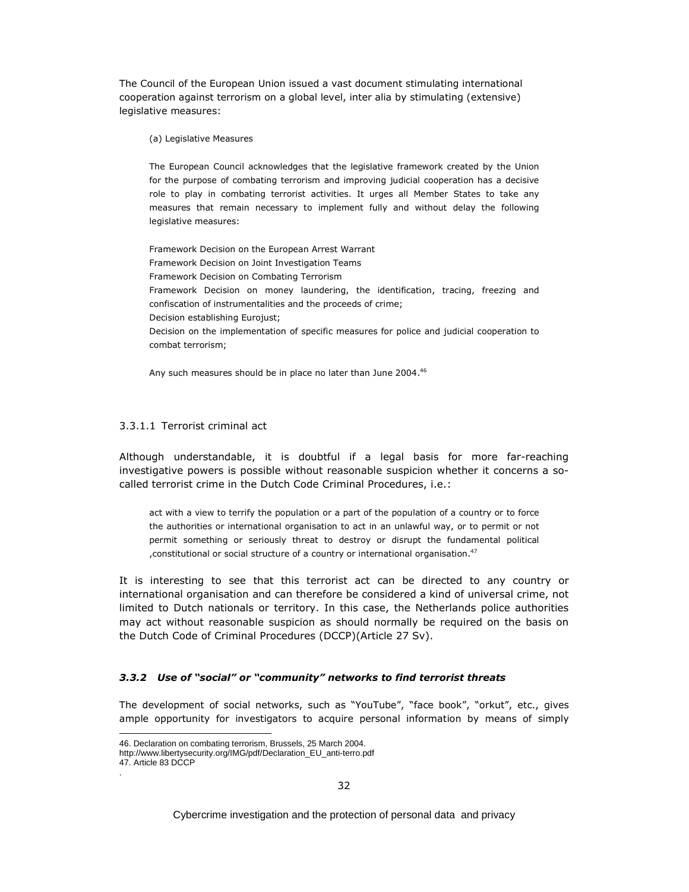The Council of the European Union issued a vast document stimulating international cooperation against terrorism on a global level, inter alia by stimulating (extensive) legislative measures:

> (a) Legislative Measures
>
> The European Council acknowledges that the legislative framework created by the Union for the purpose of combating terrorism and improving judicial cooperation has a decisive role to play in combating terrorist activities. It urges all Member States to take any measures that remain necessary to implement fully and without delay the following legislative measures:
>
> Framework Decision on the European Arrest Warrant
> Framework Decision on Joint Investigation Teams
> Framework Decision on Combating Terrorism
> Framework Decision on money laundering, the identification, tracing, freezing and confiscation of instrumentalities and the proceeds of crime;
> Decision establishing Eurojust;
> Decision on the implementation of specific measures for police and judicial cooperation to combat terrorism;
>
> Any such measures should be in place no later than June 2004.[46]

#### 3.3.1.1 Terrorist criminal act

Although understandable, it is doubtful if a legal basis for more far-reaching investigative powers is possible without reasonable suspicion whether it concerns a so-called terrorist crime in the Dutch Code Criminal Procedures, i.e.:

> act with a view to terrify the population or a part of the population of a country or to force the authorities or international organisation to act in an unlawful way, or to permit or not permit something or seriously threat to destroy or disrupt the fundamental political ,constitutional or social structure of a country or international organisation.[47]

It is interesting to see that this terrorist act can be directed to any country or international organisation and can therefore be considered a kind of universal crime, not limited to Dutch nationals or territory. In this case, the Netherlands police authorities may act without reasonable suspicion as should normally be required on the basis on the Dutch Code of Criminal Procedures (DCCP)(Article 27 Sv).

### *3.3.2 Use of "social" or "community" networks to find terrorist threats*

The development of social networks, such as "YouTube", "face book", "orkut", etc., gives ample opportunity for investigators to acquire personal information by means of simply

---

46. Declaration on combating terrorism, Brussels, 25 March 2004.
http://www.libertysecurity.org/IMG/pdf/Declaration_EU_anti-terro.pdf
47. Article 83 DCCP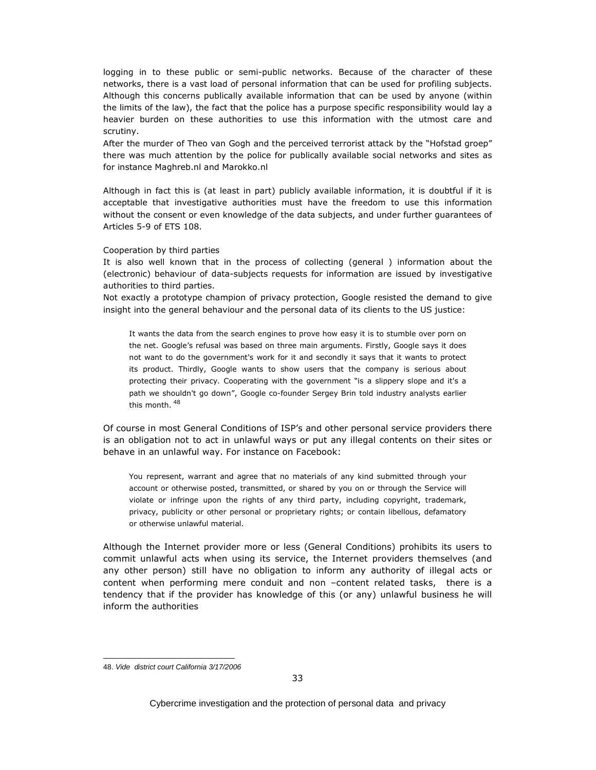logging in to these public or semi-public networks. Because of the character of these networks, there is a vast load of personal information that can be used for profiling subjects. Although this concerns publically available information that can be used by anyone (within the limits of the law), the fact that the police has a purpose specific responsibility would lay a heavier burden on these authorities to use this information with the utmost care and scrutiny.
After the murder of Theo van Gogh and the perceived terrorist attack by the "Hofstad groep" there was much attention by the police for publically available social networks and sites as for instance Maghreb.nl and Marokko.nl

Although in fact this is (at least in part) publicly available information, it is doubtful if it is acceptable that investigative authorities must have the freedom to use this information without the consent or even knowledge of the data subjects, and under further guarantees of Articles 5-9 of ETS 108.

Cooperation by third parties
It is also well known that in the process of collecting (general ) information about the (electronic) behaviour of data-subjects requests for information are issued by investigative authorities to third parties.
Not exactly a prototype champion of privacy protection, Google resisted the demand to give insight into the general behaviour and the personal data of its clients to the US justice:

> It wants the data from the search engines to prove how easy it is to stumble over porn on the net. Google's refusal was based on three main arguments. Firstly, Google says it does not want to do the government's work for it and secondly it says that it wants to protect its product. Thirdly, Google wants to show users that the company is serious about protecting their privacy. Cooperating with the government "is a slippery slope and it's a path we shouldn't go down", Google co-founder Sergey Brin told industry analysts earlier this month. [48]

Of course in most General Conditions of ISP's and other personal service providers there is an obligation not to act in unlawful ways or put any illegal contents on their sites or behave in an unlawful way. For instance on Facebook:

> You represent, warrant and agree that no materials of any kind submitted through your account or otherwise posted, transmitted, or shared by you on or through the Service will violate or infringe upon the rights of any third party, including copyright, trademark, privacy, publicity or other personal or proprietary rights; or contain libellous, defamatory or otherwise unlawful material.

Although the Internet provider more or less (General Conditions) prohibits its users to commit unlawful acts when using its service, the Internet providers themselves (and any other person) still have no obligation to inform any authority of illegal acts or content when performing mere conduit and non –content related tasks, there is a tendency that if the provider has knowledge of this (or any) unlawful business he will inform the authorities

48. *Vide district court California 3/17/2006*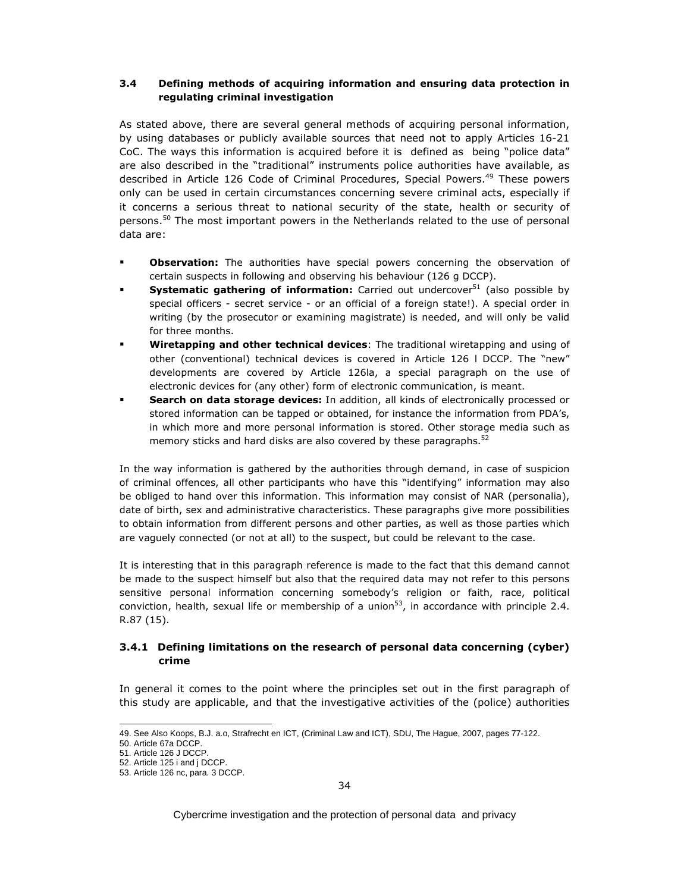### 3.4 Defining methods of acquiring information and ensuring data protection in regulating criminal investigation

As stated above, there are several general methods of acquiring personal information, by using databases or publicly available sources that need not to apply Articles 16-21 CoC. The ways this information is acquired before it is defined as being "police data" are also described in the "traditional" instruments police authorities have available, as described in Article 126 Code of Criminal Procedures, Special Powers.[49] These powers only can be used in certain circumstances concerning severe criminal acts, especially if it concerns a serious threat to national security of the state, health or security of persons.[50] The most important powers in the Netherlands related to the use of personal data are:

- **Observation:** The authorities have special powers concerning the observation of certain suspects in following and observing his behaviour (126 g DCCP).
- **Systematic gathering of information:** Carried out undercover[51] (also possible by special officers - secret service - or an official of a foreign state!). A special order in writing (by the prosecutor or examining magistrate) is needed, and will only be valid for three months.
- **Wiretapping and other technical devices**: The traditional wiretapping and using of other (conventional) technical devices is covered in Article 126 l DCCP. The "new" developments are covered by Article 126la, a special paragraph on the use of electronic devices for (any other) form of electronic communication, is meant.
- **Search on data storage devices:** In addition, all kinds of electronically processed or stored information can be tapped or obtained, for instance the information from PDA's, in which more and more personal information is stored. Other storage media such as memory sticks and hard disks are also covered by these paragraphs.[52]

In the way information is gathered by the authorities through demand, in case of suspicion of criminal offences, all other participants who have this "identifying" information may also be obliged to hand over this information. This information may consist of NAR (personalia), date of birth, sex and administrative characteristics. These paragraphs give more possibilities to obtain information from different persons and other parties, as well as those parties which are vaguely connected (or not at all) to the suspect, but could be relevant to the case.

It is interesting that in this paragraph reference is made to the fact that this demand cannot be made to the suspect himself but also that the required data may not refer to this persons sensitive personal information concerning somebody's religion or faith, race, political conviction, health, sexual life or membership of a union[53], in accordance with principle 2.4. R.87 (15).

#### 3.4.1 Defining limitations on the research of personal data concerning (cyber) crime

In general it comes to the point where the principles set out in the first paragraph of this study are applicable, and that the investigative activities of the (police) authorities

---

49. See Also Koops, B.J. a.o, Strafrecht en ICT, (Criminal Law and ICT), SDU, The Hague, 2007, pages 77-122.
50. Article 67a DCCP.
51. Article 126 J DCCP.
52. Article 125 i and j DCCP.
53. Article 126 nc, para. 3 DCCP.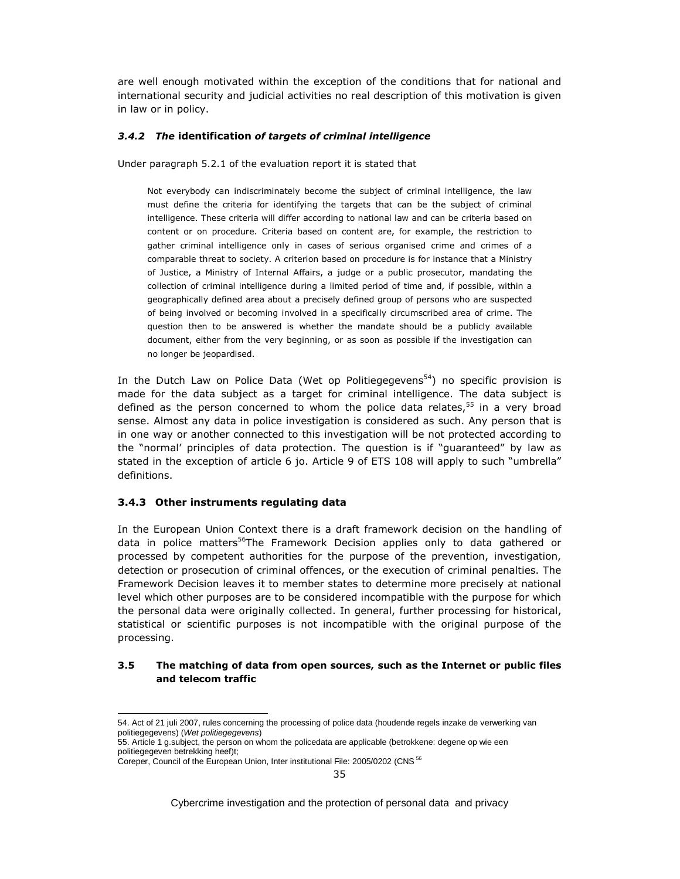are well enough motivated within the exception of the conditions that for national and international security and judicial activities no real description of this motivation is given in law or in policy.

### *3.4.2 The* **identification** *of targets of criminal intelligence*

Under paragraph 5.2.1 of the evaluation report it is stated that

> Not everybody can indiscriminately become the subject of criminal intelligence, the law must define the criteria for identifying the targets that can be the subject of criminal intelligence. These criteria will differ according to national law and can be criteria based on content or on procedure. Criteria based on content are, for example, the restriction to gather criminal intelligence only in cases of serious organised crime and crimes of a comparable threat to society. A criterion based on procedure is for instance that a Ministry of Justice, a Ministry of Internal Affairs, a judge or a public prosecutor, mandating the collection of criminal intelligence during a limited period of time and, if possible, within a geographically defined area about a precisely defined group of persons who are suspected of being involved or becoming involved in a specifically circumscribed area of crime. The question then to be answered is whether the mandate should be a publicly available document, either from the very beginning, or as soon as possible if the investigation can no longer be jeopardised.

In the Dutch Law on Police Data (Wet op Politiegegevens[54]) no specific provision is made for the data subject as a target for criminal intelligence. The data subject is defined as the person concerned to whom the police data relates,[55] in a very broad sense. Almost any data in police investigation is considered as such. Any person that is in one way or another connected to this investigation will be not protected according to the "normal' principles of data protection. The question is if "guaranteed" by law as stated in the exception of article 6 jo. Article 9 of ETS 108 will apply to such "umbrella" definitions.

### 3.4.3 Other instruments regulating data

In the European Union Context there is a draft framework decision on the handling of data in police matters[56]The Framework Decision applies only to data gathered or processed by competent authorities for the purpose of the prevention, investigation, detection or prosecution of criminal offences, or the execution of criminal penalties. The Framework Decision leaves it to member states to determine more precisely at national level which other purposes are to be considered incompatible with the purpose for which the personal data were originally collected. In general, further processing for historical, statistical or scientific purposes is not incompatible with the original purpose of the processing.

## 3.5 The matching of data from open sources, such as the Internet or public files and telecom traffic

---

54. Act of 21 juli 2007, rules concerning the processing of police data (houdende regels inzake de verwerking van politiegegevens) (*Wet politiegegevens*)

55. Article 1 g.subject, the person on whom the policedata are applicable (betrokkene: degene op wie een politiegegeven betrekking heef)t;

Coreper, Council of the European Union, Inter institutional File: 2005/0202 (CNS [56]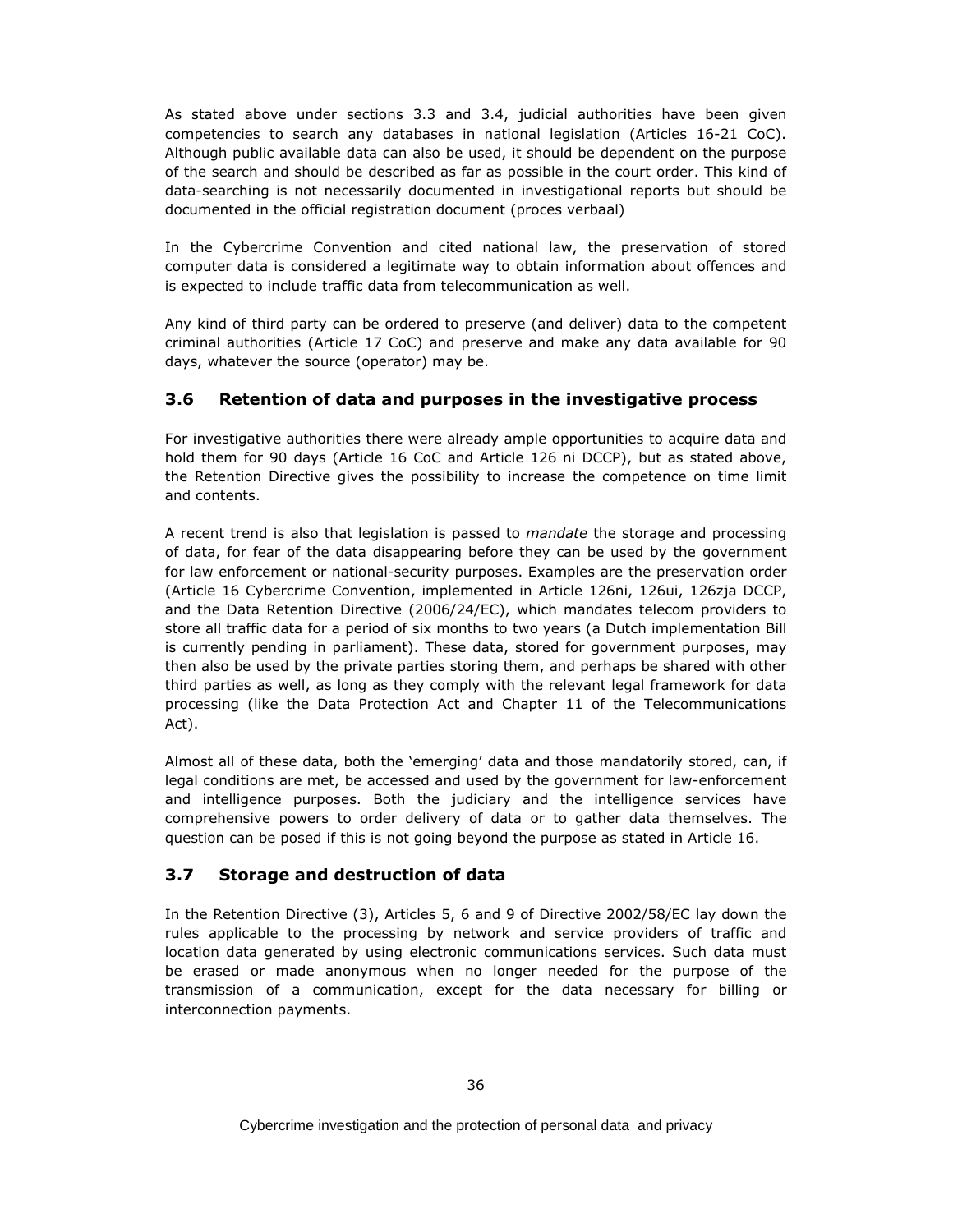As stated above under sections 3.3 and 3.4, judicial authorities have been given competencies to search any databases in national legislation (Articles 16-21 CoC). Although public available data can also be used, it should be dependent on the purpose of the search and should be described as far as possible in the court order. This kind of data-searching is not necessarily documented in investigational reports but should be documented in the official registration document (proces verbaal)

In the Cybercrime Convention and cited national law, the preservation of stored computer data is considered a legitimate way to obtain information about offences and is expected to include traffic data from telecommunication as well.

Any kind of third party can be ordered to preserve (and deliver) data to the competent criminal authorities (Article 17 CoC) and preserve and make any data available for 90 days, whatever the source (operator) may be.

## 3.6 Retention of data and purposes in the investigative process

For investigative authorities there were already ample opportunities to acquire data and hold them for 90 days (Article 16 CoC and Article 126 ni DCCP), but as stated above, the Retention Directive gives the possibility to increase the competence on time limit and contents.

A recent trend is also that legislation is passed to *mandate* the storage and processing of data, for fear of the data disappearing before they can be used by the government for law enforcement or national-security purposes. Examples are the preservation order (Article 16 Cybercrime Convention, implemented in Article 126ni, 126ui, 126zja DCCP, and the Data Retention Directive (2006/24/EC), which mandates telecom providers to store all traffic data for a period of six months to two years (a Dutch implementation Bill is currently pending in parliament). These data, stored for government purposes, may then also be used by the private parties storing them, and perhaps be shared with other third parties as well, as long as they comply with the relevant legal framework for data processing (like the Data Protection Act and Chapter 11 of the Telecommunications Act).

Almost all of these data, both the 'emerging' data and those mandatorily stored, can, if legal conditions are met, be accessed and used by the government for law-enforcement and intelligence purposes. Both the judiciary and the intelligence services have comprehensive powers to order delivery of data or to gather data themselves. The question can be posed if this is not going beyond the purpose as stated in Article 16.

## 3.7 Storage and destruction of data

In the Retention Directive (3), Articles 5, 6 and 9 of Directive 2002/58/EC lay down the rules applicable to the processing by network and service providers of traffic and location data generated by using electronic communications services. Such data must be erased or made anonymous when no longer needed for the purpose of the transmission of a communication, except for the data necessary for billing or interconnection payments.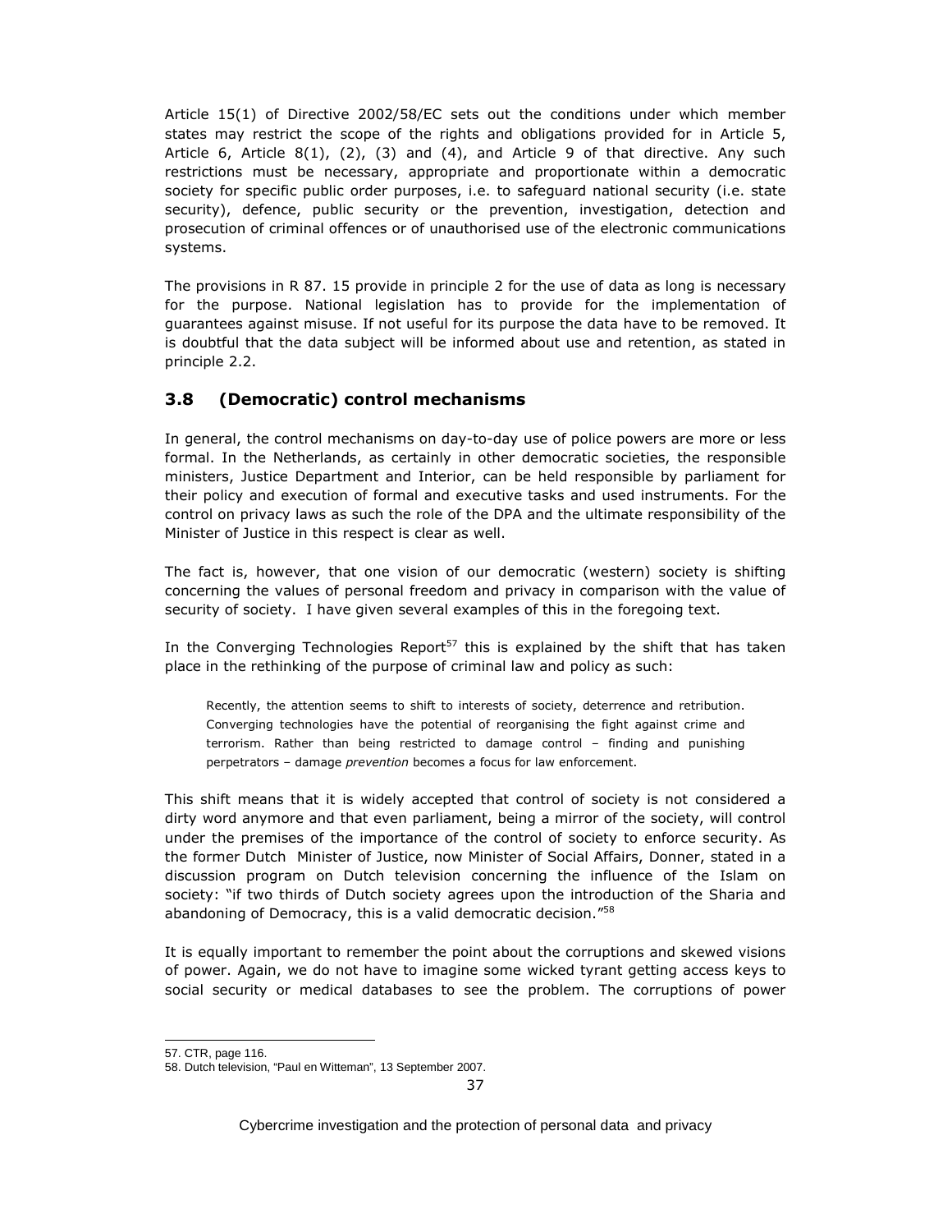Article 15(1) of Directive 2002/58/EC sets out the conditions under which member states may restrict the scope of the rights and obligations provided for in Article 5, Article 6, Article 8(1), (2), (3) and (4), and Article 9 of that directive. Any such restrictions must be necessary, appropriate and proportionate within a democratic society for specific public order purposes, i.e. to safeguard national security (i.e. state security), defence, public security or the prevention, investigation, detection and prosecution of criminal offences or of unauthorised use of the electronic communications systems.

The provisions in R 87. 15 provide in principle 2 for the use of data as long is necessary for the purpose. National legislation has to provide for the implementation of guarantees against misuse. If not useful for its purpose the data have to be removed. It is doubtful that the data subject will be informed about use and retention, as stated in principle 2.2.

## 3.8 (Democratic) control mechanisms

In general, the control mechanisms on day-to-day use of police powers are more or less formal. In the Netherlands, as certainly in other democratic societies, the responsible ministers, Justice Department and Interior, can be held responsible by parliament for their policy and execution of formal and executive tasks and used instruments. For the control on privacy laws as such the role of the DPA and the ultimate responsibility of the Minister of Justice in this respect is clear as well.

The fact is, however, that one vision of our democratic (western) society is shifting concerning the values of personal freedom and privacy in comparison with the value of security of society. I have given several examples of this in the foregoing text.

In the Converging Technologies Report[57] this is explained by the shift that has taken place in the rethinking of the purpose of criminal law and policy as such:

> Recently, the attention seems to shift to interests of society, deterrence and retribution. Converging technologies have the potential of reorganising the fight against crime and terrorism. Rather than being restricted to damage control – finding and punishing perpetrators – damage *prevention* becomes a focus for law enforcement.

This shift means that it is widely accepted that control of society is not considered a dirty word anymore and that even parliament, being a mirror of the society, will control under the premises of the importance of the control of society to enforce security. As the former Dutch Minister of Justice, now Minister of Social Affairs, Donner, stated in a discussion program on Dutch television concerning the influence of the Islam on society: "if two thirds of Dutch society agrees upon the introduction of the Sharia and abandoning of Democracy, this is a valid democratic decision."[58]

It is equally important to remember the point about the corruptions and skewed visions of power. Again, we do not have to imagine some wicked tyrant getting access keys to social security or medical databases to see the problem. The corruptions of power

57. CTR, page 116.

58. Dutch television, "Paul en Witteman", 13 September 2007.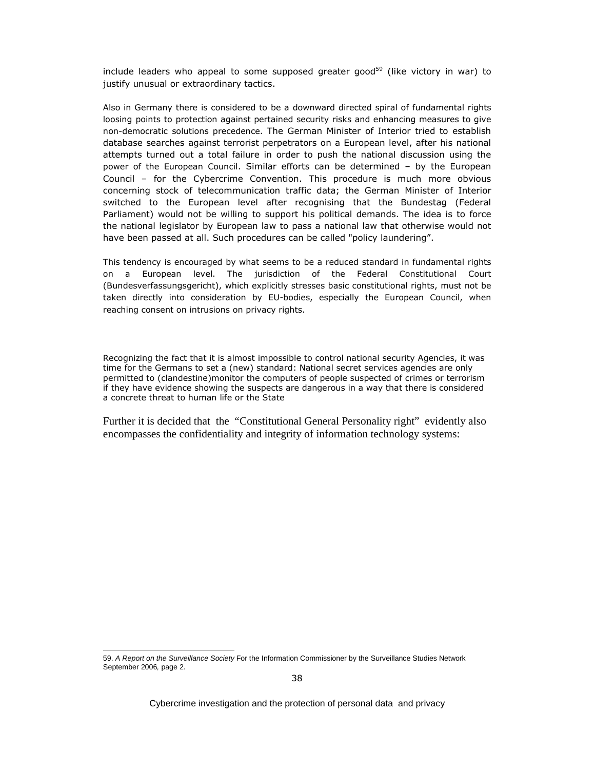include leaders who appeal to some supposed greater good[59] (like victory in war) to justify unusual or extraordinary tactics.

Also in Germany there is considered to be a downward directed spiral of fundamental rights loosing points to protection against pertained security risks and enhancing measures to give non-democratic solutions precedence. The German Minister of Interior tried to establish database searches against terrorist perpetrators on a European level, after his national attempts turned out a total failure in order to push the national discussion using the power of the European Council. Similar efforts can be determined – by the European Council – for the Cybercrime Convention. This procedure is much more obvious concerning stock of telecommunication traffic data; the German Minister of Interior switched to the European level after recognising that the Bundestag (Federal Parliament) would not be willing to support his political demands. The idea is to force the national legislator by European law to pass a national law that otherwise would not have been passed at all. Such procedures can be called "policy laundering".

This tendency is encouraged by what seems to be a reduced standard in fundamental rights on a European level. The jurisdiction of the Federal Constitutional Court (Bundesverfassungsgericht), which explicitly stresses basic constitutional rights, must not be taken directly into consideration by EU-bodies, especially the European Council, when reaching consent on intrusions on privacy rights.

Recognizing the fact that it is almost impossible to control national security Agencies, it was time for the Germans to set a (new) standard: National secret services agencies are only permitted to (clandestine)monitor the computers of people suspected of crimes or terrorism if they have evidence showing the suspects are dangerous in a way that there is considered a concrete threat to human life or the State

Further it is decided that the "Constitutional General Personality right" evidently also encompasses the confidentiality and integrity of information technology systems:

59. *A Report on the Surveillance Society* For the Information Commissioner by the Surveillance Studies Network September 2006, page 2.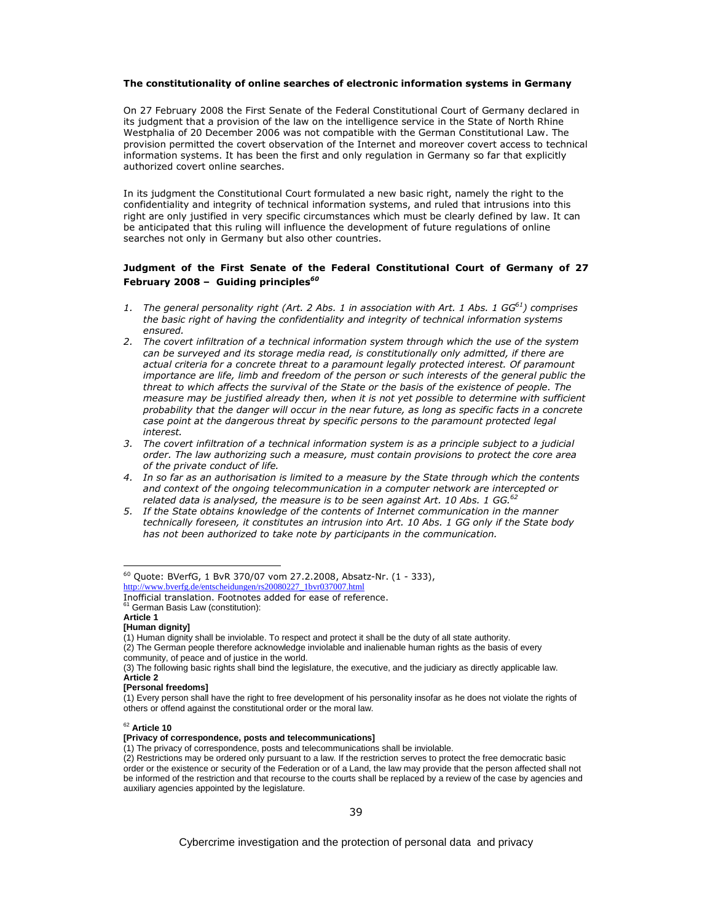**The constitutionality of online searches of electronic information systems in Germany**

On 27 February 2008 the First Senate of the Federal Constitutional Court of Germany declared in its judgment that a provision of the law on the intelligence service in the State of North Rhine Westphalia of 20 December 2006 was not compatible with the German Constitutional Law. The provision permitted the covert observation of the Internet and moreover covert access to technical information systems. It has been the first and only regulation in Germany so far that explicitly authorized covert online searches.

In its judgment the Constitutional Court formulated a new basic right, namely the right to the confidentiality and integrity of technical information systems, and ruled that intrusions into this right are only justified in very specific circumstances which must be clearly defined by law. It can be anticipated that this ruling will influence the development of future regulations of online searches not only in Germany but also other countries.

### Judgment of the First Senate of the Federal Constitutional Court of Germany of 27 February 2008 – Guiding principles[60]

1. *The general personality right (Art. 2 Abs. 1 in association with Art. 1 Abs. 1 GG[61]) comprises the basic right of having the confidentiality and integrity of technical information systems ensured.*
2. *The covert infiltration of a technical information system through which the use of the system can be surveyed and its storage media read, is constitutionally only admitted, if there are actual criteria for a concrete threat to a paramount legally protected interest. Of paramount importance are life, limb and freedom of the person or such interests of the general public the threat to which affects the survival of the State or the basis of the existence of people. The measure may be justified already then, when it is not yet possible to determine with sufficient probability that the danger will occur in the near future, as long as specific facts in a concrete case point at the dangerous threat by specific persons to the paramount protected legal interest.*
3. *The covert infiltration of a technical information system is as a principle subject to a judicial order. The law authorizing such a measure, must contain provisions to protect the core area of the private conduct of life.*
4. *In so far as an authorisation is limited to a measure by the State through which the contents and context of the ongoing telecommunication in a computer network are intercepted or related data is analysed, the measure is to be seen against Art. 10 Abs. 1 GG.[62]*
5. *If the State obtains knowledge of the contents of Internet communication in the manner technically foreseen, it constitutes an intrusion into Art. 10 Abs. 1 GG only if the State body has not been authorized to take note by participants in the communication.*

---

[60] Quote: BVerfG, 1 BvR 370/07 vom 27.2.2008, Absatz-Nr. (1 - 333), http://www.bverfg.de/entscheidungen/rs20080227_1bvr037007.html
Inofficial translation. Footnotes added for ease of reference.

[61] German Basis Law (constitution):

**Article 1**

**[Human dignity]**

(1) Human dignity shall be inviolable. To respect and protect it shall be the duty of all state authority.

(2) The German people therefore acknowledge inviolable and inalienable human rights as the basis of every community, of peace and of justice in the world.

(3) The following basic rights shall bind the legislature, the executive, and the judiciary as directly applicable law.

**Article 2**

**[Personal freedoms]**

(1) Every person shall have the right to free development of his personality insofar as he does not violate the rights of others or offend against the constitutional order or the moral law.

[62] **Article 10**

**[Privacy of correspondence, posts and telecommunications]**

(1) The privacy of correspondence, posts and telecommunications shall be inviolable.

(2) Restrictions may be ordered only pursuant to a law. If the restriction serves to protect the free democratic basic order or the existence or security of the Federation or of a Land, the law may provide that the person affected shall not be informed of the restriction and that recourse to the courts shall be replaced by a review of the case by agencies and auxiliary agencies appointed by the legislature.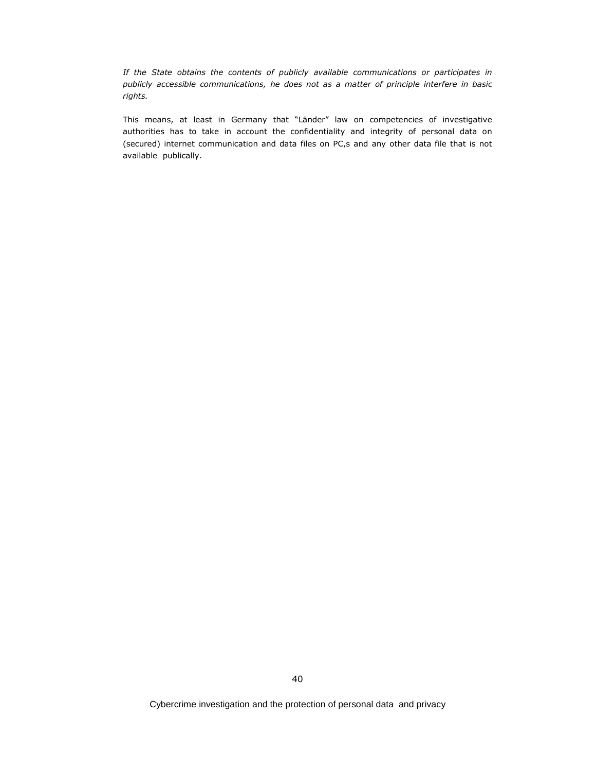*If the State obtains the contents of publicly available communications or participates in publicly accessible communications, he does not as a matter of principle interfere in basic rights.*

This means, at least in Germany that "Länder" law on competencies of investigative authorities has to take in account the confidentiality and integrity of personal data on (secured) internet communication and data files on PC,s and any other data file that is not available publically.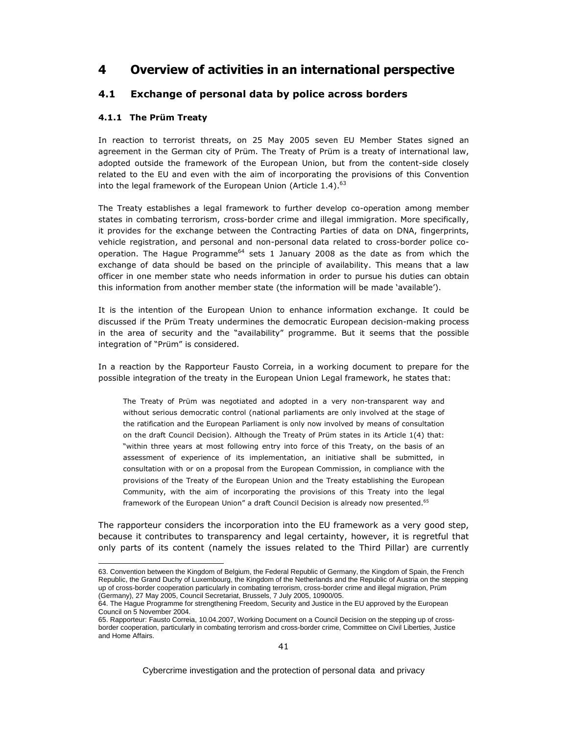# 4 Overview of activities in an international perspective

## 4.1 Exchange of personal data by police across borders

### 4.1.1 The Prüm Treaty

In reaction to terrorist threats, on 25 May 2005 seven EU Member States signed an agreement in the German city of Prüm. The Treaty of Prüm is a treaty of international law, adopted outside the framework of the European Union, but from the content-side closely related to the EU and even with the aim of incorporating the provisions of this Convention into the legal framework of the European Union (Article 1.4).[63]

The Treaty establishes a legal framework to further develop co-operation among member states in combating terrorism, cross-border crime and illegal immigration. More specifically, it provides for the exchange between the Contracting Parties of data on DNA, fingerprints, vehicle registration, and personal and non-personal data related to cross-border police co-operation. The Hague Programme[64] sets 1 January 2008 as the date as from which the exchange of data should be based on the principle of availability. This means that a law officer in one member state who needs information in order to pursue his duties can obtain this information from another member state (the information will be made 'available').

It is the intention of the European Union to enhance information exchange. It could be discussed if the Prüm Treaty undermines the democratic European decision-making process in the area of security and the "availability" programme. But it seems that the possible integration of "Prüm" is considered.

In a reaction by the Rapporteur Fausto Correia, in a working document to prepare for the possible integration of the treaty in the European Union Legal framework, he states that:

> The Treaty of Prüm was negotiated and adopted in a very non-transparent way and without serious democratic control (national parliaments are only involved at the stage of the ratification and the European Parliament is only now involved by means of consultation on the draft Council Decision). Although the Treaty of Prüm states in its Article 1(4) that: "within three years at most following entry into force of this Treaty, on the basis of an assessment of experience of its implementation, an initiative shall be submitted, in consultation with or on a proposal from the European Commission, in compliance with the provisions of the Treaty of the European Union and the Treaty establishing the European Community, with the aim of incorporating the provisions of this Treaty into the legal framework of the European Union" a draft Council Decision is already now presented.[65]

The rapporteur considers the incorporation into the EU framework as a very good step, because it contributes to transparency and legal certainty, however, it is regretful that only parts of its content (namely the issues related to the Third Pillar) are currently

---

63. Convention between the Kingdom of Belgium, the Federal Republic of Germany, the Kingdom of Spain, the French Republic, the Grand Duchy of Luxembourg, the Kingdom of the Netherlands and the Republic of Austria on the stepping up of cross-border cooperation particularly in combating terrorism, cross-border crime and illegal migration, Prüm (Germany), 27 May 2005, Council Secretariat, Brussels, 7 July 2005, 10900/05.

64. The Hague Programme for strengthening Freedom, Security and Justice in the EU approved by the European Council on 5 November 2004.

65. Rapporteur: Fausto Correia, 10.04.2007, Working Document on a Council Decision on the stepping up of cross-border cooperation, particularly in combating terrorism and cross-border crime, Committee on Civil Liberties, Justice and Home Affairs.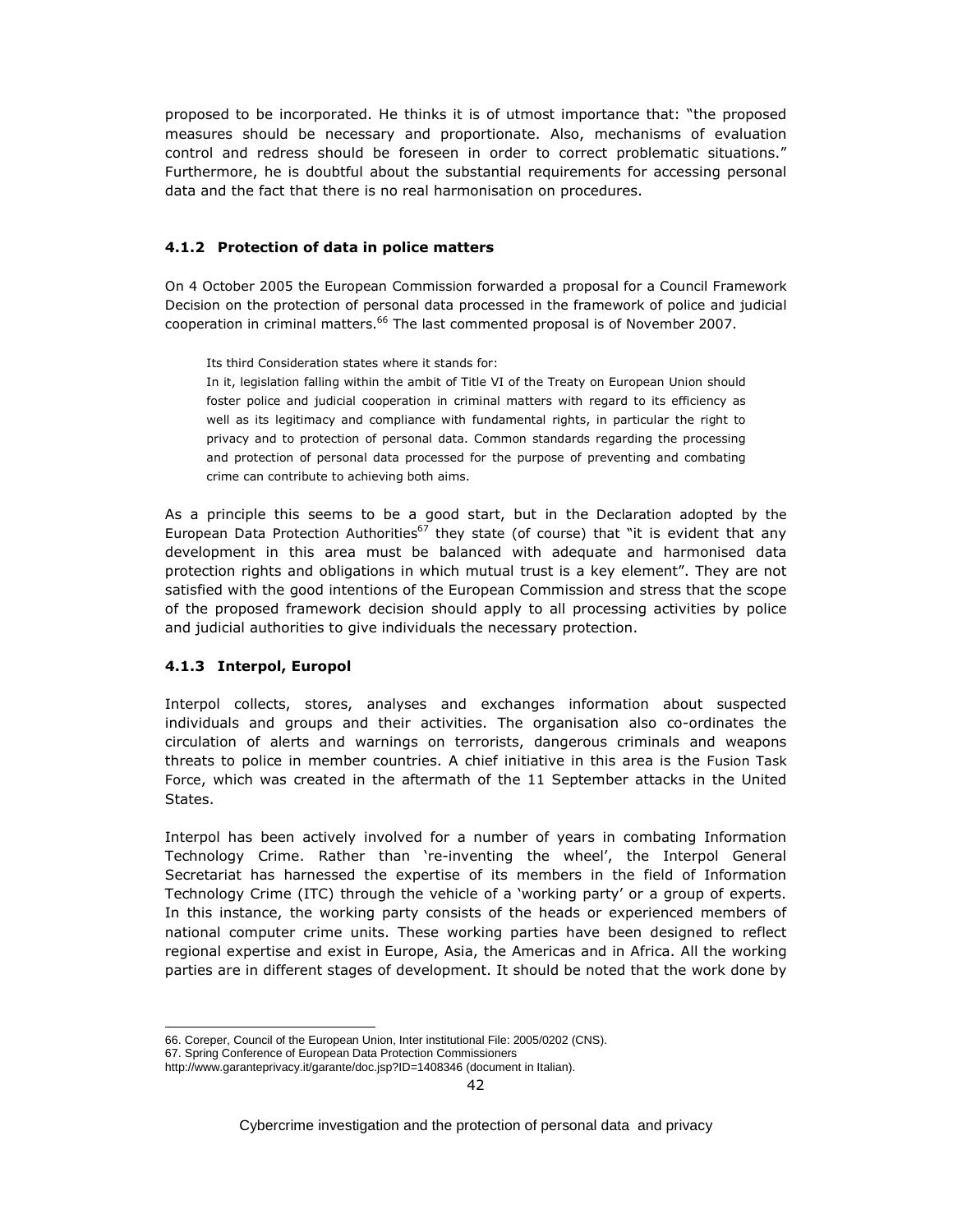proposed to be incorporated. He thinks it is of utmost importance that: "the proposed measures should be necessary and proportionate. Also, mechanisms of evaluation control and redress should be foreseen in order to correct problematic situations." Furthermore, he is doubtful about the substantial requirements for accessing personal data and the fact that there is no real harmonisation on procedures.

### 4.1.2 Protection of data in police matters

On 4 October 2005 the European Commission forwarded a proposal for a Council Framework Decision on the protection of personal data processed in the framework of police and judicial cooperation in criminal matters.[66] The last commented proposal is of November 2007.

> Its third Consideration states where it stands for:
> In it, legislation falling within the ambit of Title VI of the Treaty on European Union should foster police and judicial cooperation in criminal matters with regard to its efficiency as well as its legitimacy and compliance with fundamental rights, in particular the right to privacy and to protection of personal data. Common standards regarding the processing and protection of personal data processed for the purpose of preventing and combating crime can contribute to achieving both aims.

As a principle this seems to be a good start, but in the Declaration adopted by the European Data Protection Authorities[67] they state (of course) that "it is evident that any development in this area must be balanced with adequate and harmonised data protection rights and obligations in which mutual trust is a key element". They are not satisfied with the good intentions of the European Commission and stress that the scope of the proposed framework decision should apply to all processing activities by police and judicial authorities to give individuals the necessary protection.

### 4.1.3 Interpol, Europol

Interpol collects, stores, analyses and exchanges information about suspected individuals and groups and their activities. The organisation also co-ordinates the circulation of alerts and warnings on terrorists, dangerous criminals and weapons threats to police in member countries. A chief initiative in this area is the Fusion Task Force, which was created in the aftermath of the 11 September attacks in the United States.

Interpol has been actively involved for a number of years in combating Information Technology Crime. Rather than 're-inventing the wheel', the Interpol General Secretariat has harnessed the expertise of its members in the field of Information Technology Crime (ITC) through the vehicle of a 'working party' or a group of experts. In this instance, the working party consists of the heads or experienced members of national computer crime units. These working parties have been designed to reflect regional expertise and exist in Europe, Asia, the Americas and in Africa. All the working parties are in different stages of development. It should be noted that the work done by

66. Coreper, Council of the European Union, Inter institutional File: 2005/0202 (CNS).
67. Spring Conference of European Data Protection Commissioners
http://www.garanteprivacy.it/garante/doc.jsp?ID=1408346 (document in Italian).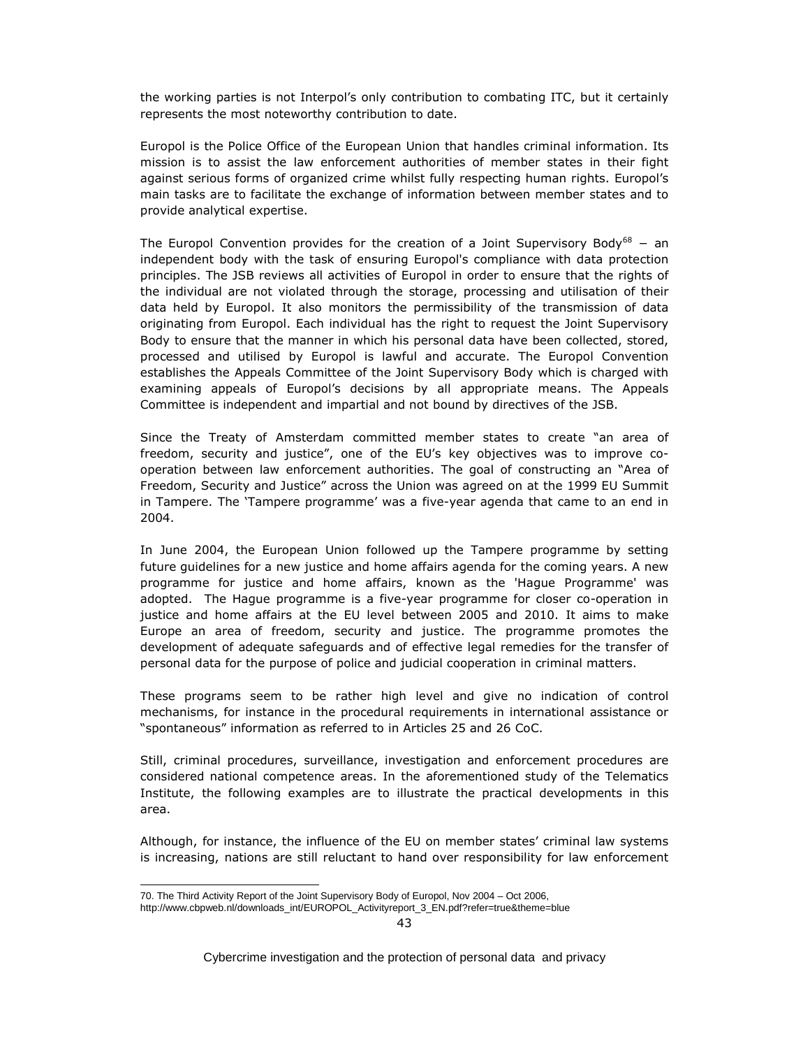the working parties is not Interpol's only contribution to combating ITC, but it certainly represents the most noteworthy contribution to date.

Europol is the Police Office of the European Union that handles criminal information. Its mission is to assist the law enforcement authorities of member states in their fight against serious forms of organized crime whilst fully respecting human rights. Europol's main tasks are to facilitate the exchange of information between member states and to provide analytical expertise.

The Europol Convention provides for the creation of a Joint Supervisory Body[68] – an independent body with the task of ensuring Europol's compliance with data protection principles. The JSB reviews all activities of Europol in order to ensure that the rights of the individual are not violated through the storage, processing and utilisation of their data held by Europol. It also monitors the permissibility of the transmission of data originating from Europol. Each individual has the right to request the Joint Supervisory Body to ensure that the manner in which his personal data have been collected, stored, processed and utilised by Europol is lawful and accurate. The Europol Convention establishes the Appeals Committee of the Joint Supervisory Body which is charged with examining appeals of Europol's decisions by all appropriate means. The Appeals Committee is independent and impartial and not bound by directives of the JSB.

Since the Treaty of Amsterdam committed member states to create "an area of freedom, security and justice", one of the EU's key objectives was to improve co-operation between law enforcement authorities. The goal of constructing an "Area of Freedom, Security and Justice" across the Union was agreed on at the 1999 EU Summit in Tampere. The 'Tampere programme' was a five-year agenda that came to an end in 2004.

In June 2004, the European Union followed up the Tampere programme by setting future guidelines for a new justice and home affairs agenda for the coming years. A new programme for justice and home affairs, known as the 'Hague Programme' was adopted. The Hague programme is a five-year programme for closer co-operation in justice and home affairs at the EU level between 2005 and 2010. It aims to make Europe an area of freedom, security and justice. The programme promotes the development of adequate safeguards and of effective legal remedies for the transfer of personal data for the purpose of police and judicial cooperation in criminal matters.

These programs seem to be rather high level and give no indication of control mechanisms, for instance in the procedural requirements in international assistance or "spontaneous" information as referred to in Articles 25 and 26 CoC.

Still, criminal procedures, surveillance, investigation and enforcement procedures are considered national competence areas. In the aforementioned study of the Telematics Institute, the following examples are to illustrate the practical developments in this area.

Although, for instance, the influence of the EU on member states' criminal law systems is increasing, nations are still reluctant to hand over responsibility for law enforcement

70. The Third Activity Report of the Joint Supervisory Body of Europol, Nov 2004 – Oct 2006, http://www.cbpweb.nl/downloads_int/EUROPOL_Activityreport_3_EN.pdf?refer=true&theme=blue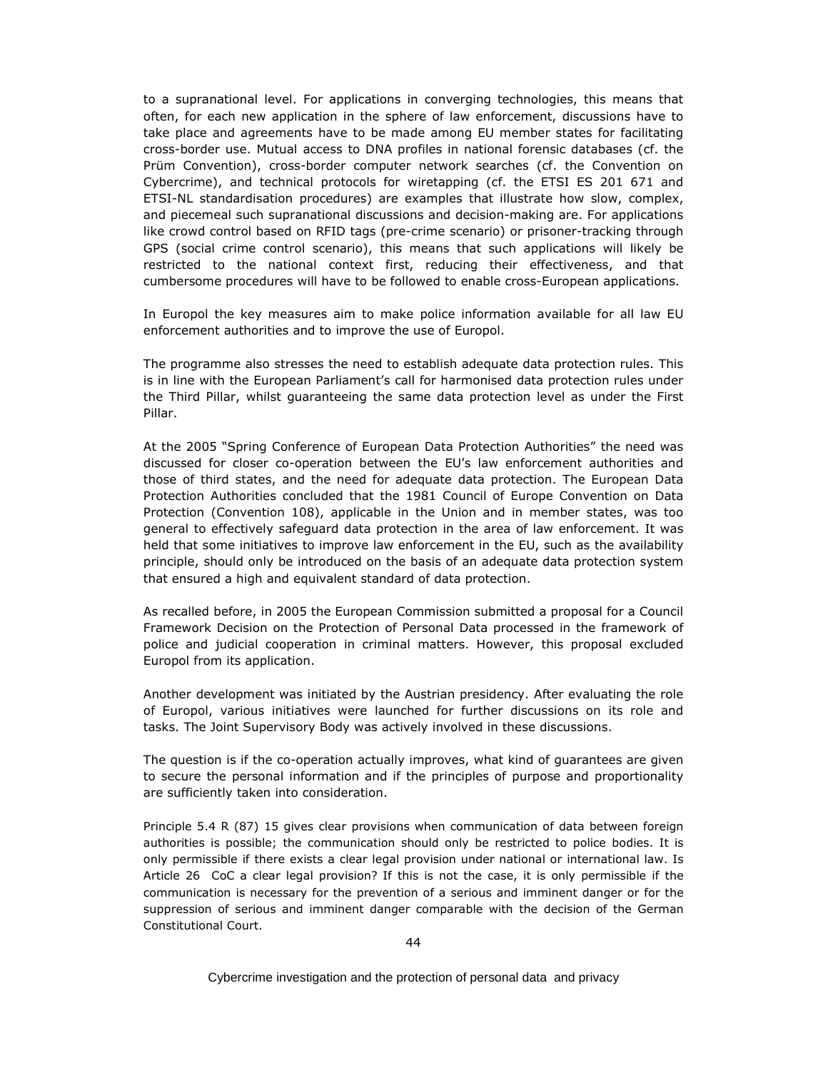to a supranational level. For applications in converging technologies, this means that often, for each new application in the sphere of law enforcement, discussions have to take place and agreements have to be made among EU member states for facilitating cross-border use. Mutual access to DNA profiles in national forensic databases (cf. the Prüm Convention), cross-border computer network searches (cf. the Convention on Cybercrime), and technical protocols for wiretapping (cf. the ETSI ES 201 671 and ETSI-NL standardisation procedures) are examples that illustrate how slow, complex, and piecemeal such supranational discussions and decision-making are. For applications like crowd control based on RFID tags (pre-crime scenario) or prisoner-tracking through GPS (social crime control scenario), this means that such applications will likely be restricted to the national context first, reducing their effectiveness, and that cumbersome procedures will have to be followed to enable cross-European applications.

In Europol the key measures aim to make police information available for all law EU enforcement authorities and to improve the use of Europol.

The programme also stresses the need to establish adequate data protection rules. This is in line with the European Parliament's call for harmonised data protection rules under the Third Pillar, whilst guaranteeing the same data protection level as under the First Pillar.

At the 2005 "Spring Conference of European Data Protection Authorities" the need was discussed for closer co-operation between the EU's law enforcement authorities and those of third states, and the need for adequate data protection. The European Data Protection Authorities concluded that the 1981 Council of Europe Convention on Data Protection (Convention 108), applicable in the Union and in member states, was too general to effectively safeguard data protection in the area of law enforcement. It was held that some initiatives to improve law enforcement in the EU, such as the availability principle, should only be introduced on the basis of an adequate data protection system that ensured a high and equivalent standard of data protection.

As recalled before, in 2005 the European Commission submitted a proposal for a Council Framework Decision on the Protection of Personal Data processed in the framework of police and judicial cooperation in criminal matters. However, this proposal excluded Europol from its application.

Another development was initiated by the Austrian presidency. After evaluating the role of Europol, various initiatives were launched for further discussions on its role and tasks. The Joint Supervisory Body was actively involved in these discussions.

The question is if the co-operation actually improves, what kind of guarantees are given to secure the personal information and if the principles of purpose and proportionality are sufficiently taken into consideration.

Principle 5.4 R (87) 15 gives clear provisions when communication of data between foreign authorities is possible; the communication should only be restricted to police bodies. It is only permissible if there exists a clear legal provision under national or international law. Is Article 26 CoC a clear legal provision? If this is not the case, it is only permissible if the communication is necessary for the prevention of a serious and imminent danger or for the suppression of serious and imminent danger comparable with the decision of the German Constitutional Court.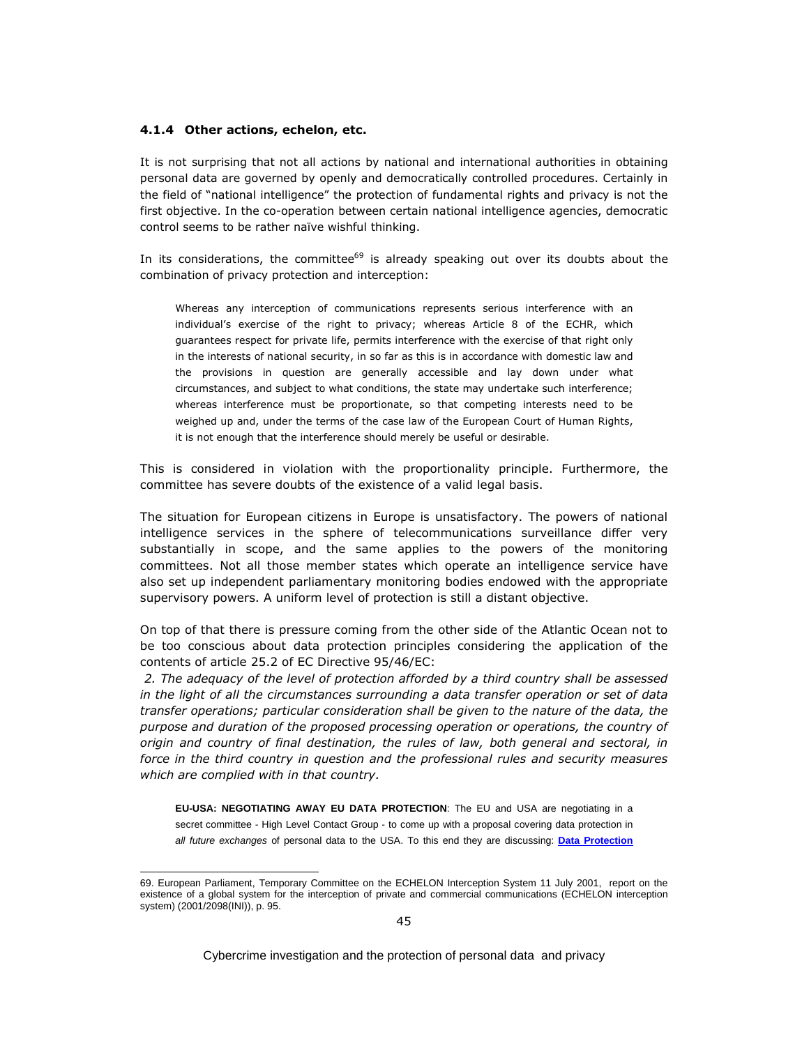### 4.1.4 Other actions, echelon, etc.

It is not surprising that not all actions by national and international authorities in obtaining personal data are governed by openly and democratically controlled procedures. Certainly in the field of "national intelligence" the protection of fundamental rights and privacy is not the first objective. In the co-operation between certain national intelligence agencies, democratic control seems to be rather naïve wishful thinking.

In its considerations, the committee[69] is already speaking out over its doubts about the combination of privacy protection and interception:

> Whereas any interception of communications represents serious interference with an individual's exercise of the right to privacy; whereas Article 8 of the ECHR, which guarantees respect for private life, permits interference with the exercise of that right only in the interests of national security, in so far as this is in accordance with domestic law and the provisions in question are generally accessible and lay down under what circumstances, and subject to what conditions, the state may undertake such interference; whereas interference must be proportionate, so that competing interests need to be weighed up and, under the terms of the case law of the European Court of Human Rights, it is not enough that the interference should merely be useful or desirable.

This is considered in violation with the proportionality principle. Furthermore, the committee has severe doubts of the existence of a valid legal basis.

The situation for European citizens in Europe is unsatisfactory. The powers of national intelligence services in the sphere of telecommunications surveillance differ very substantially in scope, and the same applies to the powers of the monitoring committees. Not all those member states which operate an intelligence service have also set up independent parliamentary monitoring bodies endowed with the appropriate supervisory powers. A uniform level of protection is still a distant objective.

On top of that there is pressure coming from the other side of the Atlantic Ocean not to be too conscious about data protection principles considering the application of the contents of article 25.2 of EC Directive 95/46/EC:

*2. The adequacy of the level of protection afforded by a third country shall be assessed in the light of all the circumstances surrounding a data transfer operation or set of data transfer operations; particular consideration shall be given to the nature of the data, the purpose and duration of the proposed processing operation or operations, the country of origin and country of final destination, the rules of law, both general and sectoral, in force in the third country in question and the professional rules and security measures which are complied with in that country.*

> **EU-USA: NEGOTIATING AWAY EU DATA PROTECTION**: The EU and USA are negotiating in a secret committee - High Level Contact Group - to come up with a proposal covering data protection in *all future exchanges* of personal data to the USA. To this end they are discussing: **Data Protection**

69. European Parliament, Temporary Committee on the ECHELON Interception System 11 July 2001, report on the existence of a global system for the interception of private and commercial communications (ECHELON interception system) (2001/2098(INI)), p. 95.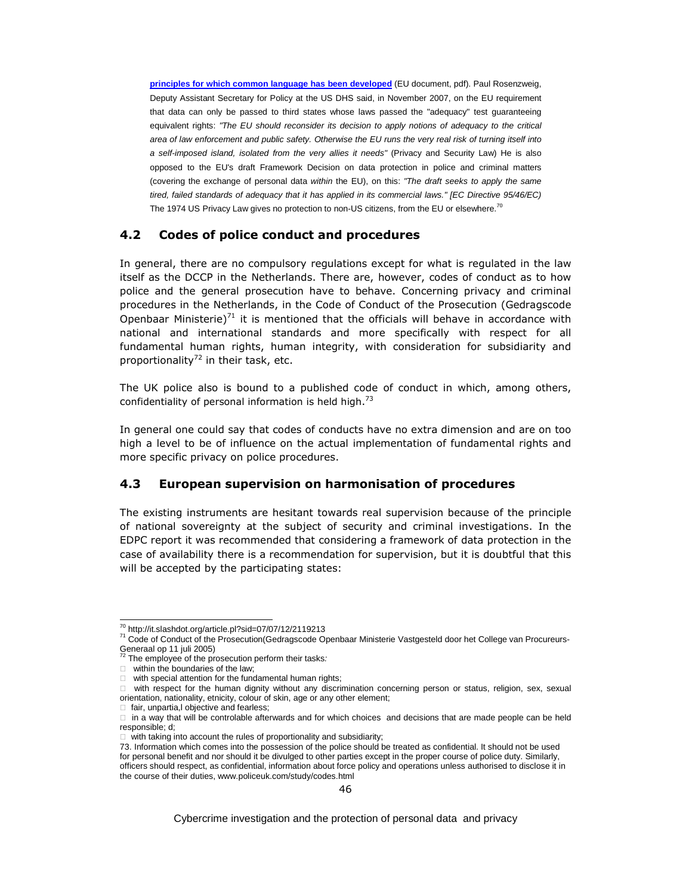**principles for which common language has been developed** (EU document, pdf). Paul Rosenzweig, Deputy Assistant Secretary for Policy at the US DHS said, in November 2007, on the EU requirement that data can only be passed to third states whose laws passed the "adequacy" test guaranteeing equivalent rights: *"The EU should reconsider its decision to apply notions of adequacy to the critical area of law enforcement and public safety. Otherwise the EU runs the very real risk of turning itself into a self-imposed island, isolated from the very allies it needs"* (Privacy and Security Law) He is also opposed to the EU's draft Framework Decision on data protection in police and criminal matters (covering the exchange of personal data *within* the EU), on this: *"The draft seeks to apply the same tired, failed standards of adequacy that it has applied in its commercial laws." [EC Directive 95/46/EC)* The 1974 US Privacy Law gives no protection to non-US citizens, from the EU or elsewhere.[70]

## 4.2 Codes of police conduct and procedures

In general, there are no compulsory regulations except for what is regulated in the law itself as the DCCP in the Netherlands. There are, however, codes of conduct as to how police and the general prosecution have to behave. Concerning privacy and criminal procedures in the Netherlands, in the Code of Conduct of the Prosecution (Gedragscode Openbaar Ministerie)[71] it is mentioned that the officials will behave in accordance with national and international standards and more specifically with respect for all fundamental human rights, human integrity, with consideration for subsidiarity and proportionality[72] in their task, etc.

The UK police also is bound to a published code of conduct in which, among others, confidentiality of personal information is held high.[73]

In general one could say that codes of conducts have no extra dimension and are on too high a level to be of influence on the actual implementation of fundamental rights and more specific privacy on police procedures.

## 4.3 European supervision on harmonisation of procedures

The existing instruments are hesitant towards real supervision because of the principle of national sovereignty at the subject of security and criminal investigations. In the EDPC report it was recommended that considering a framework of data protection in the case of availability there is a recommendation for supervision, but it is doubtful that this will be accepted by the participating states:

---

[70] http://it.slashdot.org/article.pl?sid=07/07/12/2119213

[71] Code of Conduct of the Prosecution(Gedragscode Openbaar Ministerie Vastgesteld door het College van Procureurs-Generaal op 11 juli 2005)

[72] The employee of the prosecution perform their tasks*:*

- within the boundaries of the law;
- with special attention for the fundamental human rights;
- with respect for the human dignity without any discrimination concerning person or status, religion, sex, sexual orientation, nationality, etnicity, colour of skin, age or any other element;
- fair, unpartia,l objective and fearless;
- in a way that will be controlable afterwards and for which choices and decisions that are made people can be held responsible; d;
- with taking into account the rules of proportionality and subsidiarity;

73. Information which comes into the possession of the police should be treated as confidential. It should not be used for personal benefit and nor should it be divulged to other parties except in the proper course of police duty. Similarly, officers should respect, as confidential, information about force policy and operations unless authorised to disclose it in the course of their duties, www.policeuk.com/study/codes.html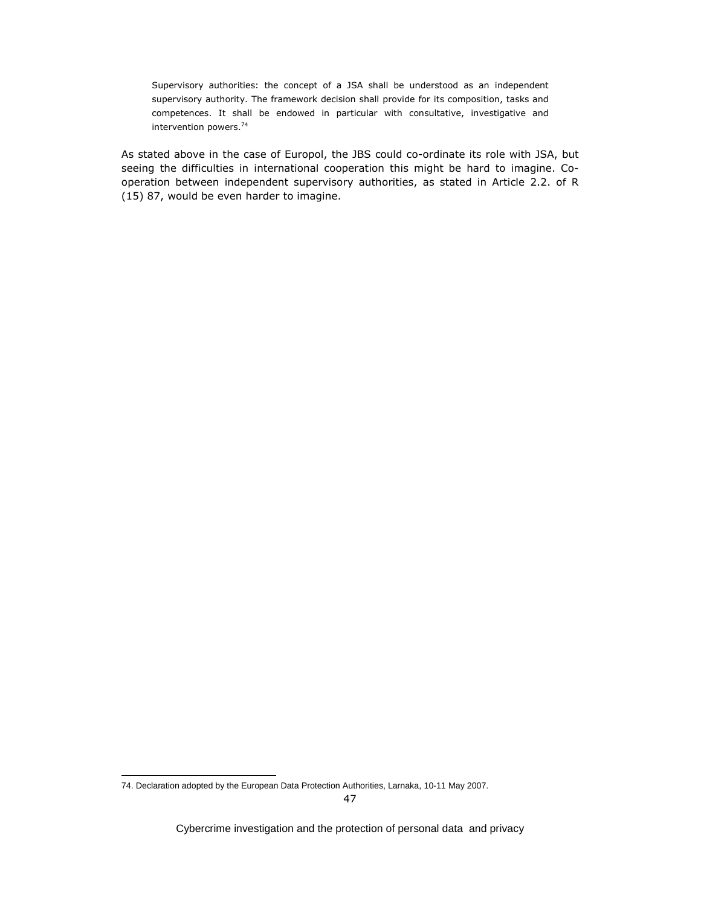> Supervisory authorities: the concept of a JSA shall be understood as an independent supervisory authority. The framework decision shall provide for its composition, tasks and competences. It shall be endowed in particular with consultative, investigative and intervention powers.[74]

As stated above in the case of Europol, the JBS could co-ordinate its role with JSA, but seeing the difficulties in international cooperation this might be hard to imagine. Co-operation between independent supervisory authorities, as stated in Article 2.2. of R (15) 87, would be even harder to imagine.

---

74. Declaration adopted by the European Data Protection Authorities, Larnaka, 10-11 May 2007.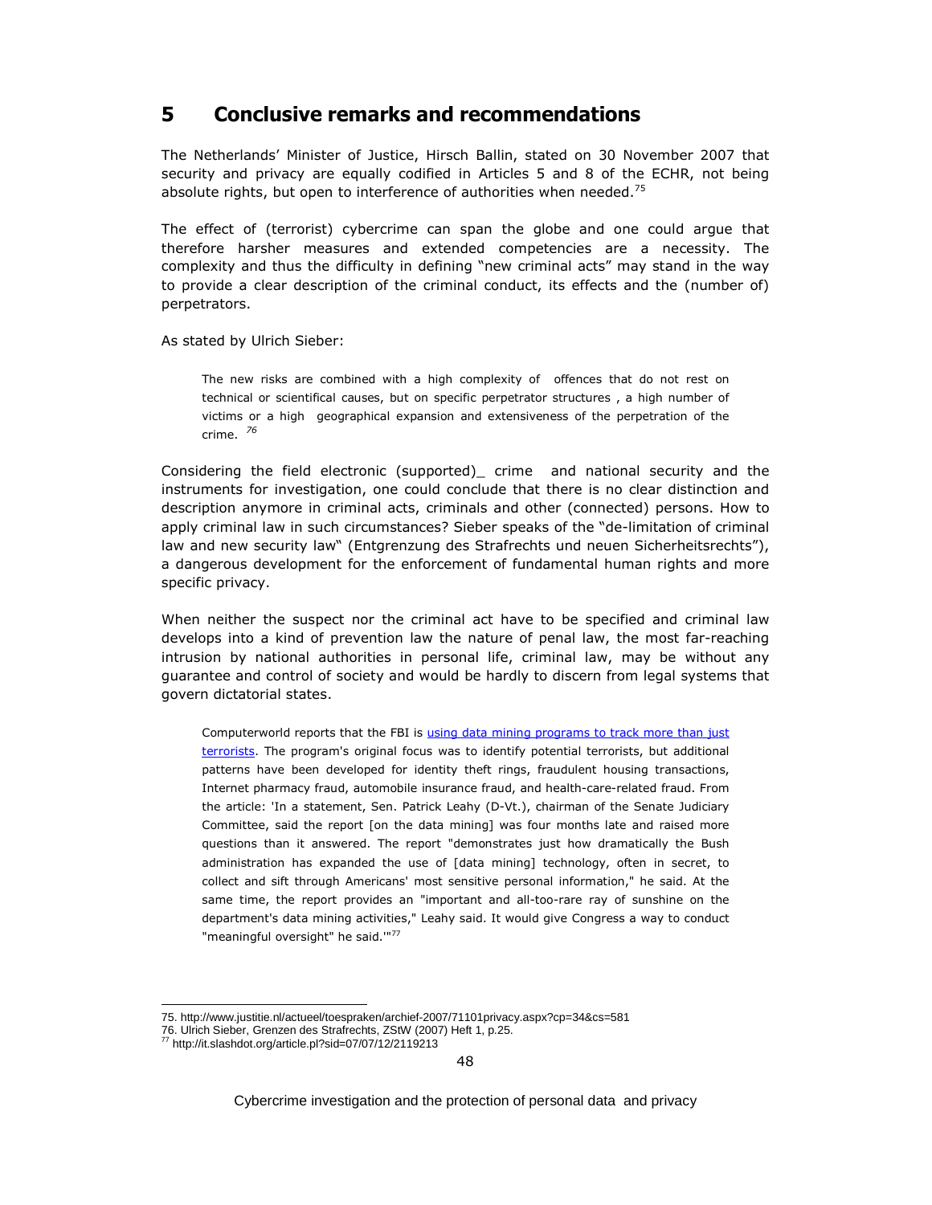# 5 Conclusive remarks and recommendations

The Netherlands' Minister of Justice, Hirsch Ballin, stated on 30 November 2007 that security and privacy are equally codified in Articles 5 and 8 of the ECHR, not being absolute rights, but open to interference of authorities when needed.[75]

The effect of (terrorist) cybercrime can span the globe and one could argue that therefore harsher measures and extended competencies are a necessity. The complexity and thus the difficulty in defining "new criminal acts" may stand in the way to provide a clear description of the criminal conduct, its effects and the (number of) perpetrators.

As stated by Ulrich Sieber:

> The new risks are combined with a high complexity of offences that do not rest on technical or scientifical causes, but on specific perpetrator structures , a high number of victims or a high geographical expansion and extensiveness of the perpetration of the crime. [76]

Considering the field electronic (supported)_ crime and national security and the instruments for investigation, one could conclude that there is no clear distinction and description anymore in criminal acts, criminals and other (connected) persons. How to apply criminal law in such circumstances? Sieber speaks of the "de-limitation of criminal law and new security law" (Entgrenzung des Strafrechts und neuen Sicherheitsrechts"), a dangerous development for the enforcement of fundamental human rights and more specific privacy.

When neither the suspect nor the criminal act have to be specified and criminal law develops into a kind of prevention law the nature of penal law, the most far-reaching intrusion by national authorities in personal life, criminal law, may be without any guarantee and control of society and would be hardly to discern from legal systems that govern dictatorial states.

> Computerworld reports that the FBI is using data mining programs to track more than just terrorists. The program's original focus was to identify potential terrorists, but additional patterns have been developed for identity theft rings, fraudulent housing transactions, Internet pharmacy fraud, automobile insurance fraud, and health-care-related fraud. From the article: 'In a statement, Sen. Patrick Leahy (D-Vt.), chairman of the Senate Judiciary Committee, said the report [on the data mining] was four months late and raised more questions than it answered. The report "demonstrates just how dramatically the Bush administration has expanded the use of [data mining] technology, often in secret, to collect and sift through Americans' most sensitive personal information," he said. At the same time, the report provides an "important and all-too-rare ray of sunshine on the department's data mining activities," Leahy said. It would give Congress a way to conduct "meaningful oversight" he said.'"[77]

---

75. http://www.justitie.nl/actueel/toespraken/archief-2007/71101privacy.aspx?cp=34&cs=581
76. Ulrich Sieber, Grenzen des Strafrechts, ZStW (2007) Heft 1, p.25.
77. http://it.slashdot.org/article.pl?sid=07/07/12/2119213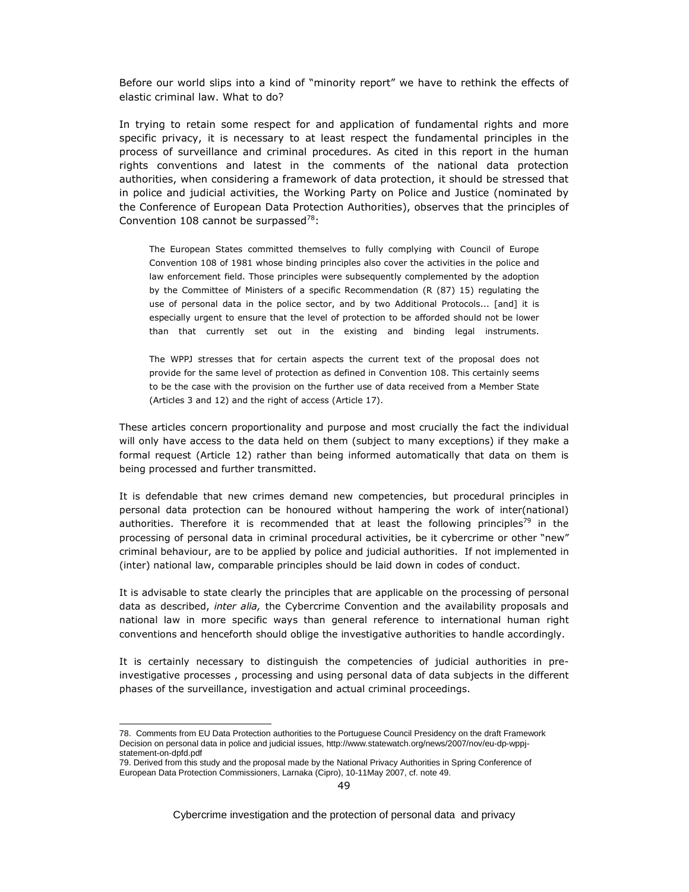Before our world slips into a kind of "minority report" we have to rethink the effects of elastic criminal law. What to do?

In trying to retain some respect for and application of fundamental rights and more specific privacy, it is necessary to at least respect the fundamental principles in the process of surveillance and criminal procedures. As cited in this report in the human rights conventions and latest in the comments of the national data protection authorities, when considering a framework of data protection, it should be stressed that in police and judicial activities, the Working Party on Police and Justice (nominated by the Conference of European Data Protection Authorities), observes that the principles of Convention 108 cannot be surpassed[78]:

> The European States committed themselves to fully complying with Council of Europe Convention 108 of 1981 whose binding principles also cover the activities in the police and law enforcement field. Those principles were subsequently complemented by the adoption by the Committee of Ministers of a specific Recommendation (R (87) 15) regulating the use of personal data in the police sector, and by two Additional Protocols... [and] it is especially urgent to ensure that the level of protection to be afforded should not be lower than that currently set out in the existing and binding legal instruments.
>
> The WPPJ stresses that for certain aspects the current text of the proposal does not provide for the same level of protection as defined in Convention 108. This certainly seems to be the case with the provision on the further use of data received from a Member State (Articles 3 and 12) and the right of access (Article 17).

These articles concern proportionality and purpose and most crucially the fact the individual will only have access to the data held on them (subject to many exceptions) if they make a formal request (Article 12) rather than being informed automatically that data on them is being processed and further transmitted.

It is defendable that new crimes demand new competencies, but procedural principles in personal data protection can be honoured without hampering the work of inter(national) authorities. Therefore it is recommended that at least the following principles[79] in the processing of personal data in criminal procedural activities, be it cybercrime or other "new" criminal behaviour, are to be applied by police and judicial authorities. If not implemented in (inter) national law, comparable principles should be laid down in codes of conduct.

It is advisable to state clearly the principles that are applicable on the processing of personal data as described, *inter alia,* the Cybercrime Convention and the availability proposals and national law in more specific ways than general reference to international human right conventions and henceforth should oblige the investigative authorities to handle accordingly.

It is certainly necessary to distinguish the competencies of judicial authorities in pre-investigative processes , processing and using personal data of data subjects in the different phases of the surveillance, investigation and actual criminal proceedings.

---

78. Comments from EU Data Protection authorities to the Portuguese Council Presidency on the draft Framework Decision on personal data in police and judicial issues, http://www.statewatch.org/news/2007/nov/eu-dp-wppj-statement-on-dpfd.pdf

79. Derived from this study and the proposal made by the National Privacy Authorities in Spring Conference of European Data Protection Commissioners, Larnaka (Cipro), 10-11May 2007, cf. note 49.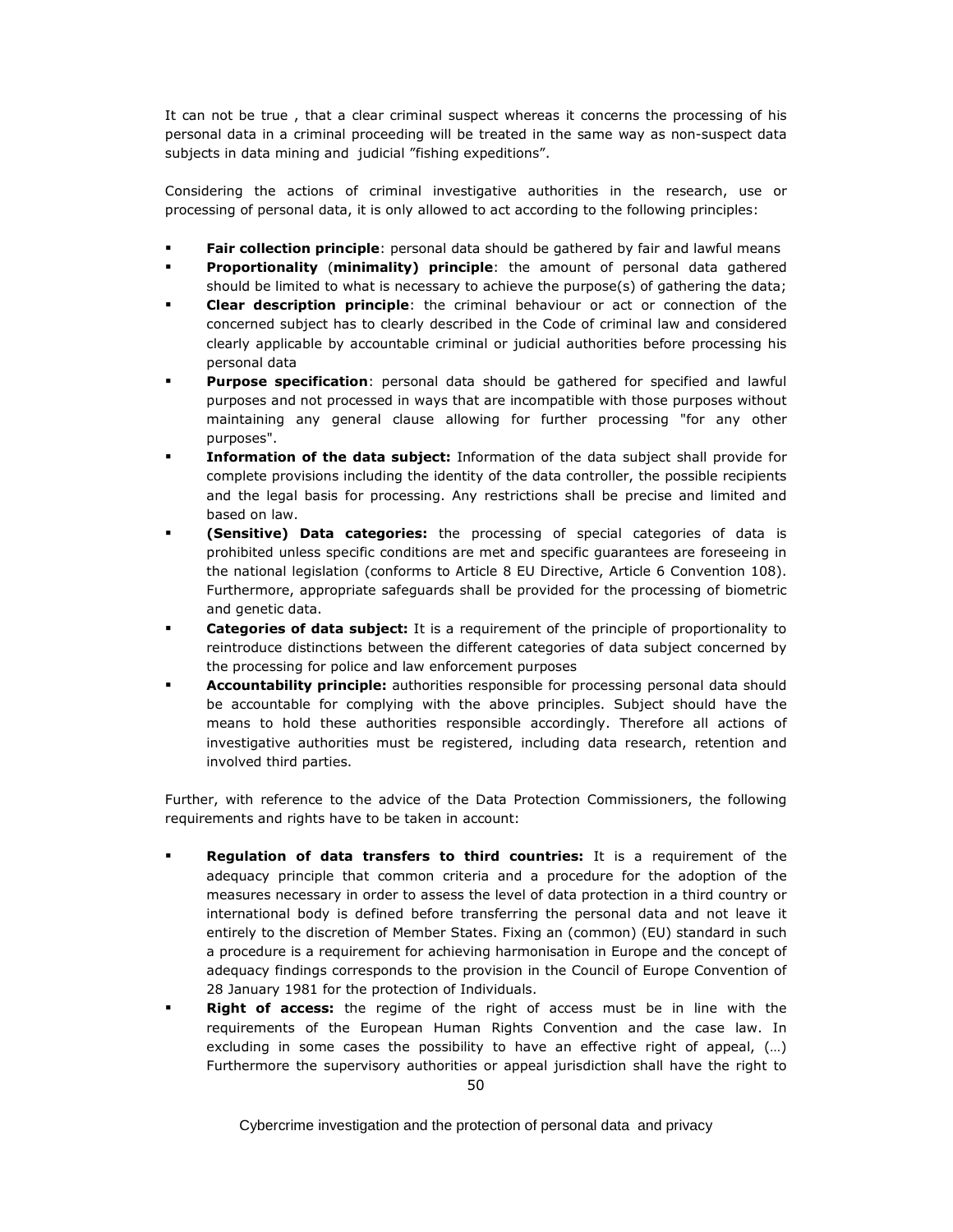It can not be true , that a clear criminal suspect whereas it concerns the processing of his personal data in a criminal proceeding will be treated in the same way as non-suspect data subjects in data mining and judicial "fishing expeditions".

Considering the actions of criminal investigative authorities in the research, use or processing of personal data, it is only allowed to act according to the following principles:

- **Fair collection principle**: personal data should be gathered by fair and lawful means
- **Proportionality** (**minimality) principle**: the amount of personal data gathered should be limited to what is necessary to achieve the purpose(s) of gathering the data;
- **Clear description principle**: the criminal behaviour or act or connection of the concerned subject has to clearly described in the Code of criminal law and considered clearly applicable by accountable criminal or judicial authorities before processing his personal data
- **Purpose specification**: personal data should be gathered for specified and lawful purposes and not processed in ways that are incompatible with those purposes without maintaining any general clause allowing for further processing "for any other purposes".
- **Information of the data subject:** Information of the data subject shall provide for complete provisions including the identity of the data controller, the possible recipients and the legal basis for processing. Any restrictions shall be precise and limited and based on law.
- **(Sensitive) Data categories:** the processing of special categories of data is prohibited unless specific conditions are met and specific guarantees are foreseeing in the national legislation (conforms to Article 8 EU Directive, Article 6 Convention 108). Furthermore, appropriate safeguards shall be provided for the processing of biometric and genetic data.
- **Categories of data subject:** It is a requirement of the principle of proportionality to reintroduce distinctions between the different categories of data subject concerned by the processing for police and law enforcement purposes
- **Accountability principle:** authorities responsible for processing personal data should be accountable for complying with the above principles. Subject should have the means to hold these authorities responsible accordingly. Therefore all actions of investigative authorities must be registered, including data research, retention and involved third parties.

Further, with reference to the advice of the Data Protection Commissioners, the following requirements and rights have to be taken in account:

- **Regulation of data transfers to third countries:** It is a requirement of the adequacy principle that common criteria and a procedure for the adoption of the measures necessary in order to assess the level of data protection in a third country or international body is defined before transferring the personal data and not leave it entirely to the discretion of Member States. Fixing an (common) (EU) standard in such a procedure is a requirement for achieving harmonisation in Europe and the concept of adequacy findings corresponds to the provision in the Council of Europe Convention of 28 January 1981 for the protection of Individuals.
- **Right of access:** the regime of the right of access must be in line with the requirements of the European Human Rights Convention and the case law. In excluding in some cases the possibility to have an effective right of appeal, (…) Furthermore the supervisory authorities or appeal jurisdiction shall have the right to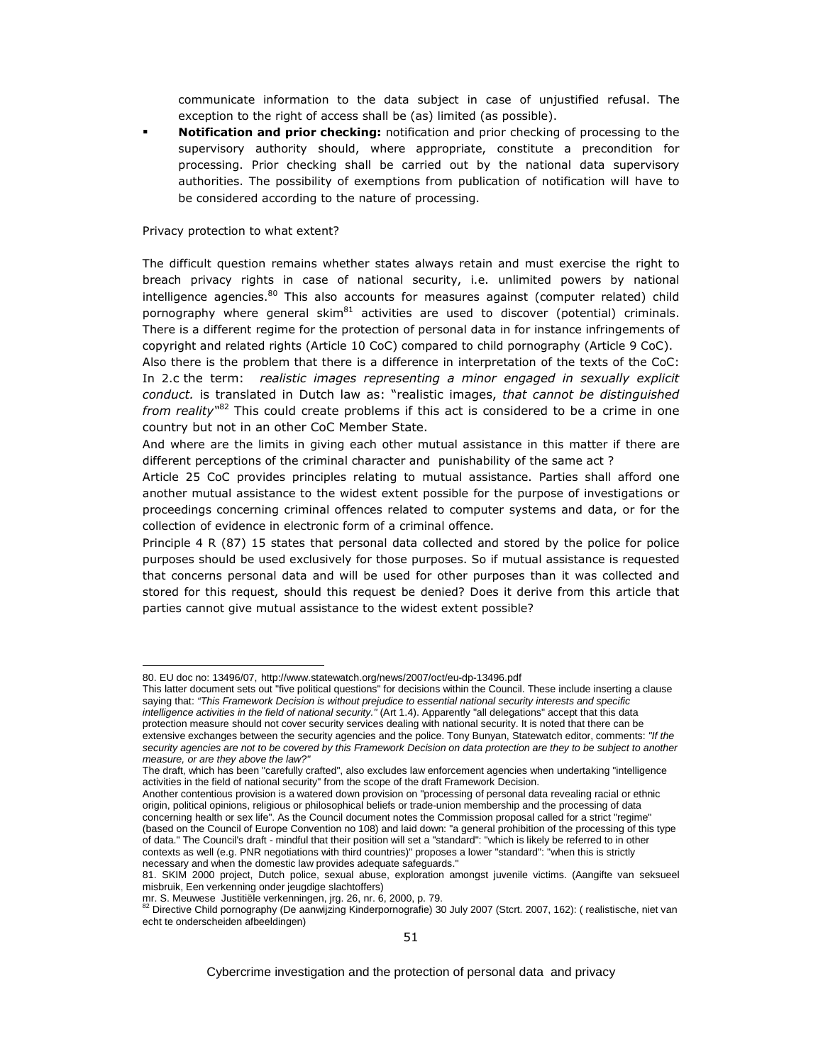communicate information to the data subject in case of unjustified refusal. The exception to the right of access shall be (as) limited (as possible).

- **Notification and prior checking:** notification and prior checking of processing to the supervisory authority should, where appropriate, constitute a precondition for processing. Prior checking shall be carried out by the national data supervisory authorities. The possibility of exemptions from publication of notification will have to be considered according to the nature of processing.

Privacy protection to what extent?

The difficult question remains whether states always retain and must exercise the right to breach privacy rights in case of national security, i.e. unlimited powers by national intelligence agencies.[80] This also accounts for measures against (computer related) child pornography where general skim[81] activities are used to discover (potential) criminals. There is a different regime for the protection of personal data in for instance infringements of copyright and related rights (Article 10 CoC) compared to child pornography (Article 9 CoC).

Also there is the problem that there is a difference in interpretation of the texts of the CoC: In 2.c the term: *realistic images representing a minor engaged in sexually explicit conduct.* is translated in Dutch law as: "realistic images, *that cannot be distinguished from reality*"[82] This could create problems if this act is considered to be a crime in one country but not in an other CoC Member State.

And where are the limits in giving each other mutual assistance in this matter if there are different perceptions of the criminal character and punishability of the same act ?

Article 25 CoC provides principles relating to mutual assistance. Parties shall afford one another mutual assistance to the widest extent possible for the purpose of investigations or proceedings concerning criminal offences related to computer systems and data, or for the collection of evidence in electronic form of a criminal offence.

Principle 4 R (87) 15 states that personal data collected and stored by the police for police purposes should be used exclusively for those purposes. So if mutual assistance is requested that concerns personal data and will be used for other purposes than it was collected and stored for this request, should this request be denied? Does it derive from this article that parties cannot give mutual assistance to the widest extent possible?

---

80. EU doc no: 13496/07, http://www.statewatch.org/news/2007/oct/eu-dp-13496.pdf

This latter document sets out "five political questions" for decisions within the Council. These include inserting a clause saying that: *"This Framework Decision is without prejudice to essential national security interests and specific intelligence activities in the field of national security."* (Art 1.4). Apparently "all delegations" accept that this data protection measure should not cover security services dealing with national security. It is noted that there can be extensive exchanges between the security agencies and the police. Tony Bunyan, Statewatch editor, comments: *"If the security agencies are not to be covered by this Framework Decision on data protection are they to be subject to another measure, or are they above the law?"*

The draft, which has been "carefully crafted", also excludes law enforcement agencies when undertaking "intelligence activities in the field of national security" from the scope of the draft Framework Decision.

Another contentious provision is a watered down provision on "processing of personal data revealing racial or ethnic origin, political opinions, religious or philosophical beliefs or trade-union membership and the processing of data concerning health or sex life". As the Council document notes the Commission proposal called for a strict "regime" (based on the Council of Europe Convention no 108) and laid down: "a general prohibition of the processing of this type of data." The Council's draft - mindful that their position will set a "standard": "which is likely be referred to in other contexts as well (e.g. PNR negotiations with third countries)" proposes a lower "standard": "when this is strictly necessary and when the domestic law provides adequate safeguards."

81. SKIM 2000 project, Dutch police, sexual abuse, exploration amongst juvenile victims. (Aangifte van seksueel misbruik, Een verkenning onder jeugdige slachtoffers)
mr. S. Meuwese Justitiële verkenningen, jrg. 26, nr. 6, 2000, p. 79.

82 Directive Child pornography (De aanwijzing Kinderpornografie) 30 July 2007 (Stcrt. 2007, 162): ( realistische, niet van echt te onderscheiden afbeeldingen)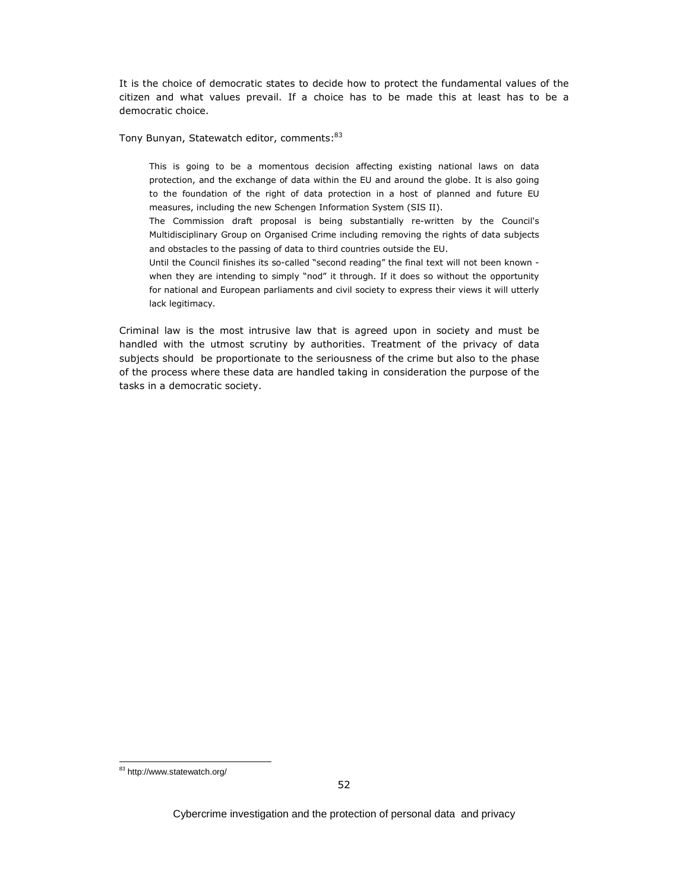It is the choice of democratic states to decide how to protect the fundamental values of the citizen and what values prevail. If a choice has to be made this at least has to be a democratic choice.

Tony Bunyan, Statewatch editor, comments:[83]

> This is going to be a momentous decision affecting existing national laws on data protection, and the exchange of data within the EU and around the globe. It is also going to the foundation of the right of data protection in a host of planned and future EU measures, including the new Schengen Information System (SIS II).
>
> The Commission draft proposal is being substantially re-written by the Council's Multidisciplinary Group on Organised Crime including removing the rights of data subjects and obstacles to the passing of data to third countries outside the EU.
>
> Until the Council finishes its so-called "second reading" the final text will not been known - when they are intending to simply "nod" it through. If it does so without the opportunity for national and European parliaments and civil society to express their views it will utterly lack legitimacy.

Criminal law is the most intrusive law that is agreed upon in society and must be handled with the utmost scrutiny by authorities. Treatment of the privacy of data subjects should be proportionate to the seriousness of the crime but also to the phase of the process where these data are handled taking in consideration the purpose of the tasks in a democratic society.

[83] http://www.statewatch.org/